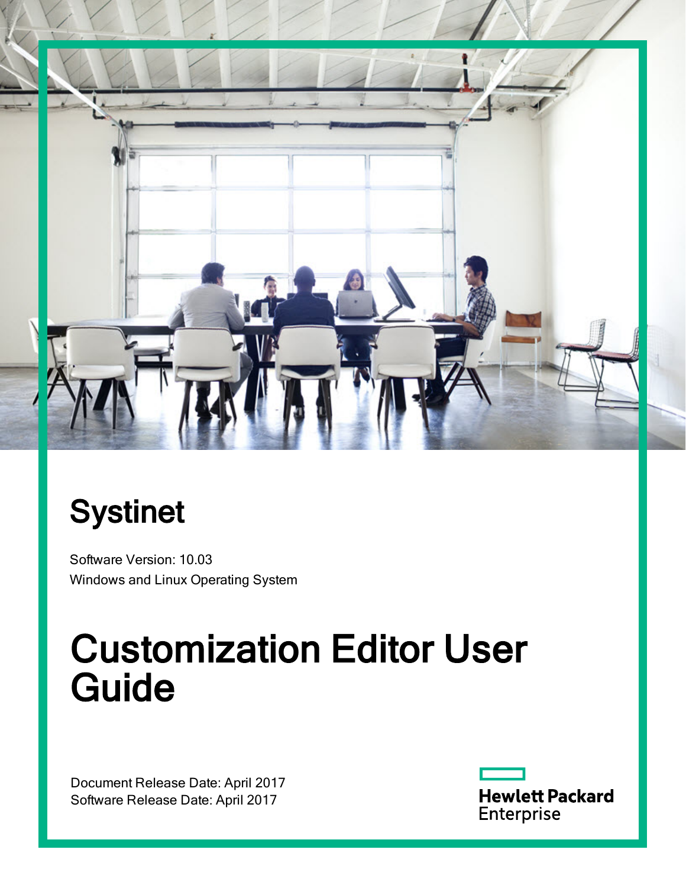# Systinet

Software Version: 10.03

Windows and Linux Operating System

# Customization Editor User Guide

Document Release Date: April 2017

Software Release Date: April 2017

Hewlett Packard Enterprise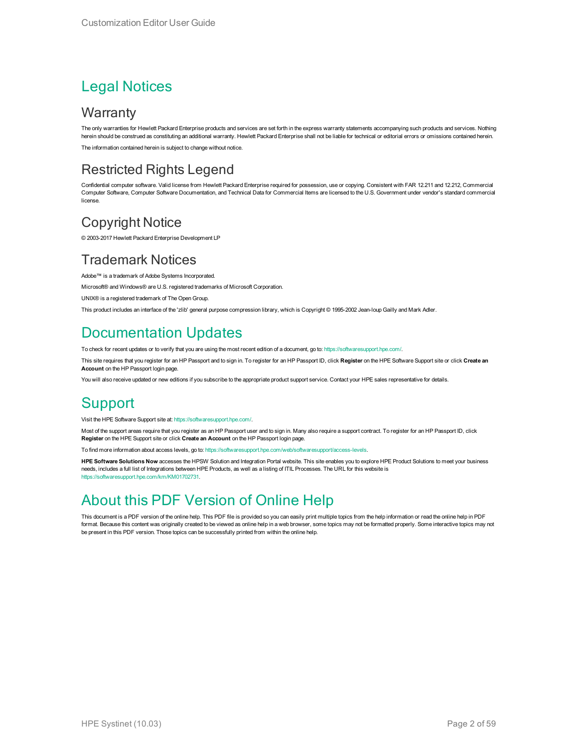# Legal Notices

## Warranty

The only warranties for Hewlett Packard Enterprise products and services are set forth in the express warranty statements accompanying such products and services. Nothing herein should be construed as constituting an additional warranty. Hewlett Packard Enterprise shall not be liable for technical or editorial errors or omissions contained herein.

The information contained herein is subject to change without notice.

## Restricted Rights Legend

Confidential computer software. Valid license from Hewlett Packard Enterprise required for possession, use or copying. Consistent with FAR 12.211 and 12.212, Commercial Computer Software, Computer Software Documentation, and Technical Data for Commercial Items are licensed to the U.S. Government under vendor's standard commercial license.

## Copyright Notice

© 2003-2017 Hewlett Packard Enterprise Development LP

## Trademark Notices

Adobe™ is a trademark of Adobe Systems Incorporated.

Microsoft® and Windows® are U.S. registered trademarks of Microsoft Corporation.

UNIX® is a registered trademark of The Open Group.

This product includes an interface of the 'zlib' general purpose compression library, which is Copyright © 1995-2002 Jean-loup Gailly and Mark Adler.

# Documentation Updates

To check for recent updates or to verify that you are using the most recent edition of a document, go to: https://softwaresupport.hpe.com/.

This site requires that you register for an HP Passport and to sign in. To register for an HP Passport ID, click **Register** on the HPE Software Support site or click **Create an Account** on the HP Passport login page.

You will also receive updated or new editions if you subscribe to the appropriate product support service. Contact your HPE sales representative for details.

# Support

Visit the HPE Software Support site at: https://softwaresupport.hpe.com/.

Most of the support areas require that you register as an HP Passport user and to sign in. Many also require a support contract. To register for an HP Passport ID, click **Register** on the HPE Support site or click **Create an Account** on the HP Passport login page.

To find more information about access levels, go to: https://softwaresupport.hpe.com/web/softwaresupport/access-levels.

**HPE Software Solutions Now** accesses the HPSW Solution and Integration Portal website. This site enables you to explore HPE Product Solutions to meet your business needs, includes a full list of Integrations between HPE Products, as well as a listing of ITIL Processes. The URL for this website is https://softwaresupport.hpe.com/km/KM01702731.

# About this PDF Version of Online Help

This document is a PDF version of the online help. This PDF file is provided so you can easily print multiple topics from the help information or read the online help in PDF format. Because this content was originally created to be viewed as online help in a web browser, some topics may not be formatted properly. Some interactive topics may not be present in this PDF version. Those topics can be successfully printed from within the online help.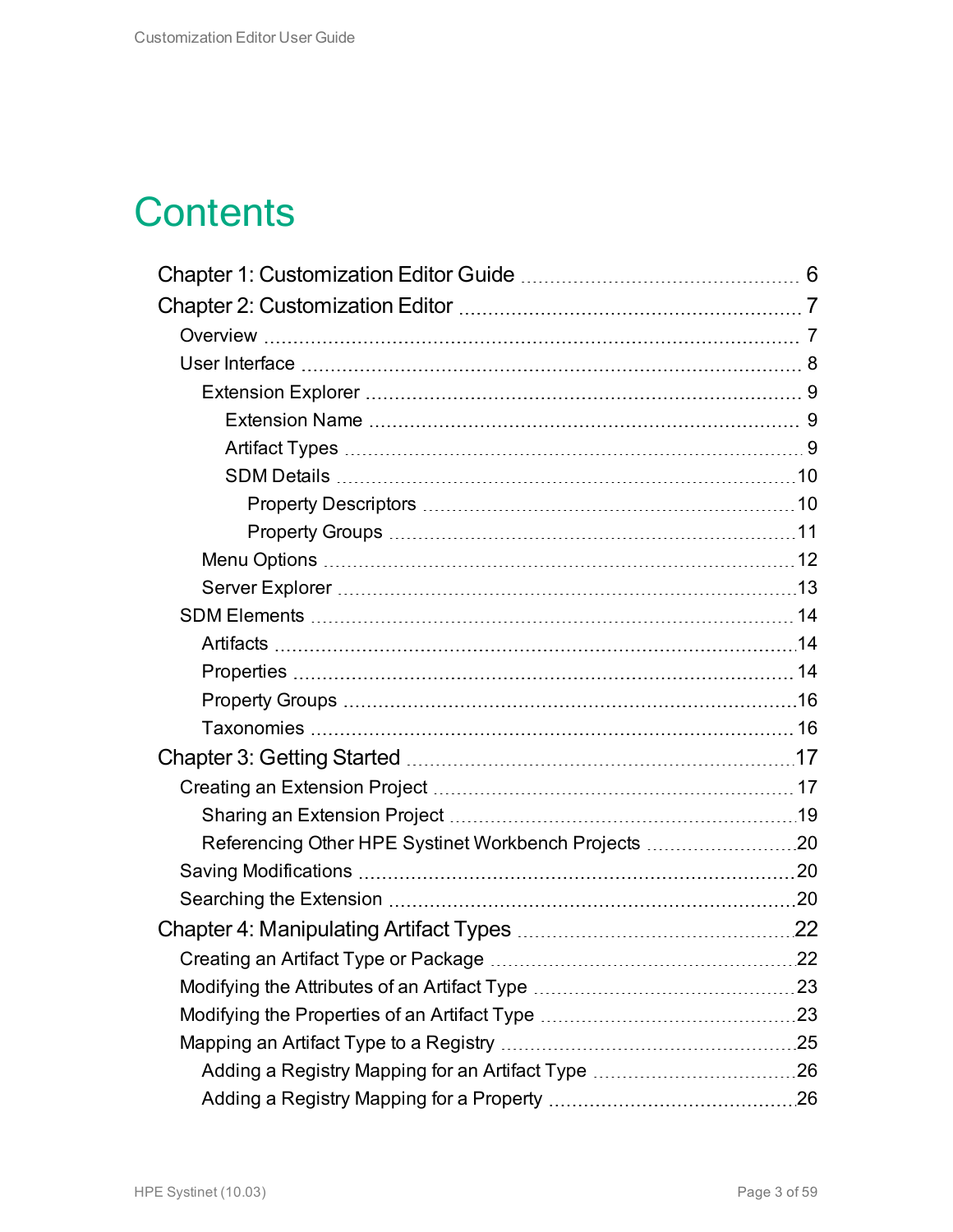# Contents

- Chapter 1: Customization Editor Guide ... 6
- Chapter 2: Customization Editor ... 7
  - Overview ... 7
  - User Interface ... 8
    - Extension Explorer ... 9
      - Extension Name ... 9
      - Artifact Types ... 9
      - SDM Details ... 10
        - Property Descriptors ... 10
        - Property Groups ... 11
    - Menu Options ... 12
    - Server Explorer ... 13
  - SDM Elements ... 14
    - Artifacts ... 14
    - Properties ... 14
    - Property Groups ... 16
    - Taxonomies ... 16
- Chapter 3: Getting Started ... 17
  - Creating an Extension Project ... 17
    - Sharing an Extension Project ... 19
    - Referencing Other HPE Systinet Workbench Projects ... 20
  - Saving Modifications ... 20
  - Searching the Extension ... 20
- Chapter 4: Manipulating Artifact Types ... 22
  - Creating an Artifact Type or Package ... 22
  - Modifying the Attributes of an Artifact Type ... 23
  - Modifying the Properties of an Artifact Type ... 23
  - Mapping an Artifact Type to a Registry ... 25
    - Adding a Registry Mapping for an Artifact Type ... 26
    - Adding a Registry Mapping for a Property ... 26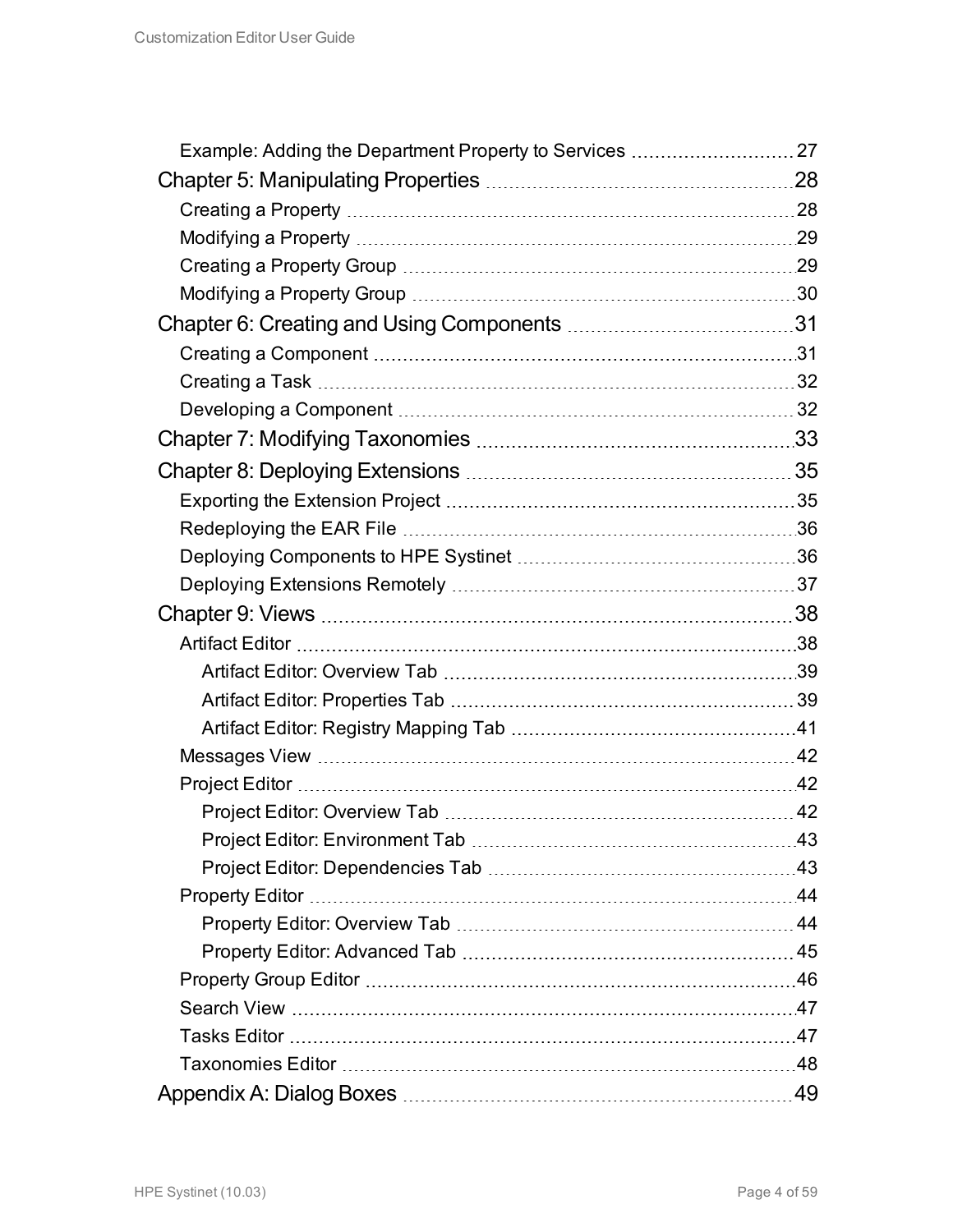Example: Adding the Department Property to Services 27

Chapter 5: Manipulating Properties 28

Creating a Property 28

Modifying a Property 29

Creating a Property Group 29

Modifying a Property Group 30

Chapter 6: Creating and Using Components 31

Creating a Component 31

Creating a Task 32

Developing a Component 32

Chapter 7: Modifying Taxonomies 33

Chapter 8: Deploying Extensions 35

Exporting the Extension Project 35

Redeploying the EAR File 36

Deploying Components to HPE Systinet 36

Deploying Extensions Remotely 37

Chapter 9: Views 38

Artifact Editor 38

Artifact Editor: Overview Tab 39

Artifact Editor: Properties Tab 39

Artifact Editor: Registry Mapping Tab 41

Messages View 42

Project Editor 42

Project Editor: Overview Tab 42

Project Editor: Environment Tab 43

Project Editor: Dependencies Tab 43

Property Editor 44

Property Editor: Overview Tab 44

Property Editor: Advanced Tab 45

Property Group Editor 46

Search View 47

Tasks Editor 47

Taxonomies Editor 48

Appendix A: Dialog Boxes 49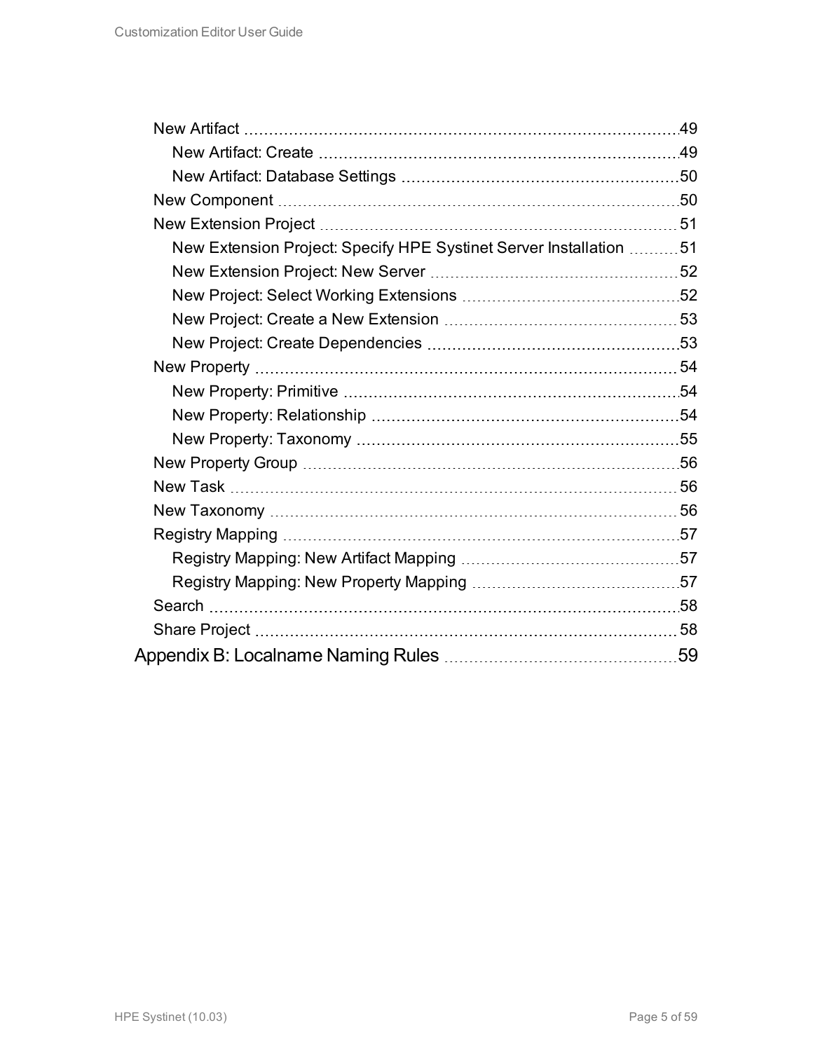- New Artifact ... 49
  - New Artifact: Create ... 49
  - New Artifact: Database Settings ... 50
- New Component ... 50
- New Extension Project ... 51
  - New Extension Project: Specify HPE Systinet Server Installation ... 51
  - New Extension Project: New Server ... 52
  - New Project: Select Working Extensions ... 52
  - New Project: Create a New Extension ... 53
  - New Project: Create Dependencies ... 53
- New Property ... 54
  - New Property: Primitive ... 54
  - New Property: Relationship ... 54
  - New Property: Taxonomy ... 55
- New Property Group ... 56
- New Task ... 56
- New Taxonomy ... 56
- Registry Mapping ... 57
  - Registry Mapping: New Artifact Mapping ... 57
  - Registry Mapping: New Property Mapping ... 57
- Search ... 58
- Share Project ... 58

Appendix B: Localname Naming Rules ... 59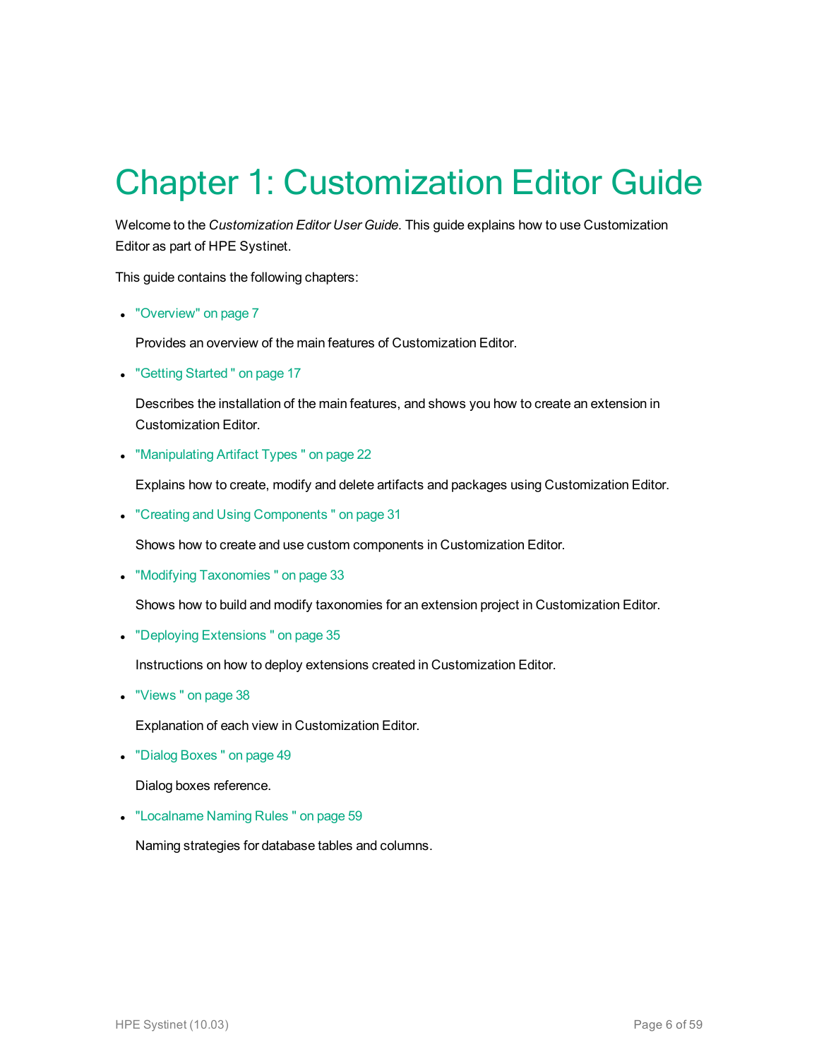# Chapter 1: Customization Editor Guide

Welcome to the *Customization Editor User Guide*. This guide explains how to use Customization Editor as part of HPE Systinet.

This guide contains the following chapters:

- "Overview" on page 7

  Provides an overview of the main features of Customization Editor.

- "Getting Started " on page 17

  Describes the installation of the main features, and shows you how to create an extension in Customization Editor.

- "Manipulating Artifact Types " on page 22

  Explains how to create, modify and delete artifacts and packages using Customization Editor.

- "Creating and Using Components " on page 31

  Shows how to create and use custom components in Customization Editor.

- "Modifying Taxonomies " on page 33

  Shows how to build and modify taxonomies for an extension project in Customization Editor.

- "Deploying Extensions " on page 35

  Instructions on how to deploy extensions created in Customization Editor.

- "Views " on page 38

  Explanation of each view in Customization Editor.

- "Dialog Boxes " on page 49

  Dialog boxes reference.

- "Localname Naming Rules " on page 59

  Naming strategies for database tables and columns.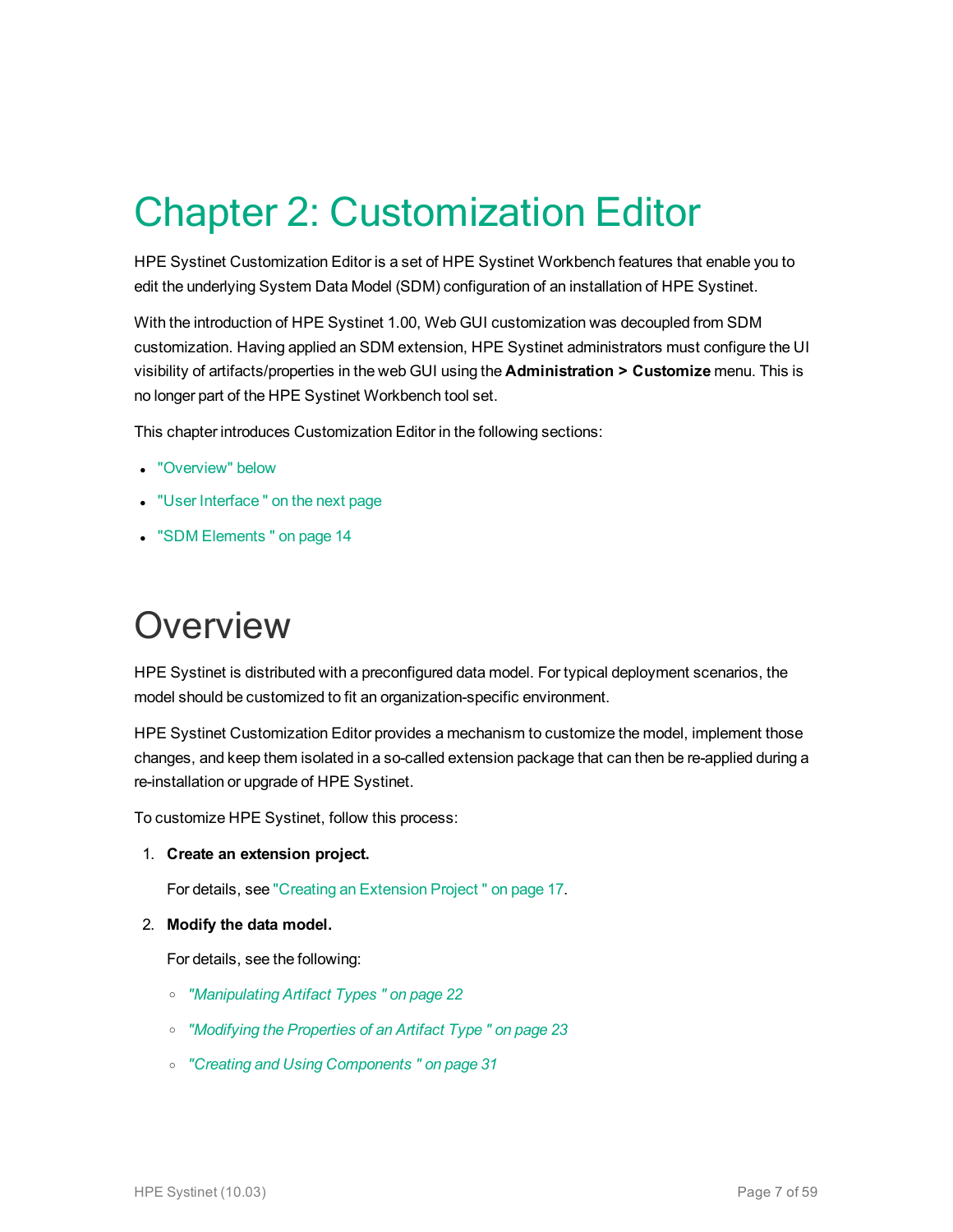# Chapter 2: Customization Editor

HPE Systinet Customization Editor is a set of HPE Systinet Workbench features that enable you to edit the underlying System Data Model (SDM) configuration of an installation of HPE Systinet.

With the introduction of HPE Systinet 1.00, Web GUI customization was decoupled from SDM customization. Having applied an SDM extension, HPE Systinet administrators must configure the UI visibility of artifacts/properties in the web GUI using the **Administration > Customize** menu. This is no longer part of the HPE Systinet Workbench tool set.

This chapter introduces Customization Editor in the following sections:

- "Overview" below
- "User Interface " on the next page
- "SDM Elements " on page 14

## Overview

HPE Systinet is distributed with a preconfigured data model. For typical deployment scenarios, the model should be customized to fit an organization-specific environment.

HPE Systinet Customization Editor provides a mechanism to customize the model, implement those changes, and keep them isolated in a so-called extension package that can then be re-applied during a re-installation or upgrade of HPE Systinet.

To customize HPE Systinet, follow this process:

1. **Create an extension project.**

   For details, see "Creating an Extension Project " on page 17.

2. **Modify the data model.**

   For details, see the following:

   - *"Manipulating Artifact Types " on page 22*
   - *"Modifying the Properties of an Artifact Type " on page 23*
   - *"Creating and Using Components " on page 31*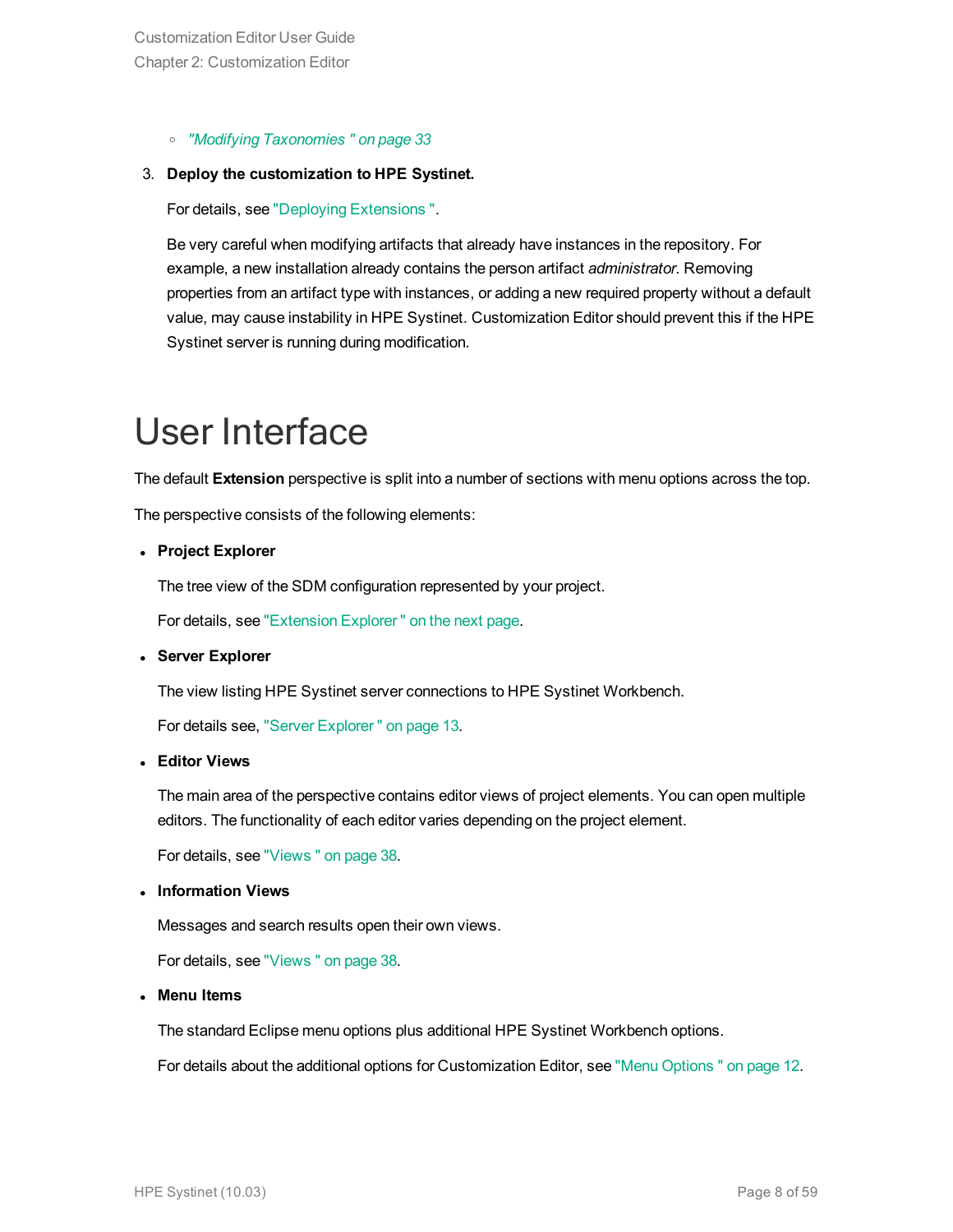- *"Modifying Taxonomies " on page 33*

3. **Deploy the customization to HPE Systinet.**

   For details, see "Deploying Extensions ".

   Be very careful when modifying artifacts that already have instances in the repository. For example, a new installation already contains the person artifact *administrator*. Removing properties from an artifact type with instances, or adding a new required property without a default value, may cause instability in HPE Systinet. Customization Editor should prevent this if the HPE Systinet server is running during modification.

# User Interface

The default **Extension** perspective is split into a number of sections with menu options across the top.

The perspective consists of the following elements:

- **Project Explorer**

  The tree view of the SDM configuration represented by your project.

  For details, see "Extension Explorer " on the next page.

- **Server Explorer**

  The view listing HPE Systinet server connections to HPE Systinet Workbench.

  For details see, "Server Explorer " on page 13.

- **Editor Views**

  The main area of the perspective contains editor views of project elements. You can open multiple editors. The functionality of each editor varies depending on the project element.

  For details, see "Views " on page 38.

- **Information Views**

  Messages and search results open their own views.

  For details, see "Views " on page 38.

- **Menu Items**

  The standard Eclipse menu options plus additional HPE Systinet Workbench options.

  For details about the additional options for Customization Editor, see "Menu Options " on page 12.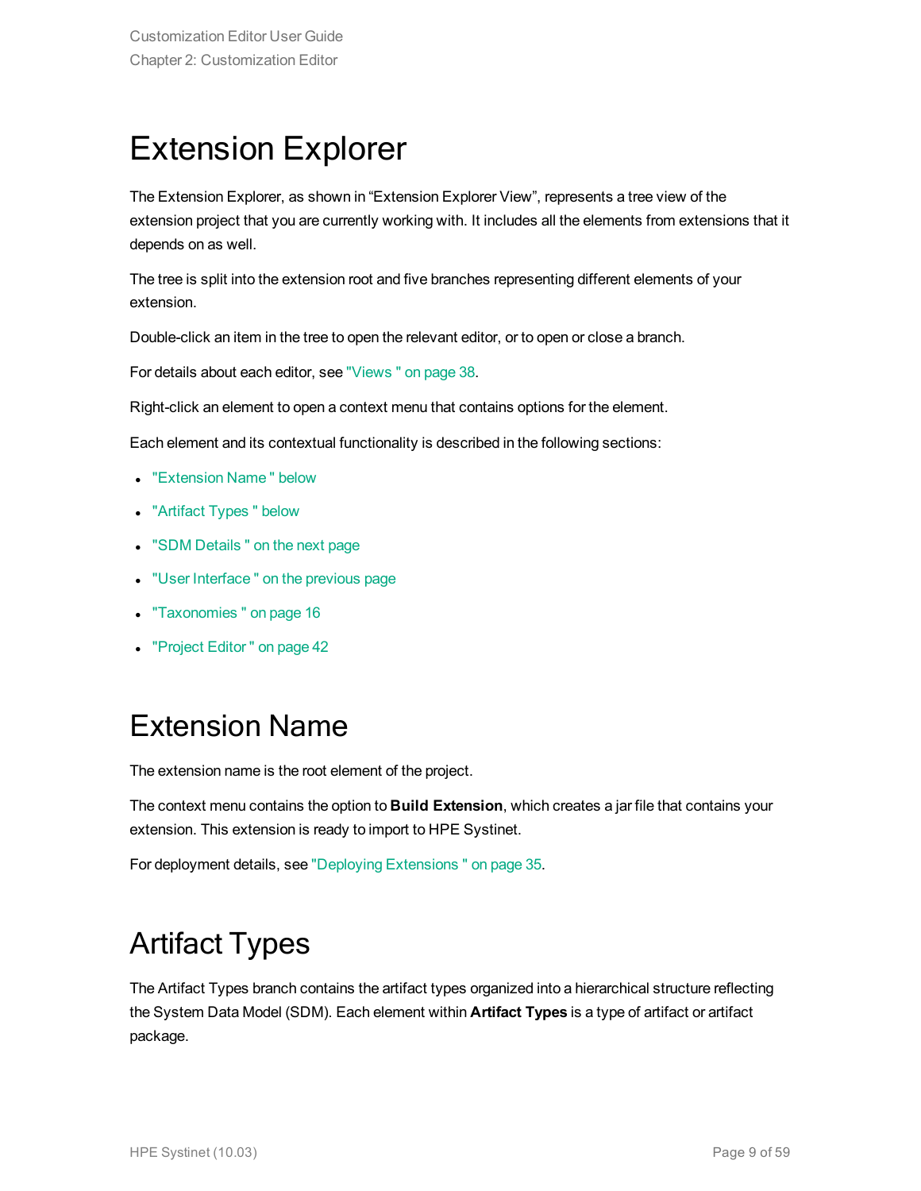# Extension Explorer

The Extension Explorer, as shown in “Extension Explorer View”, represents a tree view of the extension project that you are currently working with. It includes all the elements from extensions that it depends on as well.

The tree is split into the extension root and five branches representing different elements of your extension.

Double-click an item in the tree to open the relevant editor, or to open or close a branch.

For details about each editor, see "Views " on page 38.

Right-click an element to open a context menu that contains options for the element.

Each element and its contextual functionality is described in the following sections:

- "Extension Name " below
- "Artifact Types " below
- "SDM Details " on the next page
- "User Interface " on the previous page
- "Taxonomies " on page 16
- "Project Editor " on page 42

# Extension Name

The extension name is the root element of the project.

The context menu contains the option to **Build Extension**, which creates a jar file that contains your extension. This extension is ready to import to HPE Systinet.

For deployment details, see "Deploying Extensions " on page 35.

# Artifact Types

The Artifact Types branch contains the artifact types organized into a hierarchical structure reflecting the System Data Model (SDM). Each element within **Artifact Types** is a type of artifact or artifact package.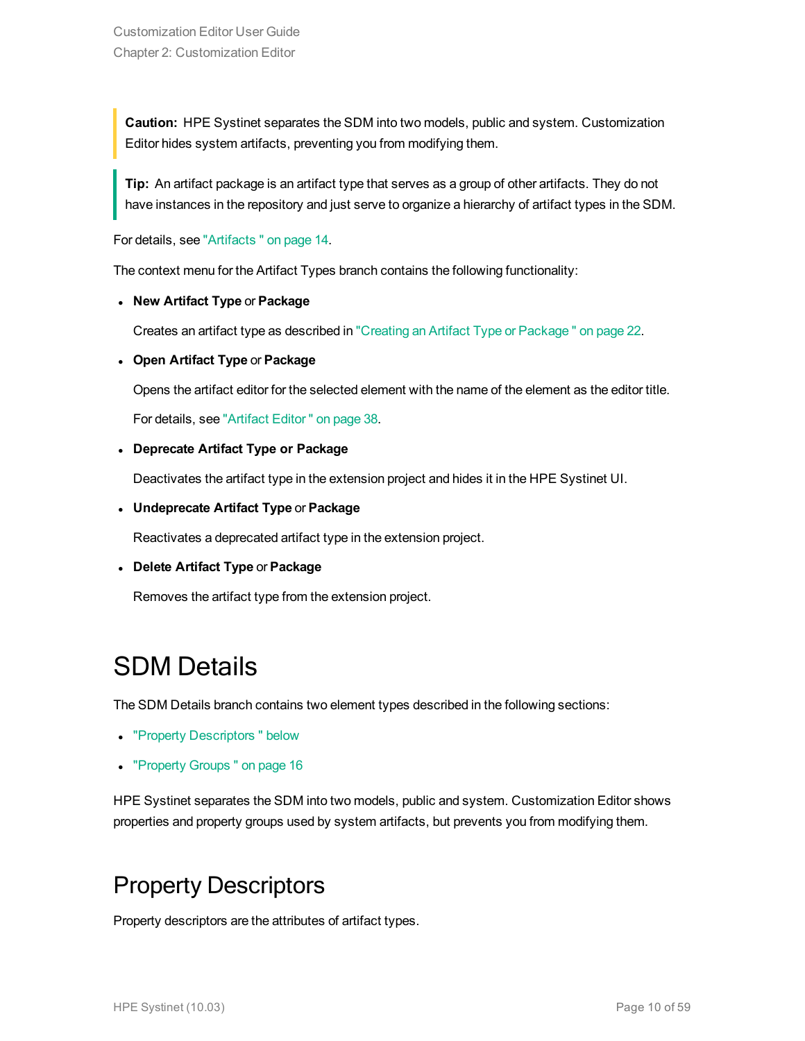> **Caution:** HPE Systinet separates the SDM into two models, public and system. Customization Editor hides system artifacts, preventing you from modifying them.

> **Tip:** An artifact package is an artifact type that serves as a group of other artifacts. They do not have instances in the repository and just serve to organize a hierarchy of artifact types in the SDM.

For details, see "Artifacts " on page 14.

The context menu for the Artifact Types branch contains the following functionality:

- **New Artifact Type** or **Package**

  Creates an artifact type as described in "Creating an Artifact Type or Package " on page 22.

- **Open Artifact Type** or **Package**

  Opens the artifact editor for the selected element with the name of the element as the editor title.

  For details, see "Artifact Editor " on page 38.

- **Deprecate Artifact Type or Package**

  Deactivates the artifact type in the extension project and hides it in the HPE Systinet UI.

- **Undeprecate Artifact Type** or **Package**

  Reactivates a deprecated artifact type in the extension project.

- **Delete Artifact Type** or **Package**

  Removes the artifact type from the extension project.

# SDM Details

The SDM Details branch contains two element types described in the following sections:

- "Property Descriptors " below
- "Property Groups " on page 16

HPE Systinet separates the SDM into two models, public and system. Customization Editor shows properties and property groups used by system artifacts, but prevents you from modifying them.

## Property Descriptors

Property descriptors are the attributes of artifact types.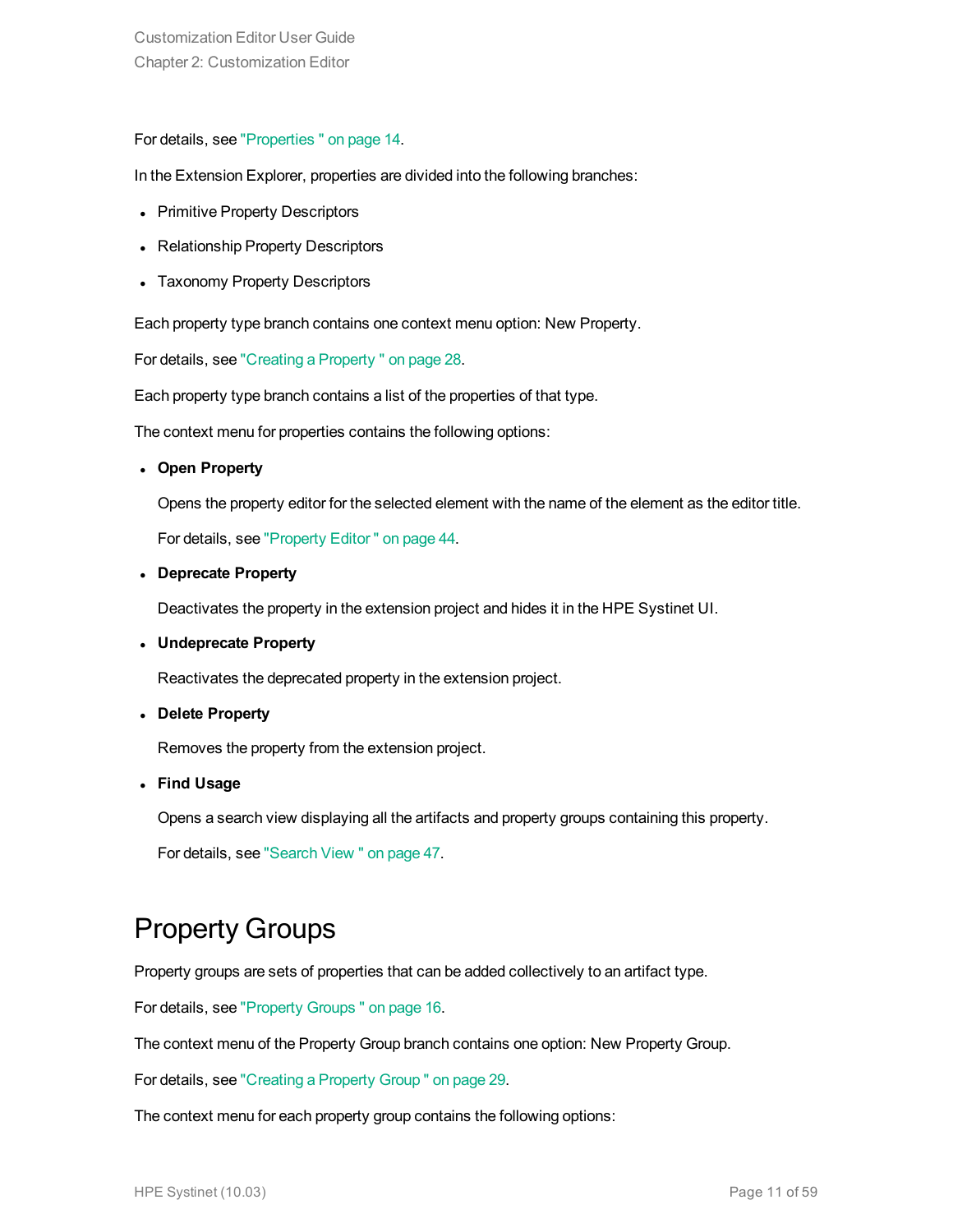For details, see "Properties " on page 14.

In the Extension Explorer, properties are divided into the following branches:

- Primitive Property Descriptors
- Relationship Property Descriptors
- Taxonomy Property Descriptors

Each property type branch contains one context menu option: New Property.

For details, see "Creating a Property " on page 28.

Each property type branch contains a list of the properties of that type.

The context menu for properties contains the following options:

- **Open Property**

  Opens the property editor for the selected element with the name of the element as the editor title.

  For details, see "Property Editor " on page 44.

- **Deprecate Property**

  Deactivates the property in the extension project and hides it in the HPE Systinet UI.

- **Undeprecate Property**

  Reactivates the deprecated property in the extension project.

- **Delete Property**

  Removes the property from the extension project.

- **Find Usage**

  Opens a search view displaying all the artifacts and property groups containing this property.

  For details, see "Search View " on page 47.

## Property Groups

Property groups are sets of properties that can be added collectively to an artifact type.

For details, see "Property Groups " on page 16.

The context menu of the Property Group branch contains one option: New Property Group.

For details, see "Creating a Property Group " on page 29.

The context menu for each property group contains the following options: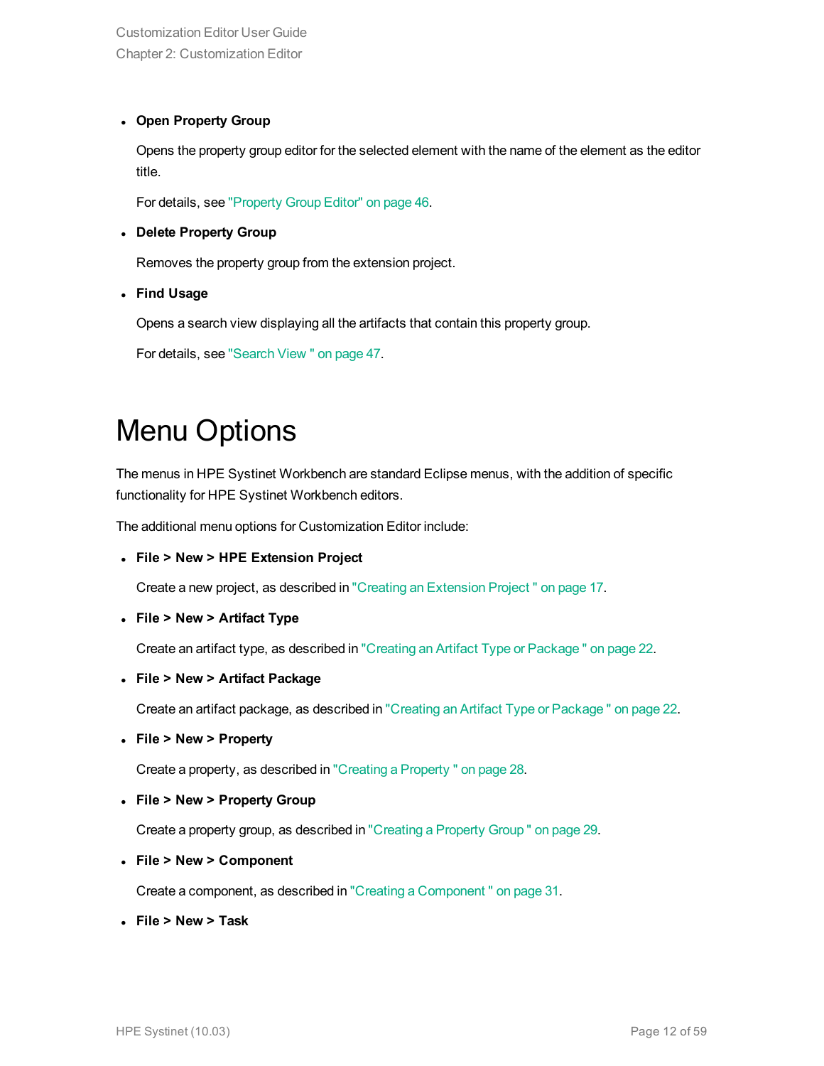- **Open Property Group**

  Opens the property group editor for the selected element with the name of the element as the editor title.

  For details, see "Property Group Editor" on page 46.

- **Delete Property Group**

  Removes the property group from the extension project.

- **Find Usage**

  Opens a search view displaying all the artifacts that contain this property group.

  For details, see "Search View " on page 47.

# Menu Options

The menus in HPE Systinet Workbench are standard Eclipse menus, with the addition of specific functionality for HPE Systinet Workbench editors.

The additional menu options for Customization Editor include:

- **File > New > HPE Extension Project**

  Create a new project, as described in "Creating an Extension Project " on page 17.

- **File > New > Artifact Type**

  Create an artifact type, as described in "Creating an Artifact Type or Package " on page 22.

- **File > New > Artifact Package**

  Create an artifact package, as described in "Creating an Artifact Type or Package " on page 22.

- **File > New > Property**

  Create a property, as described in "Creating a Property " on page 28.

- **File > New > Property Group**

  Create a property group, as described in "Creating a Property Group " on page 29.

- **File > New > Component**

  Create a component, as described in "Creating a Component " on page 31.

- **File > New > Task**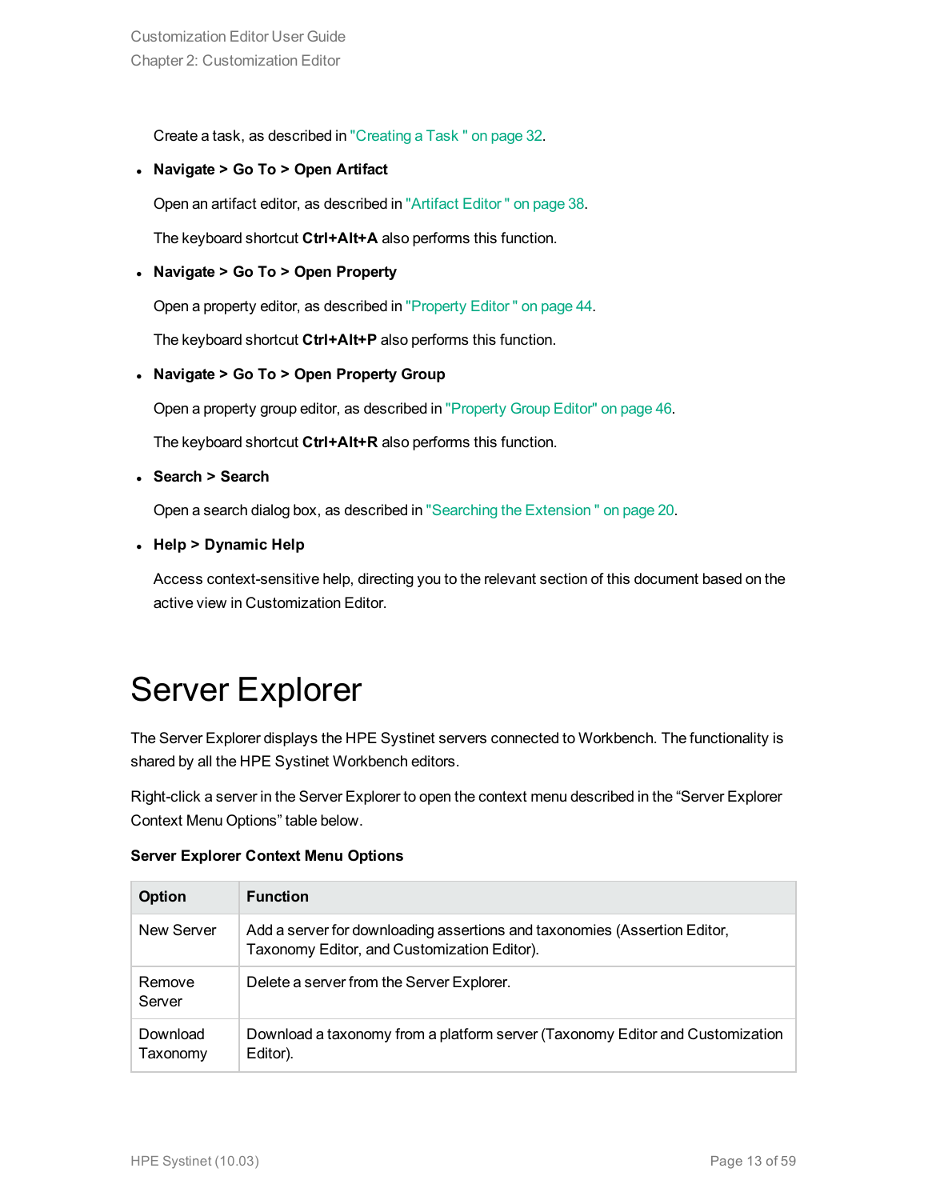Create a task, as described in "Creating a Task " on page 32.

- **Navigate > Go To > Open Artifact**

  Open an artifact editor, as described in "Artifact Editor " on page 38.

  The keyboard shortcut **Ctrl+Alt+A** also performs this function.

- **Navigate > Go To > Open Property**

  Open a property editor, as described in "Property Editor " on page 44.

  The keyboard shortcut **Ctrl+Alt+P** also performs this function.

- **Navigate > Go To > Open Property Group**

  Open a property group editor, as described in "Property Group Editor" on page 46.

  The keyboard shortcut **Ctrl+Alt+R** also performs this function.

- **Search > Search**

  Open a search dialog box, as described in "Searching the Extension " on page 20.

- **Help > Dynamic Help**

  Access context-sensitive help, directing you to the relevant section of this document based on the active view in Customization Editor.

# Server Explorer

The Server Explorer displays the HPE Systinet servers connected to Workbench. The functionality is shared by all the HPE Systinet Workbench editors.

Right-click a server in the Server Explorer to open the context menu described in the “Server Explorer Context Menu Options” table below.

**Server Explorer Context Menu Options**

| Option | Function |
|---|---|
| New Server | Add a server for downloading assertions and taxonomies (Assertion Editor, Taxonomy Editor, and Customization Editor). |
| Remove Server | Delete a server from the Server Explorer. |
| Download Taxonomy | Download a taxonomy from a platform server (Taxonomy Editor and Customization Editor). |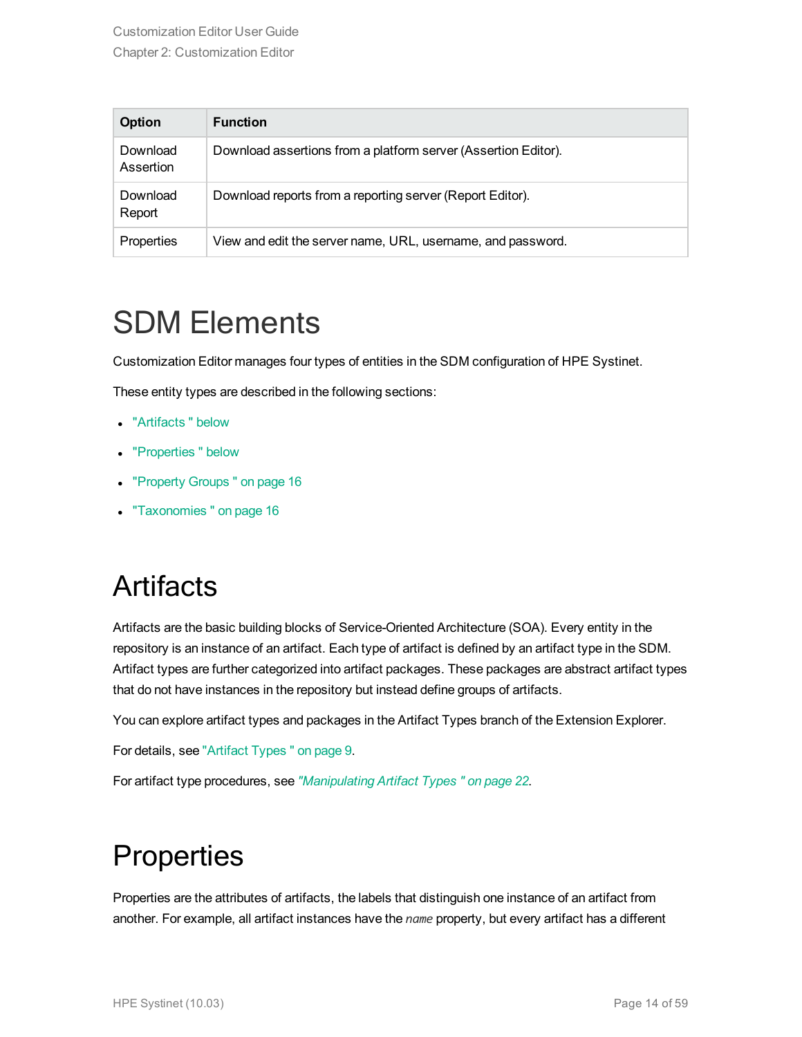| Option | Function |
| --- | --- |
| Download Assertion | Download assertions from a platform server (Assertion Editor). |
| Download Report | Download reports from a reporting server (Report Editor). |
| Properties | View and edit the server name, URL, username, and password. |

# SDM Elements

Customization Editor manages four types of entities in the SDM configuration of HPE Systinet.

These entity types are described in the following sections:

- "Artifacts " below
- "Properties " below
- "Property Groups " on page 16
- "Taxonomies " on page 16

# Artifacts

Artifacts are the basic building blocks of Service-Oriented Architecture (SOA). Every entity in the repository is an instance of an artifact. Each type of artifact is defined by an artifact type in the SDM. Artifact types are further categorized into artifact packages. These packages are abstract artifact types that do not have instances in the repository but instead define groups of artifacts.

You can explore artifact types and packages in the Artifact Types branch of the Extension Explorer.

For details, see "Artifact Types " on page 9.

For artifact type procedures, see *"Manipulating Artifact Types " on page 22*.

# Properties

Properties are the attributes of artifacts, the labels that distinguish one instance of an artifact from another. For example, all artifact instances have the *name* property, but every artifact has a different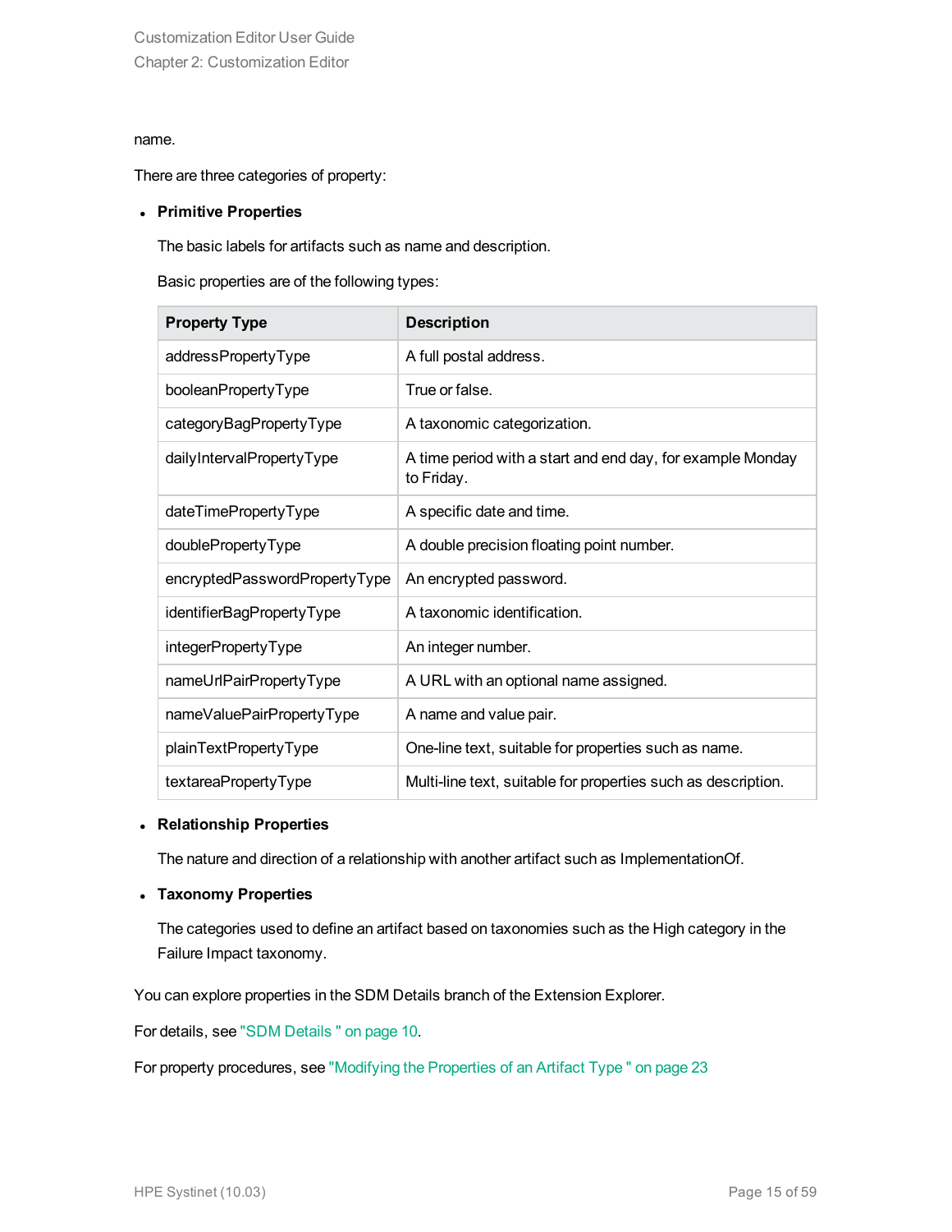name.

There are three categories of property:

- **Primitive Properties**

  The basic labels for artifacts such as name and description.

  Basic properties are of the following types:

| Property Type | Description |
| --- | --- |
| addressPropertyType | A full postal address. |
| booleanPropertyType | True or false. |
| categoryBagPropertyType | A taxonomic categorization. |
| dailyIntervalPropertyType | A time period with a start and end day, for example Monday to Friday. |
| dateTimePropertyType | A specific date and time. |
| doublePropertyType | A double precision floating point number. |
| encryptedPasswordPropertyType | An encrypted password. |
| identifierBagPropertyType | A taxonomic identification. |
| integerPropertyType | An integer number. |
| nameUrlPairPropertyType | A URL with an optional name assigned. |
| nameValuePairPropertyType | A name and value pair. |
| plainTextPropertyType | One-line text, suitable for properties such as name. |
| textareaPropertyType | Multi-line text, suitable for properties such as description. |

- **Relationship Properties**

  The nature and direction of a relationship with another artifact such as ImplementationOf.

- **Taxonomy Properties**

  The categories used to define an artifact based on taxonomies such as the High category in the Failure Impact taxonomy.

You can explore properties in the SDM Details branch of the Extension Explorer.

For details, see "SDM Details " on page 10.

For property procedures, see "Modifying the Properties of an Artifact Type " on page 23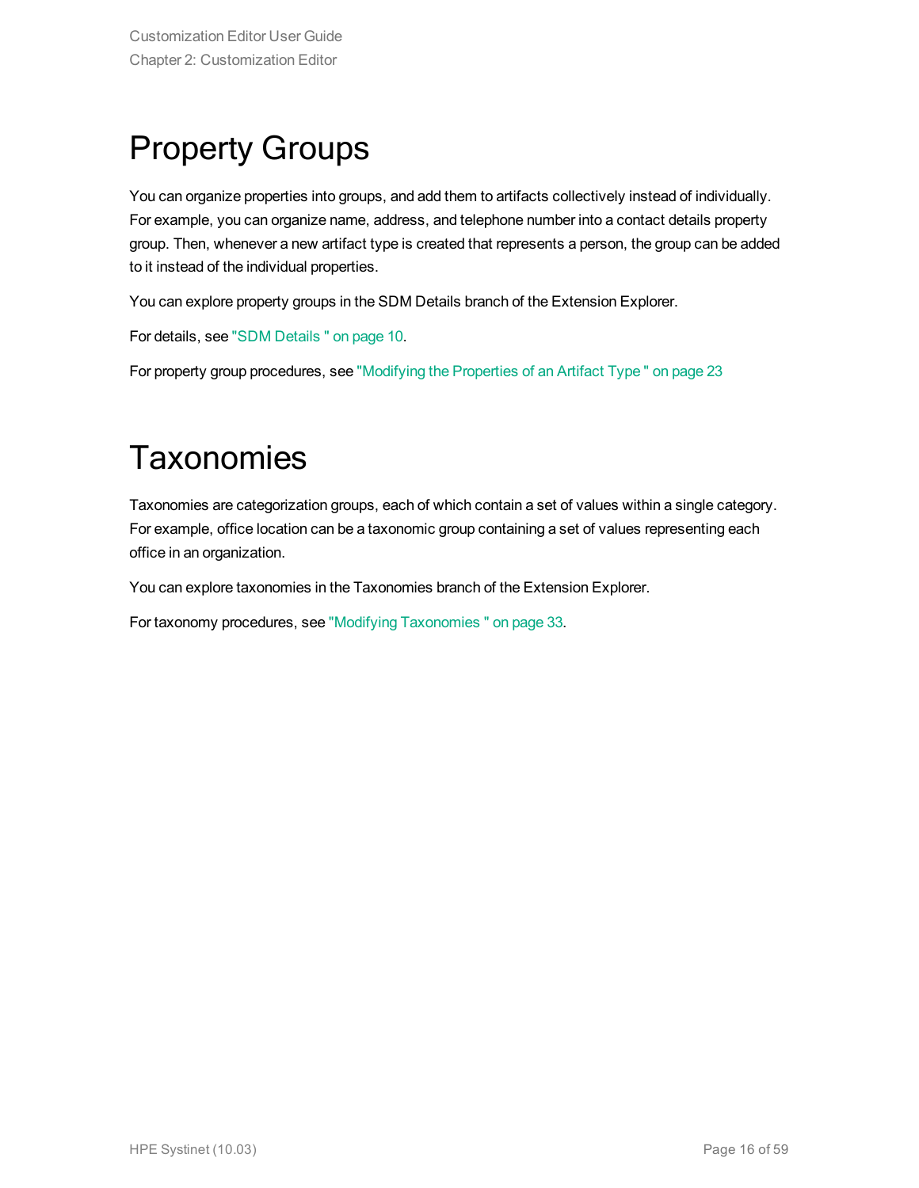# Property Groups

You can organize properties into groups, and add them to artifacts collectively instead of individually. For example, you can organize name, address, and telephone number into a contact details property group. Then, whenever a new artifact type is created that represents a person, the group can be added to it instead of the individual properties.

You can explore property groups in the SDM Details branch of the Extension Explorer.

For details, see "SDM Details " on page 10.

For property group procedures, see "Modifying the Properties of an Artifact Type " on page 23

# Taxonomies

Taxonomies are categorization groups, each of which contain a set of values within a single category. For example, office location can be a taxonomic group containing a set of values representing each office in an organization.

You can explore taxonomies in the Taxonomies branch of the Extension Explorer.

For taxonomy procedures, see "Modifying Taxonomies " on page 33.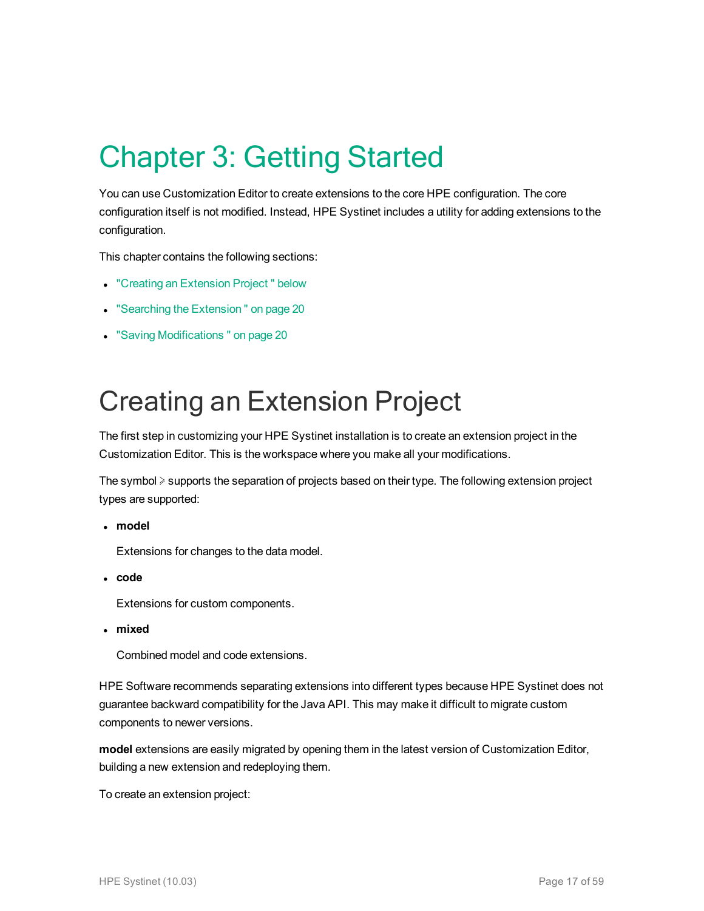# Chapter 3: Getting Started

You can use Customization Editor to create extensions to the core HPE configuration. The core configuration itself is not modified. Instead, HPE Systinet includes a utility for adding extensions to the configuration.

This chapter contains the following sections:

- "Creating an Extension Project " below
- "Searching the Extension " on page 20
- "Saving Modifications " on page 20

# Creating an Extension Project

The first step in customizing your HPE Systinet installation is to create an extension project in the Customization Editor. This is the workspace where you make all your modifications.

The symbol ⫸ supports the separation of projects based on their type. The following extension project types are supported:

- **model**

  Extensions for changes to the data model.

- **code**

  Extensions for custom components.

- **mixed**

  Combined model and code extensions.

HPE Software recommends separating extensions into different types because HPE Systinet does not guarantee backward compatibility for the Java API. This may make it difficult to migrate custom components to newer versions.

**model** extensions are easily migrated by opening them in the latest version of Customization Editor, building a new extension and redeploying them.

To create an extension project: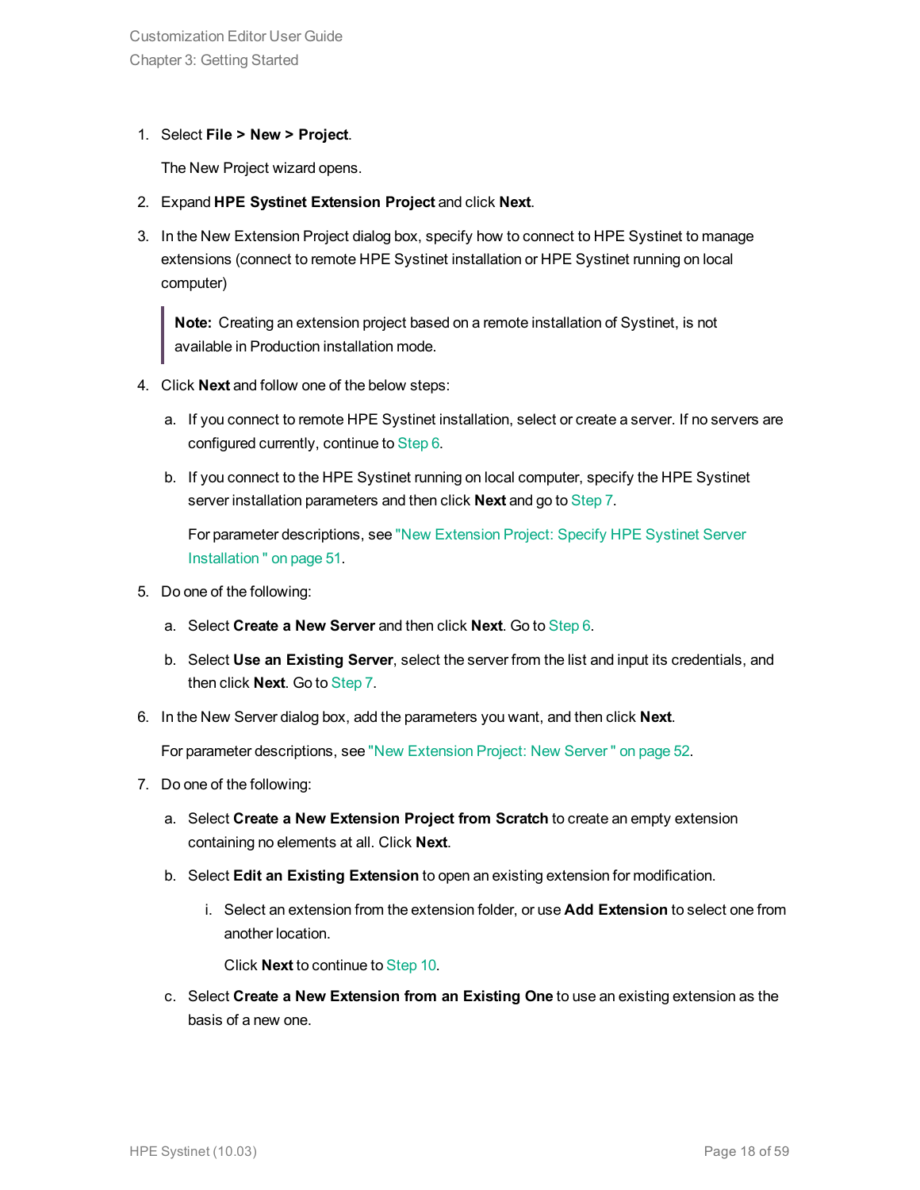1. Select **File > New > Project**.

   The New Project wizard opens.

2. Expand **HPE Systinet Extension Project** and click **Next**.

3. In the New Extension Project dialog box, specify how to connect to HPE Systinet to manage extensions (connect to remote HPE Systinet installation or HPE Systinet running on local computer)

   > **Note:** Creating an extension project based on a remote installation of Systinet, is not available in Production installation mode.

4. Click **Next** and follow one of the below steps:

   a. If you connect to remote HPE Systinet installation, select or create a server. If no servers are configured currently, continue to Step 6.

   b. If you connect to the HPE Systinet running on local computer, specify the HPE Systinet server installation parameters and then click **Next** and go to Step 7.

      For parameter descriptions, see "New Extension Project: Specify HPE Systinet Server Installation " on page 51.

5. Do one of the following:

   a. Select **Create a New Server** and then click **Next**. Go to Step 6.

   b. Select **Use an Existing Server**, select the server from the list and input its credentials, and then click **Next**. Go to Step 7.

6. In the New Server dialog box, add the parameters you want, and then click **Next**.

   For parameter descriptions, see "New Extension Project: New Server " on page 52.

7. Do one of the following:

   a. Select **Create a New Extension Project from Scratch** to create an empty extension containing no elements at all. Click **Next**.

   b. Select **Edit an Existing Extension** to open an existing extension for modification.

      i. Select an extension from the extension folder, or use **Add Extension** to select one from another location.

         Click **Next** to continue to Step 10.

   c. Select **Create a New Extension from an Existing One** to use an existing extension as the basis of a new one.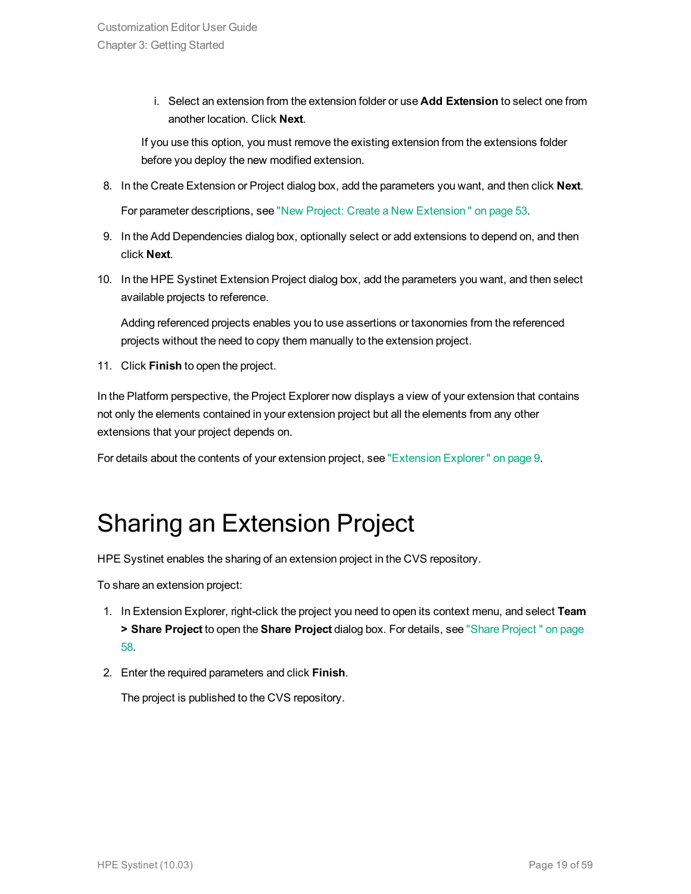i. Select an extension from the extension folder or use **Add Extension** to select one from another location. Click **Next**.

   If you use this option, you must remove the existing extension from the extensions folder before you deploy the new modified extension.

8. In the Create Extension or Project dialog box, add the parameters you want, and then click **Next**.

   For parameter descriptions, see "New Project: Create a New Extension " on page 53.

9. In the Add Dependencies dialog box, optionally select or add extensions to depend on, and then click **Next**.

10. In the HPE Systinet Extension Project dialog box, add the parameters you want, and then select available projects to reference.

    Adding referenced projects enables you to use assertions or taxonomies from the referenced projects without the need to copy them manually to the extension project.

11. Click **Finish** to open the project.

In the Platform perspective, the Project Explorer now displays a view of your extension that contains not only the elements contained in your extension project but all the elements from any other extensions that your project depends on.

For details about the contents of your extension project, see "Extension Explorer " on page 9.

# Sharing an Extension Project

HPE Systinet enables the sharing of an extension project in the CVS repository.

To share an extension project:

1. In Extension Explorer, right-click the project you need to open its context menu, and select **Team > Share Project** to open the **Share Project** dialog box. For details, see "Share Project " on page 58.

2. Enter the required parameters and click **Finish**.

   The project is published to the CVS repository.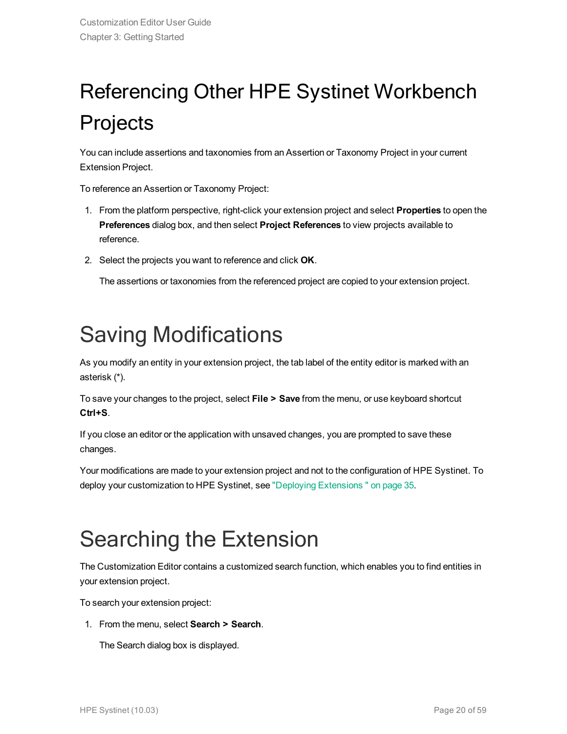# Referencing Other HPE Systinet Workbench Projects

You can include assertions and taxonomies from an Assertion or Taxonomy Project in your current Extension Project.

To reference an Assertion or Taxonomy Project:

1. From the platform perspective, right-click your extension project and select **Properties** to open the **Preferences** dialog box, and then select **Project References** to view projects available to reference.
2. Select the projects you want to reference and click **OK**.

   The assertions or taxonomies from the referenced project are copied to your extension project.

# Saving Modifications

As you modify an entity in your extension project, the tab label of the entity editor is marked with an asterisk (*).

To save your changes to the project, select **File > Save** from the menu, or use keyboard shortcut **Ctrl+S**.

If you close an editor or the application with unsaved changes, you are prompted to save these changes.

Your modifications are made to your extension project and not to the configuration of HPE Systinet. To deploy your customization to HPE Systinet, see "Deploying Extensions " on page 35.

# Searching the Extension

The Customization Editor contains a customized search function, which enables you to find entities in your extension project.

To search your extension project:

1. From the menu, select **Search > Search**.

   The Search dialog box is displayed.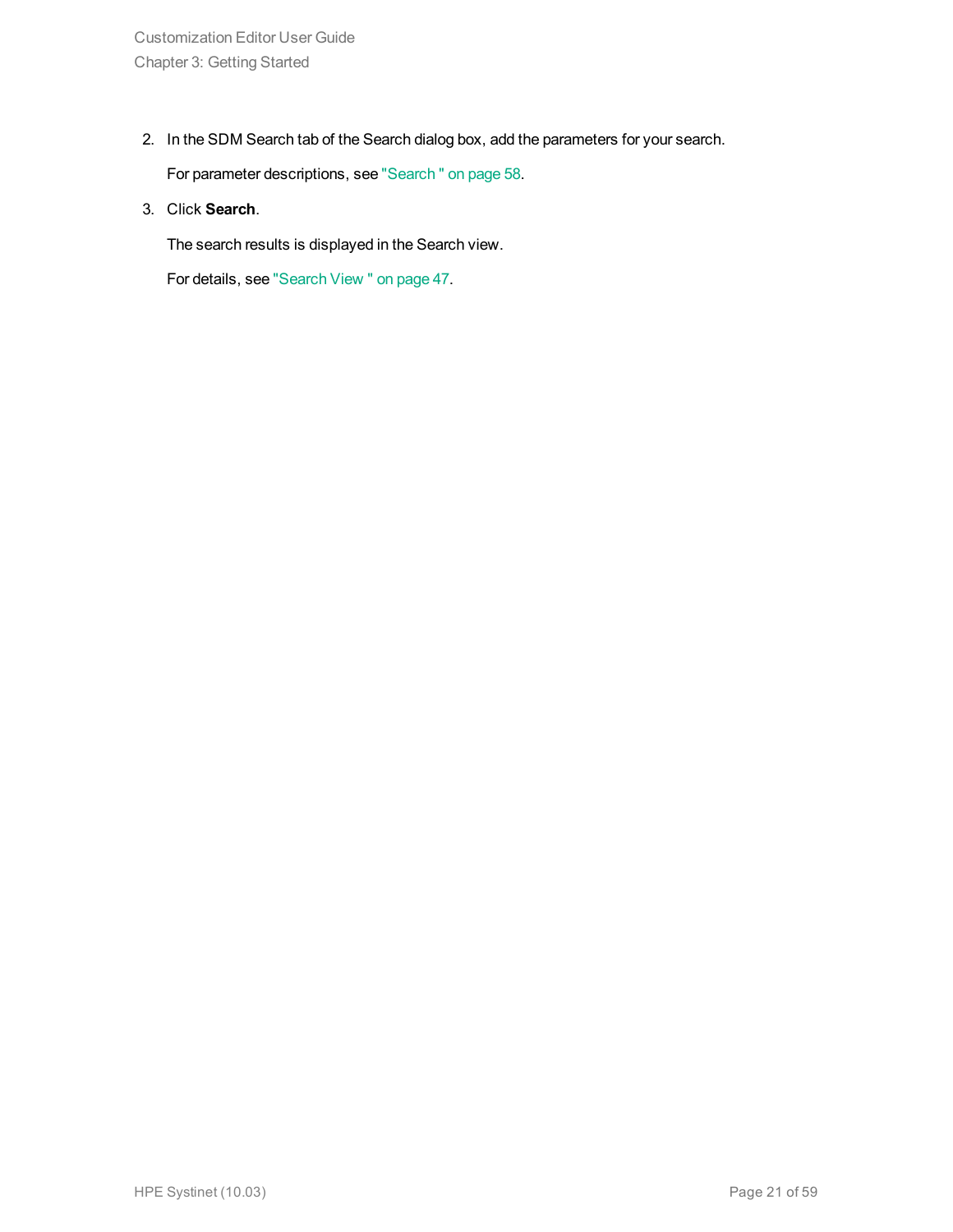2. In the SDM Search tab of the Search dialog box, add the parameters for your search.

   For parameter descriptions, see "Search " on page 58.

3. Click **Search**.

   The search results is displayed in the Search view.

   For details, see "Search View " on page 47.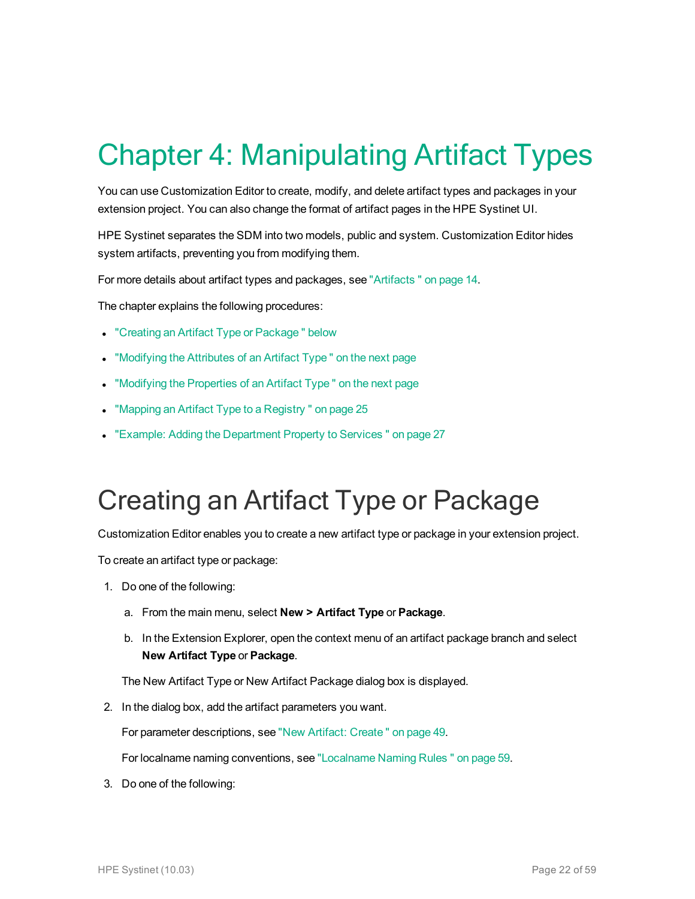# Chapter 4: Manipulating Artifact Types

You can use Customization Editor to create, modify, and delete artifact types and packages in your extension project. You can also change the format of artifact pages in the HPE Systinet UI.

HPE Systinet separates the SDM into two models, public and system. Customization Editor hides system artifacts, preventing you from modifying them.

For more details about artifact types and packages, see "Artifacts " on page 14.

The chapter explains the following procedures:

- "Creating an Artifact Type or Package " below
- "Modifying the Attributes of an Artifact Type " on the next page
- "Modifying the Properties of an Artifact Type " on the next page
- "Mapping an Artifact Type to a Registry " on page 25
- "Example: Adding the Department Property to Services " on page 27

# Creating an Artifact Type or Package

Customization Editor enables you to create a new artifact type or package in your extension project.

To create an artifact type or package:

1. Do one of the following:

   a. From the main menu, select **New > Artifact Type** or **Package**.

   b. In the Extension Explorer, open the context menu of an artifact package branch and select **New Artifact Type** or **Package**.

   The New Artifact Type or New Artifact Package dialog box is displayed.

2. In the dialog box, add the artifact parameters you want.

   For parameter descriptions, see "New Artifact: Create " on page 49.

   For localname naming conventions, see "Localname Naming Rules " on page 59.

3. Do one of the following: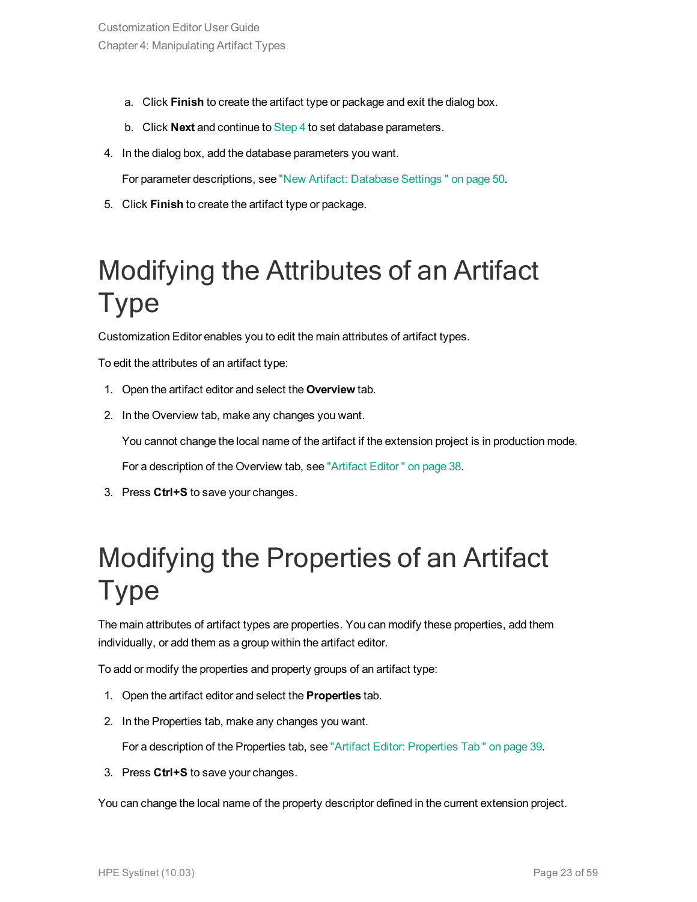a. Click **Finish** to create the artifact type or package and exit the dialog box.

   b. Click **Next** and continue to Step 4 to set database parameters.

4. In the dialog box, add the database parameters you want.

   For parameter descriptions, see "New Artifact: Database Settings " on page 50.

5. Click **Finish** to create the artifact type or package.

# Modifying the Attributes of an Artifact Type

Customization Editor enables you to edit the main attributes of artifact types.

To edit the attributes of an artifact type:

1. Open the artifact editor and select the **Overview** tab.

2. In the Overview tab, make any changes you want.

   You cannot change the local name of the artifact if the extension project is in production mode.

   For a description of the Overview tab, see "Artifact Editor " on page 38.

3. Press **Ctrl+S** to save your changes.

# Modifying the Properties of an Artifact Type

The main attributes of artifact types are properties. You can modify these properties, add them individually, or add them as a group within the artifact editor.

To add or modify the properties and property groups of an artifact type:

1. Open the artifact editor and select the **Properties** tab.

2. In the Properties tab, make any changes you want.

   For a description of the Properties tab, see "Artifact Editor: Properties Tab " on page 39.

3. Press **Ctrl+S** to save your changes.

You can change the local name of the property descriptor defined in the current extension project.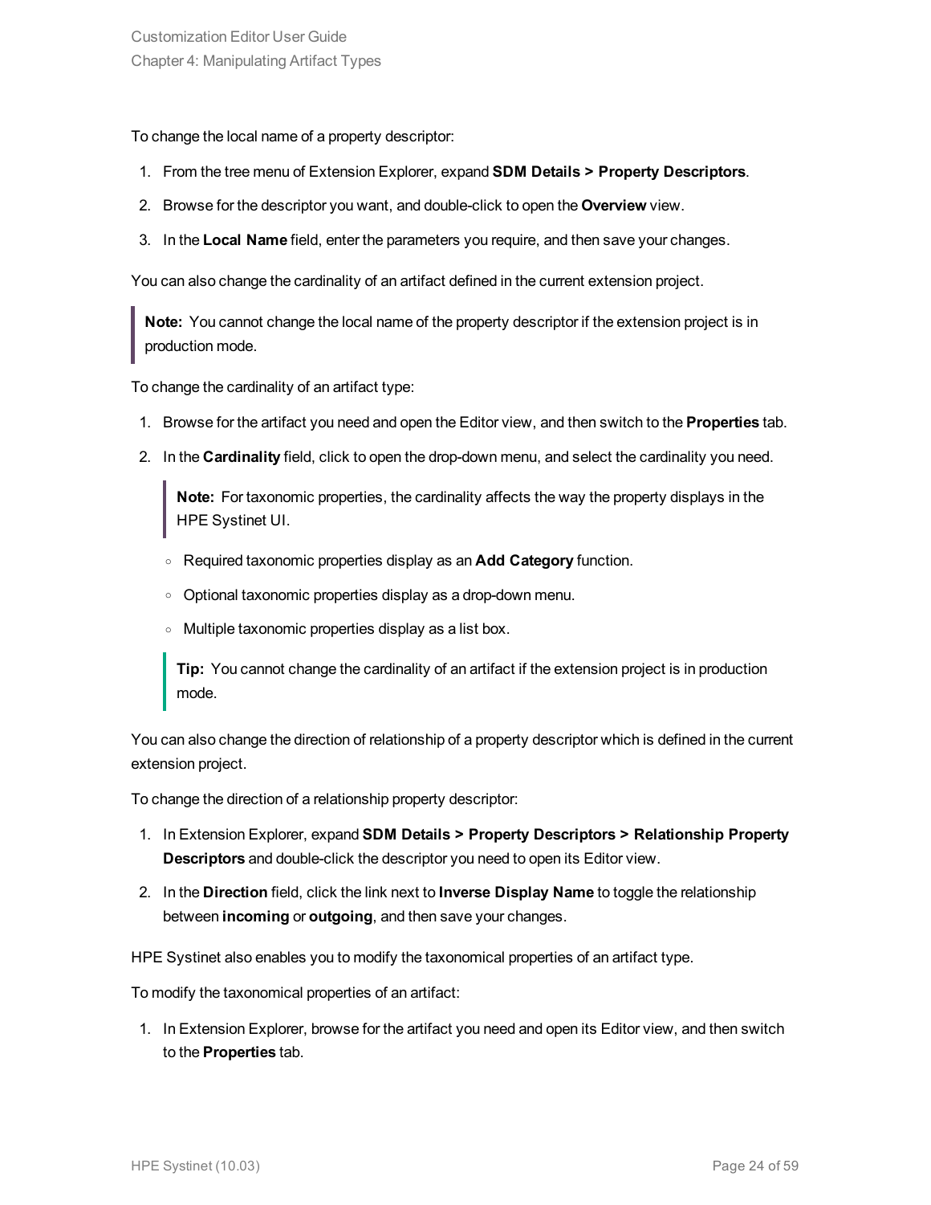To change the local name of a property descriptor:

1. From the tree menu of Extension Explorer, expand **SDM Details > Property Descriptors**.
2. Browse for the descriptor you want, and double-click to open the **Overview** view.
3. In the **Local Name** field, enter the parameters you require, and then save your changes.

You can also change the cardinality of an artifact defined in the current extension project.

> **Note:** You cannot change the local name of the property descriptor if the extension project is in production mode.

To change the cardinality of an artifact type:

1. Browse for the artifact you need and open the Editor view, and then switch to the **Properties** tab.
2. In the **Cardinality** field, click to open the drop-down menu, and select the cardinality you need.

   > **Note:** For taxonomic properties, the cardinality affects the way the property displays in the HPE Systinet UI.

   - Required taxonomic properties display as an **Add Category** function.
   - Optional taxonomic properties display as a drop-down menu.
   - Multiple taxonomic properties display as a list box.

   > **Tip:** You cannot change the cardinality of an artifact if the extension project is in production mode.

You can also change the direction of relationship of a property descriptor which is defined in the current extension project.

To change the direction of a relationship property descriptor:

1. In Extension Explorer, expand **SDM Details > Property Descriptors > Relationship Property Descriptors** and double-click the descriptor you need to open its Editor view.
2. In the **Direction** field, click the link next to **Inverse Display Name** to toggle the relationship between **incoming** or **outgoing**, and then save your changes.

HPE Systinet also enables you to modify the taxonomical properties of an artifact type.

To modify the taxonomical properties of an artifact:

1. In Extension Explorer, browse for the artifact you need and open its Editor view, and then switch to the **Properties** tab.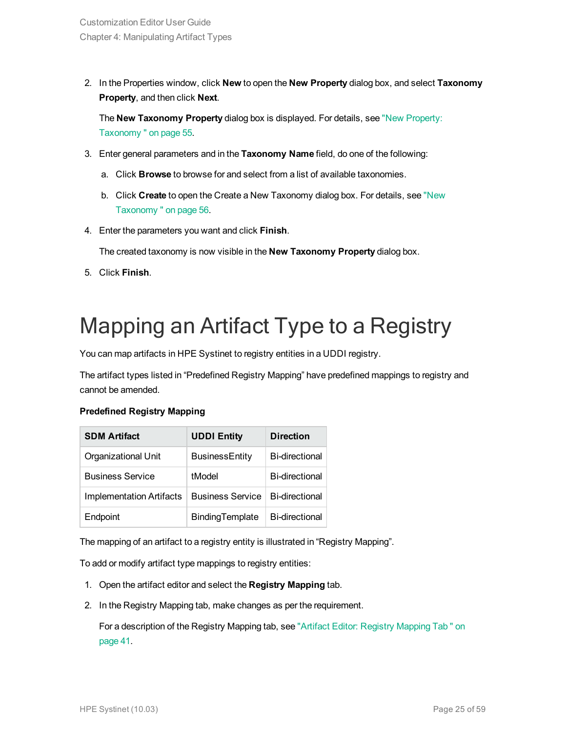2. In the Properties window, click **New** to open the **New Property** dialog box, and select **Taxonomy Property**, and then click **Next**.

   The **New Taxonomy Property** dialog box is displayed. For details, see "New Property: Taxonomy " on page 55.

3. Enter general parameters and in the **Taxonomy Name** field, do one of the following:

   a. Click **Browse** to browse for and select from a list of available taxonomies.

   b. Click **Create** to open the Create a New Taxonomy dialog box. For details, see "New Taxonomy " on page 56.

4. Enter the parameters you want and click **Finish**.

   The created taxonomy is now visible in the **New Taxonomy Property** dialog box.

5. Click **Finish**.

# Mapping an Artifact Type to a Registry

You can map artifacts in HPE Systinet to registry entities in a UDDI registry.

The artifact types listed in “Predefined Registry Mapping” have predefined mappings to registry and cannot be amended.

**Predefined Registry Mapping**

| SDM Artifact | UDDI Entity | Direction |
|---|---|---|
| Organizational Unit | BusinessEntity | Bi-directional |
| Business Service | tModel | Bi-directional |
| Implementation Artifacts | Business Service | Bi-directional |
| Endpoint | BindingTemplate | Bi-directional |

The mapping of an artifact to a registry entity is illustrated in “Registry Mapping”.

To add or modify artifact type mappings to registry entities:

1. Open the artifact editor and select the **Registry Mapping** tab.

2. In the Registry Mapping tab, make changes as per the requirement.

   For a description of the Registry Mapping tab, see "Artifact Editor: Registry Mapping Tab " on page 41.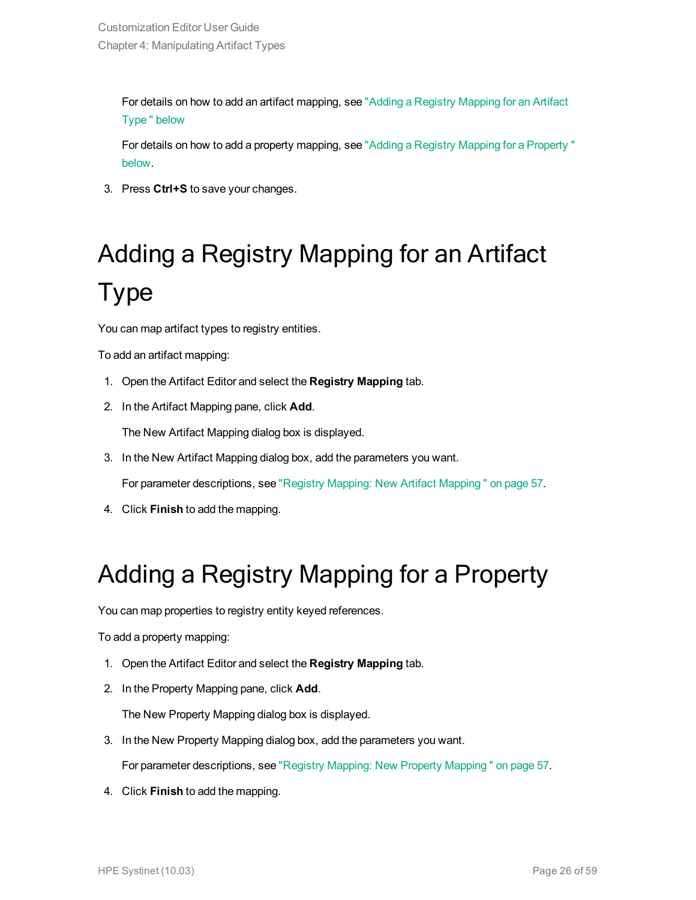For details on how to add an artifact mapping, see "Adding a Registry Mapping for an Artifact Type " below

For details on how to add a property mapping, see "Adding a Registry Mapping for a Property " below.

3. Press **Ctrl+S** to save your changes.

# Adding a Registry Mapping for an Artifact Type

You can map artifact types to registry entities.

To add an artifact mapping:

1. Open the Artifact Editor and select the **Registry Mapping** tab.
2. In the Artifact Mapping pane, click **Add**.

   The New Artifact Mapping dialog box is displayed.
3. In the New Artifact Mapping dialog box, add the parameters you want.

   For parameter descriptions, see "Registry Mapping: New Artifact Mapping " on page 57.
4. Click **Finish** to add the mapping.

# Adding a Registry Mapping for a Property

You can map properties to registry entity keyed references.

To add a property mapping:

1. Open the Artifact Editor and select the **Registry Mapping** tab.
2. In the Property Mapping pane, click **Add**.

   The New Property Mapping dialog box is displayed.
3. In the New Property Mapping dialog box, add the parameters you want.

   For parameter descriptions, see "Registry Mapping: New Property Mapping " on page 57.
4. Click **Finish** to add the mapping.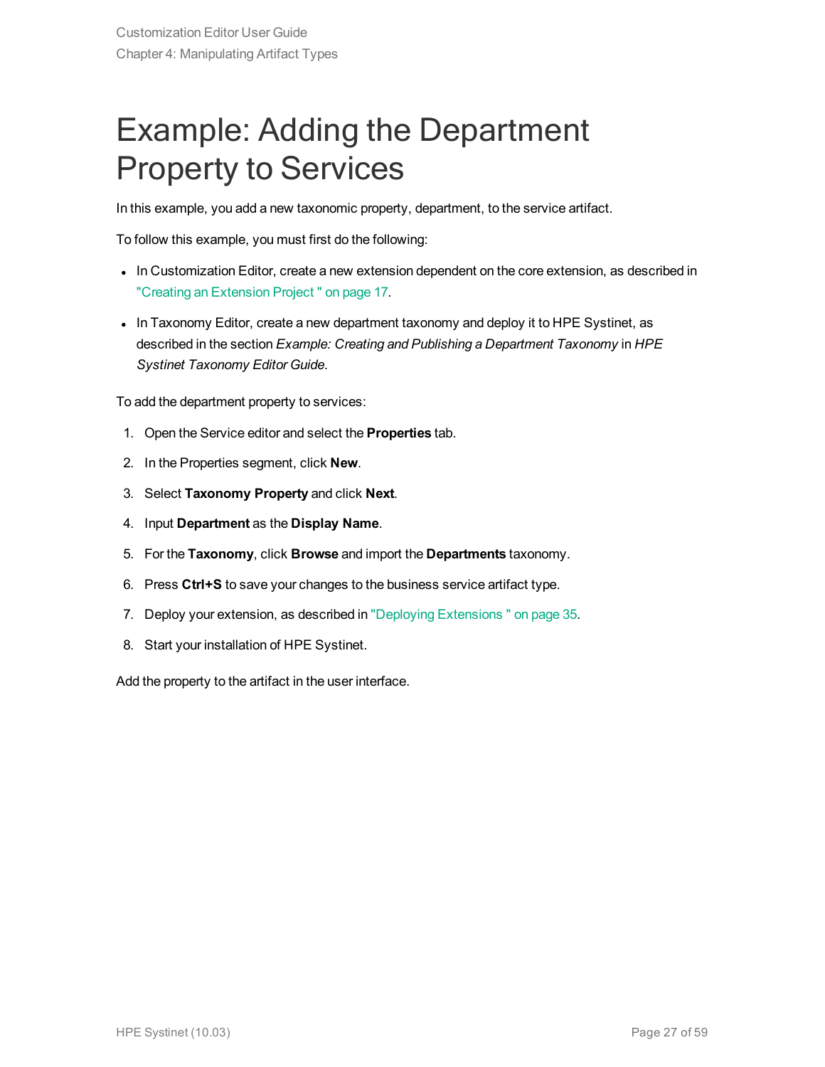# Example: Adding the Department Property to Services

In this example, you add a new taxonomic property, department, to the service artifact.

To follow this example, you must first do the following:

- In Customization Editor, create a new extension dependent on the core extension, as described in "Creating an Extension Project " on page 17.
- In Taxonomy Editor, create a new department taxonomy and deploy it to HPE Systinet, as described in the section *Example: Creating and Publishing a Department Taxonomy* in *HPE Systinet Taxonomy Editor Guide*.

To add the department property to services:

1. Open the Service editor and select the **Properties** tab.
2. In the Properties segment, click **New**.
3. Select **Taxonomy Property** and click **Next**.
4. Input **Department** as the **Display Name**.
5. For the **Taxonomy**, click **Browse** and import the **Departments** taxonomy.
6. Press **Ctrl+S** to save your changes to the business service artifact type.
7. Deploy your extension, as described in "Deploying Extensions " on page 35.
8. Start your installation of HPE Systinet.

Add the property to the artifact in the user interface.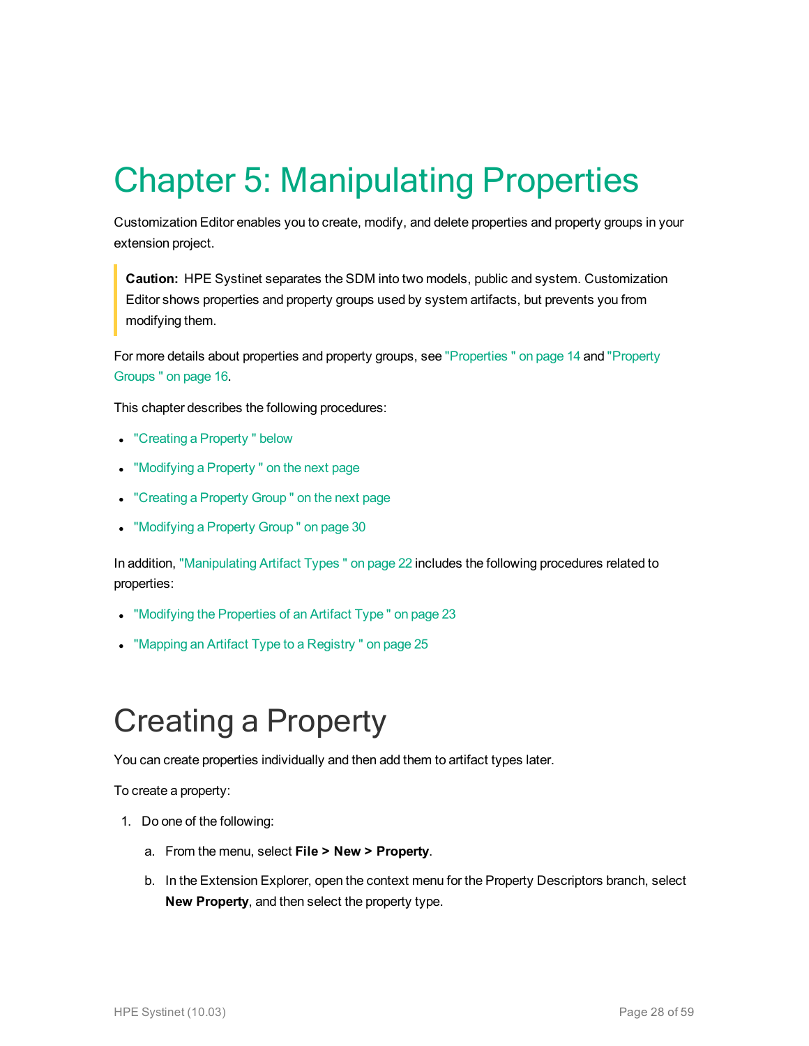# Chapter 5: Manipulating Properties

Customization Editor enables you to create, modify, and delete properties and property groups in your extension project.

> **Caution:** HPE Systinet separates the SDM into two models, public and system. Customization Editor shows properties and property groups used by system artifacts, but prevents you from modifying them.

For more details about properties and property groups, see "Properties " on page 14 and "Property Groups " on page 16.

This chapter describes the following procedures:

- "Creating a Property " below
- "Modifying a Property " on the next page
- "Creating a Property Group " on the next page
- "Modifying a Property Group " on page 30

In addition, "Manipulating Artifact Types " on page 22 includes the following procedures related to properties:

- "Modifying the Properties of an Artifact Type " on page 23
- "Mapping an Artifact Type to a Registry " on page 25

## Creating a Property

You can create properties individually and then add them to artifact types later.

To create a property:

1. Do one of the following:
   a. From the menu, select **File > New > Property**.
   b. In the Extension Explorer, open the context menu for the Property Descriptors branch, select **New Property**, and then select the property type.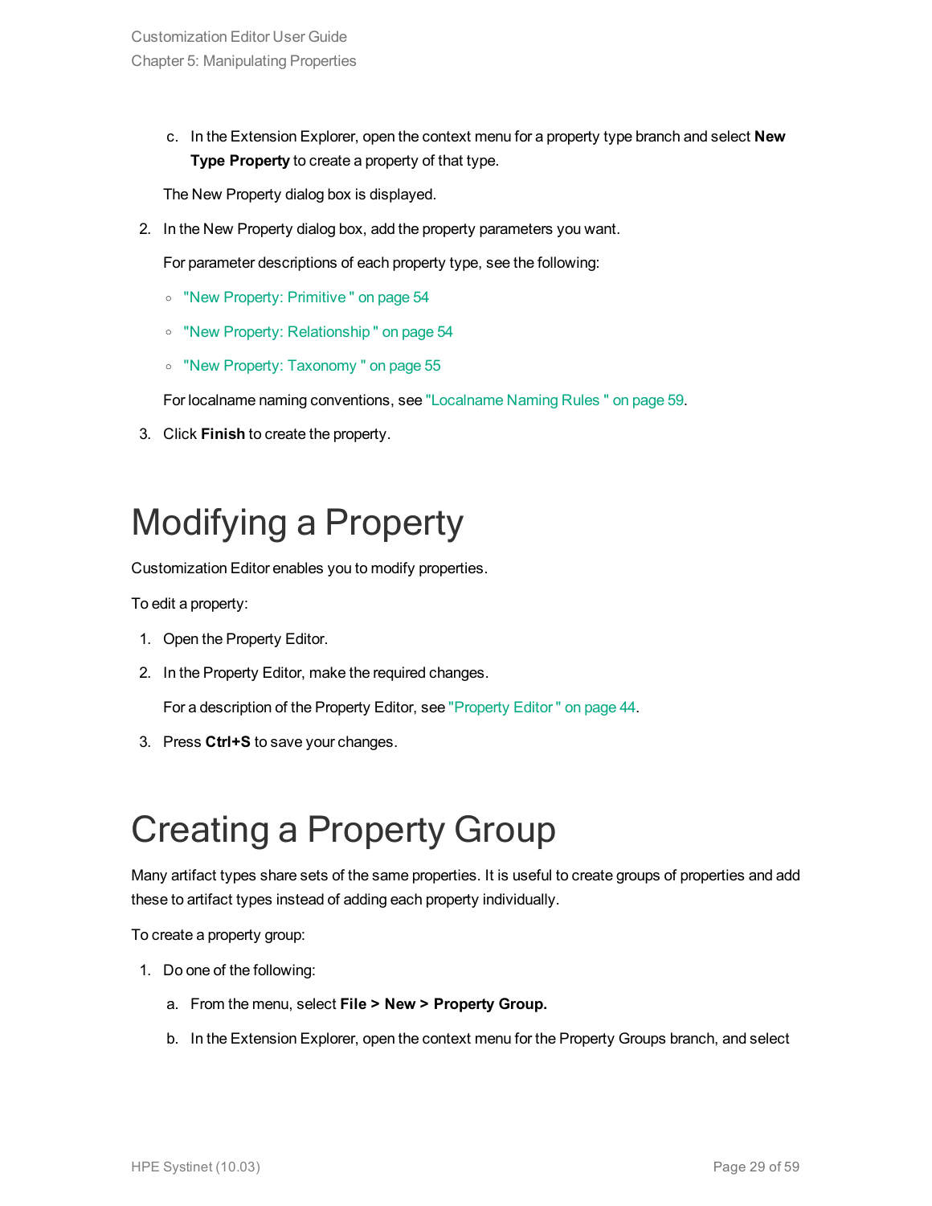c. In the Extension Explorer, open the context menu for a property type branch and select **New Type Property** to create a property of that type.

   The New Property dialog box is displayed.

2. In the New Property dialog box, add the property parameters you want.

   For parameter descriptions of each property type, see the following:

   - "New Property: Primitive " on page 54
   - "New Property: Relationship " on page 54
   - "New Property: Taxonomy " on page 55

   For localname naming conventions, see "Localname Naming Rules " on page 59.

3. Click **Finish** to create the property.

# Modifying a Property

Customization Editor enables you to modify properties.

To edit a property:

1. Open the Property Editor.
2. In the Property Editor, make the required changes.

   For a description of the Property Editor, see "Property Editor " on page 44.

3. Press **Ctrl+S** to save your changes.

# Creating a Property Group

Many artifact types share sets of the same properties. It is useful to create groups of properties and add these to artifact types instead of adding each property individually.

To create a property group:

1. Do one of the following:

   a. From the menu, select **File > New > Property Group.**

   b. In the Extension Explorer, open the context menu for the Property Groups branch, and select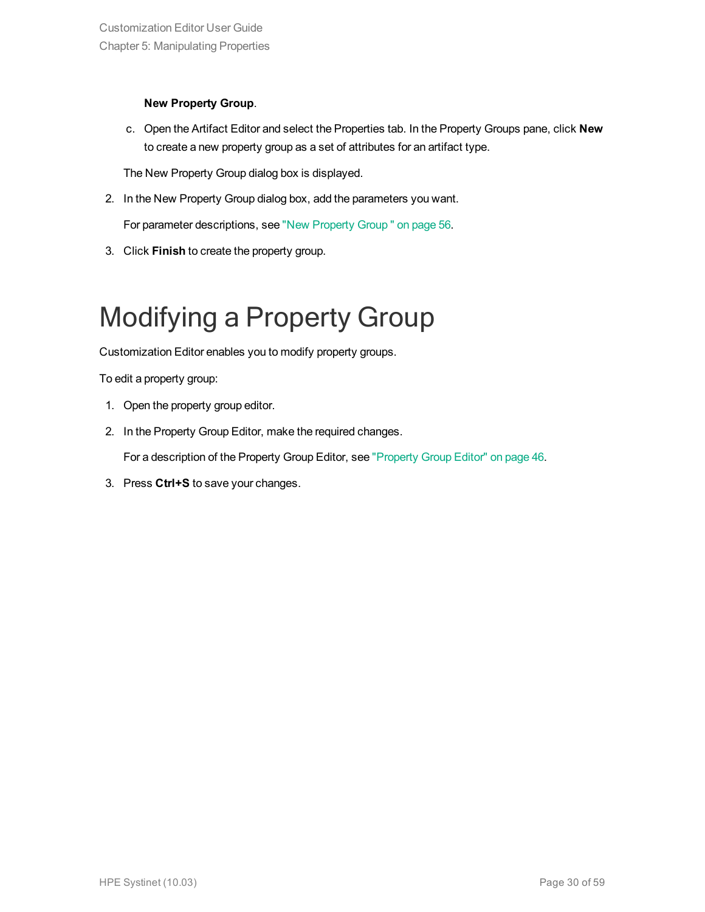**New Property Group**.

   c. Open the Artifact Editor and select the Properties tab. In the Property Groups pane, click **New** to create a new property group as a set of attributes for an artifact type.

   The New Property Group dialog box is displayed.

2. In the New Property Group dialog box, add the parameters you want.

   For parameter descriptions, see "New Property Group " on page 56.

3. Click **Finish** to create the property group.

# Modifying a Property Group

Customization Editor enables you to modify property groups.

To edit a property group:

1. Open the property group editor.
2. In the Property Group Editor, make the required changes.

   For a description of the Property Group Editor, see "Property Group Editor" on page 46.

3. Press **Ctrl+S** to save your changes.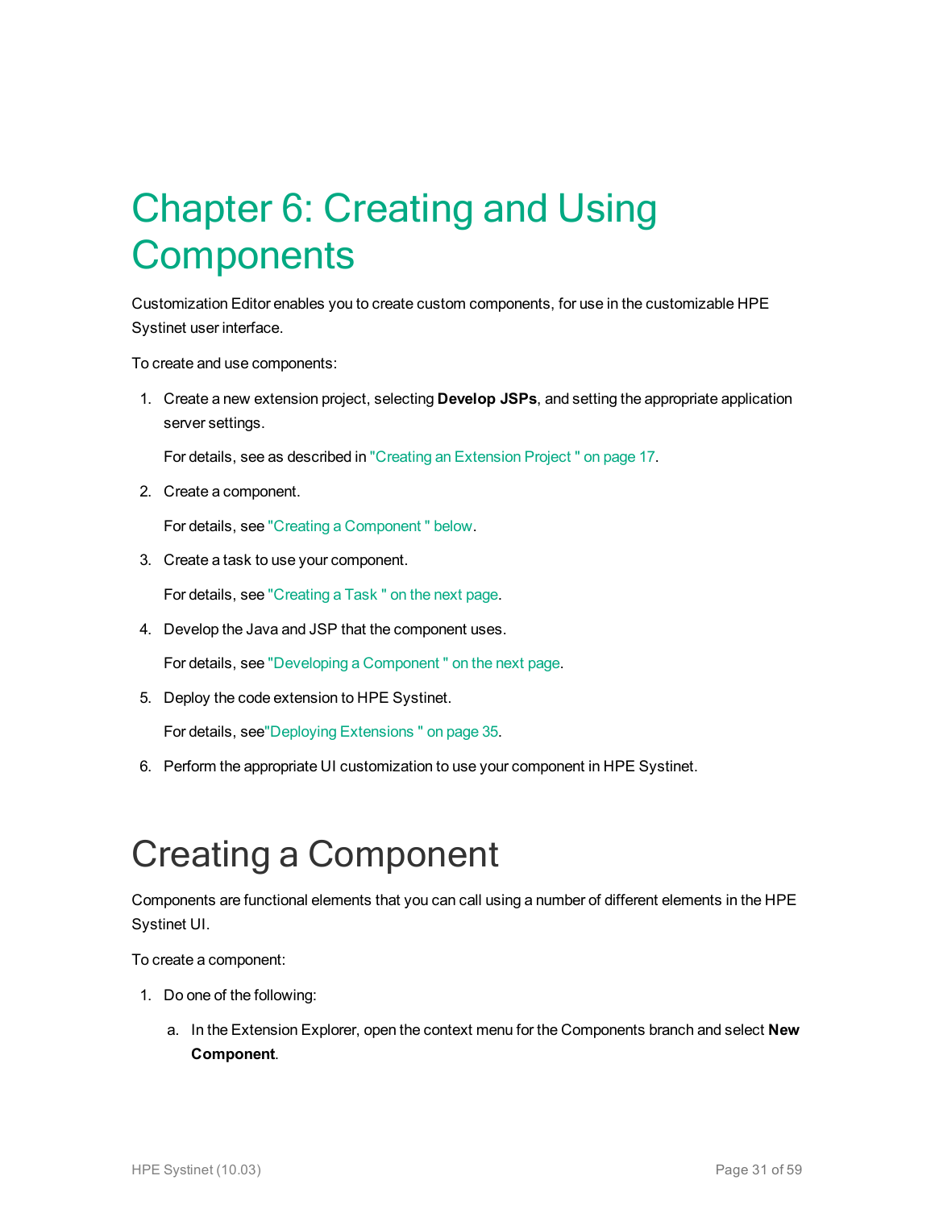# Chapter 6: Creating and Using Components

Customization Editor enables you to create custom components, for use in the customizable HPE Systinet user interface.

To create and use components:

1. Create a new extension project, selecting **Develop JSPs**, and setting the appropriate application server settings.

   For details, see as described in "Creating an Extension Project " on page 17.

2. Create a component.

   For details, see "Creating a Component " below.

3. Create a task to use your component.

   For details, see "Creating a Task " on the next page.

4. Develop the Java and JSP that the component uses.

   For details, see "Developing a Component " on the next page.

5. Deploy the code extension to HPE Systinet.

   For details, see"Deploying Extensions " on page 35.

6. Perform the appropriate UI customization to use your component in HPE Systinet.

## Creating a Component

Components are functional elements that you can call using a number of different elements in the HPE Systinet UI.

To create a component:

1. Do one of the following:

   a. In the Extension Explorer, open the context menu for the Components branch and select **New Component**.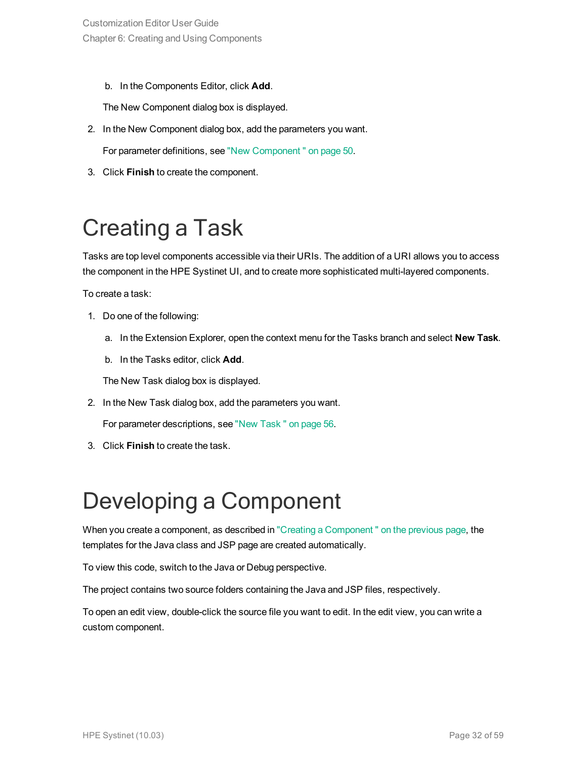b. In the Components Editor, click **Add**.

The New Component dialog box is displayed.

2. In the New Component dialog box, add the parameters you want.

   For parameter definitions, see "New Component " on page 50.

3. Click **Finish** to create the component.

# Creating a Task

Tasks are top level components accessible via their URIs. The addition of a URI allows you to access the component in the HPE Systinet UI, and to create more sophisticated multi-layered components.

To create a task:

1. Do one of the following:

   a. In the Extension Explorer, open the context menu for the Tasks branch and select **New Task**.

   b. In the Tasks editor, click **Add**.

   The New Task dialog box is displayed.

2. In the New Task dialog box, add the parameters you want.

   For parameter descriptions, see "New Task " on page 56.

3. Click **Finish** to create the task.

# Developing a Component

When you create a component, as described in "Creating a Component " on the previous page, the templates for the Java class and JSP page are created automatically.

To view this code, switch to the Java or Debug perspective.

The project contains two source folders containing the Java and JSP files, respectively.

To open an edit view, double-click the source file you want to edit. In the edit view, you can write a custom component.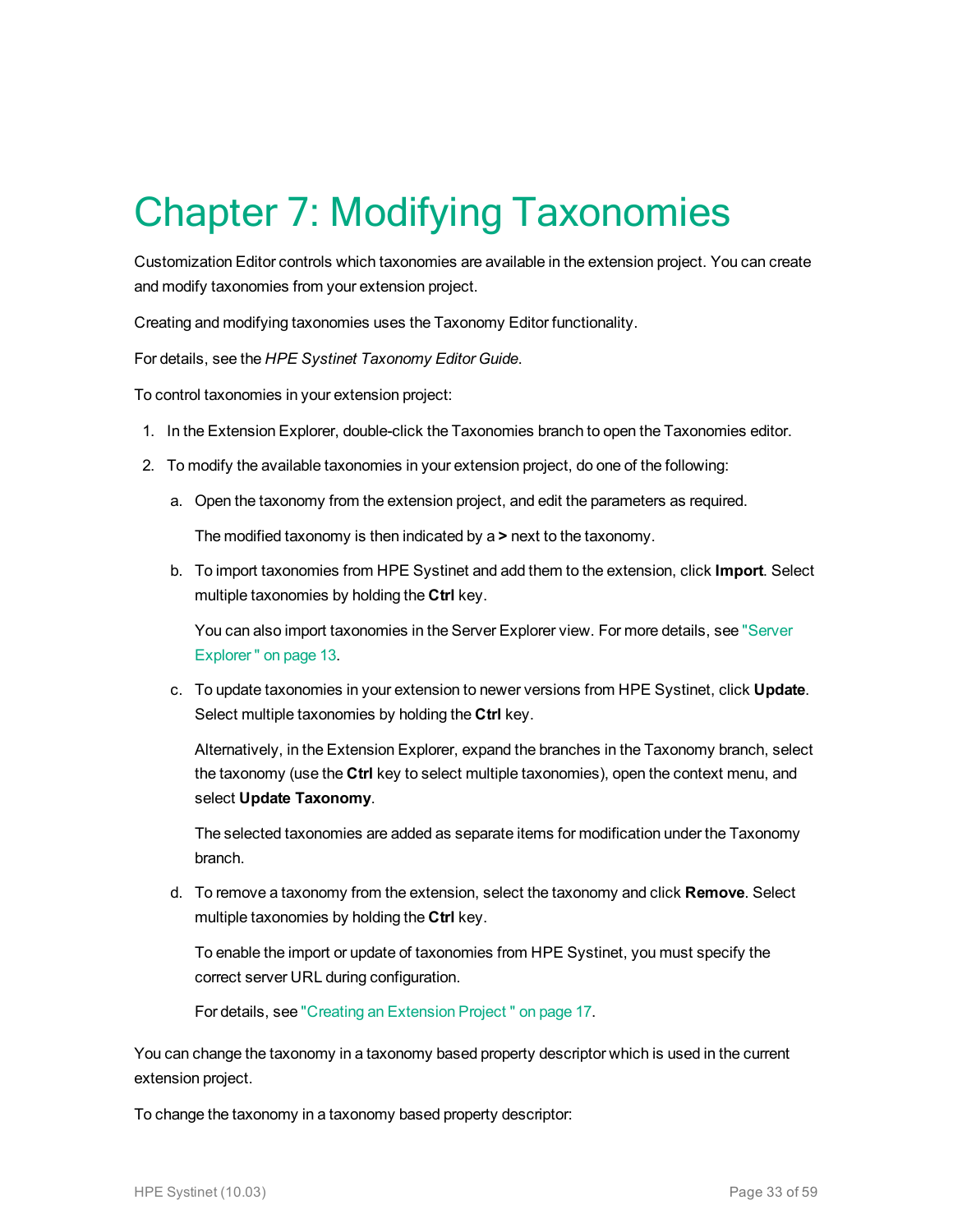# Chapter 7: Modifying Taxonomies

Customization Editor controls which taxonomies are available in the extension project. You can create and modify taxonomies from your extension project.

Creating and modifying taxonomies uses the Taxonomy Editor functionality.

For details, see the *HPE Systinet Taxonomy Editor Guide*.

To control taxonomies in your extension project:

1. In the Extension Explorer, double-click the Taxonomies branch to open the Taxonomies editor.
2. To modify the available taxonomies in your extension project, do one of the following:
   a. Open the taxonomy from the extension project, and edit the parameters as required.

      The modified taxonomy is then indicated by a **>** next to the taxonomy.

   b. To import taxonomies from HPE Systinet and add them to the extension, click **Import**. Select multiple taxonomies by holding the **Ctrl** key.

      You can also import taxonomies in the Server Explorer view. For more details, see "Server Explorer " on page 13.

   c. To update taxonomies in your extension to newer versions from HPE Systinet, click **Update**. Select multiple taxonomies by holding the **Ctrl** key.

      Alternatively, in the Extension Explorer, expand the branches in the Taxonomy branch, select the taxonomy (use the **Ctrl** key to select multiple taxonomies), open the context menu, and select **Update Taxonomy**.

      The selected taxonomies are added as separate items for modification under the Taxonomy branch.

   d. To remove a taxonomy from the extension, select the taxonomy and click **Remove**. Select multiple taxonomies by holding the **Ctrl** key.

      To enable the import or update of taxonomies from HPE Systinet, you must specify the correct server URL during configuration.

      For details, see "Creating an Extension Project " on page 17.

You can change the taxonomy in a taxonomy based property descriptor which is used in the current extension project.

To change the taxonomy in a taxonomy based property descriptor: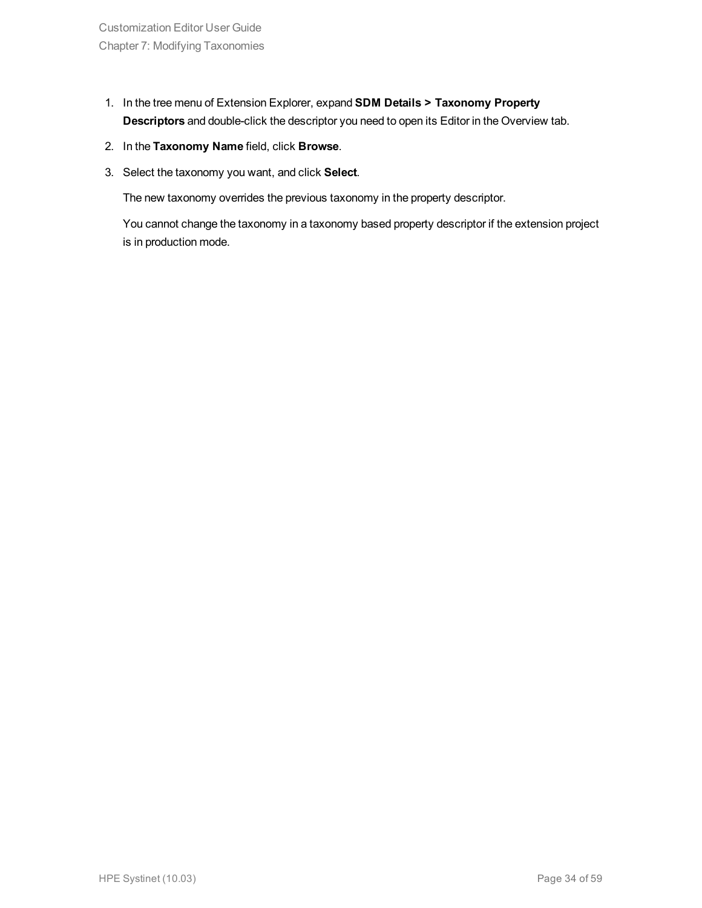1. In the tree menu of Extension Explorer, expand **SDM Details > Taxonomy Property Descriptors** and double-click the descriptor you need to open its Editor in the Overview tab.
2. In the **Taxonomy Name** field, click **Browse**.
3. Select the taxonomy you want, and click **Select**.

   The new taxonomy overrides the previous taxonomy in the property descriptor.

   You cannot change the taxonomy in a taxonomy based property descriptor if the extension project is in production mode.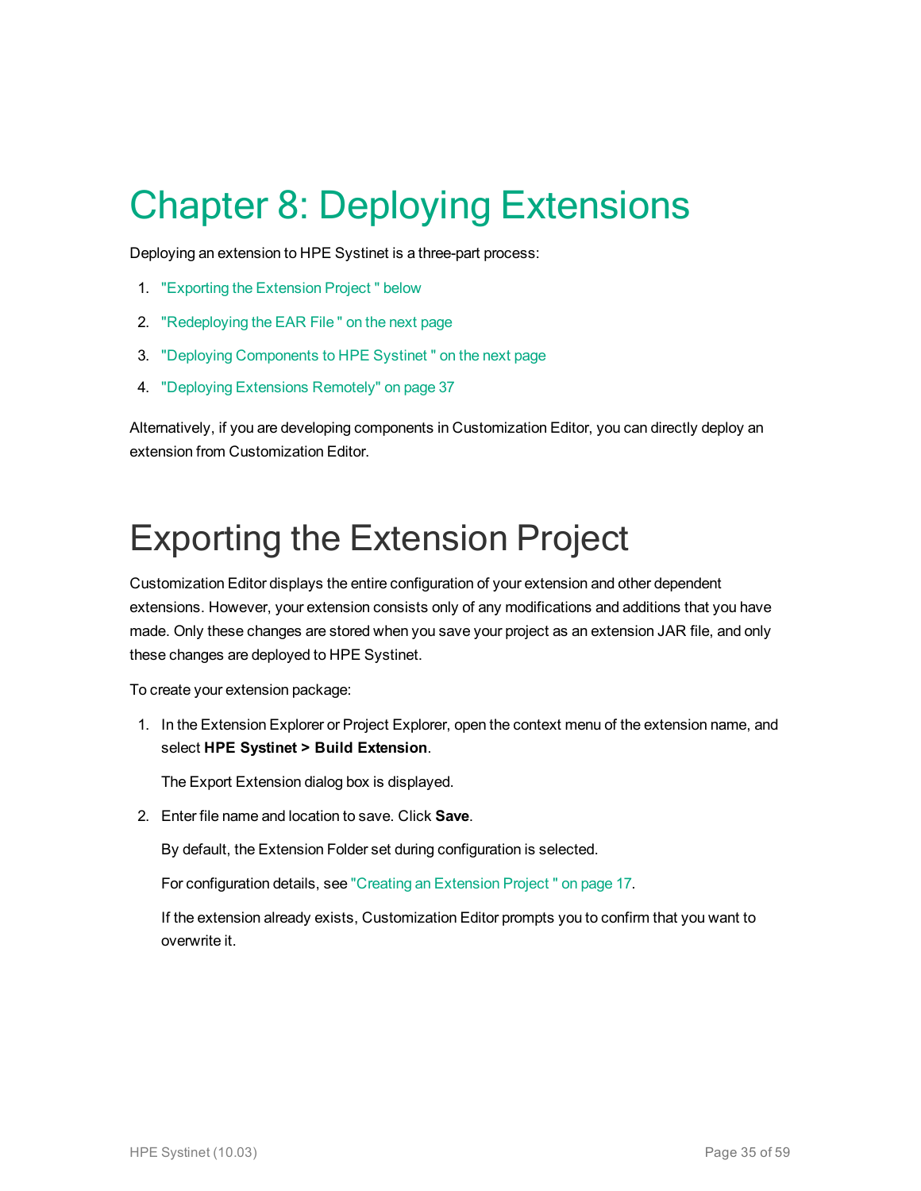# Chapter 8: Deploying Extensions

Deploying an extension to HPE Systinet is a three-part process:

1. "Exporting the Extension Project " below
2. "Redeploying the EAR File " on the next page
3. "Deploying Components to HPE Systinet " on the next page
4. "Deploying Extensions Remotely" on page 37

Alternatively, if you are developing components in Customization Editor, you can directly deploy an extension from Customization Editor.

## Exporting the Extension Project

Customization Editor displays the entire configuration of your extension and other dependent extensions. However, your extension consists only of any modifications and additions that you have made. Only these changes are stored when you save your project as an extension JAR file, and only these changes are deployed to HPE Systinet.

To create your extension package:

1. In the Extension Explorer or Project Explorer, open the context menu of the extension name, and select **HPE Systinet > Build Extension**.

   The Export Extension dialog box is displayed.

2. Enter file name and location to save. Click **Save**.

   By default, the Extension Folder set during configuration is selected.

   For configuration details, see "Creating an Extension Project " on page 17.

   If the extension already exists, Customization Editor prompts you to confirm that you want to overwrite it.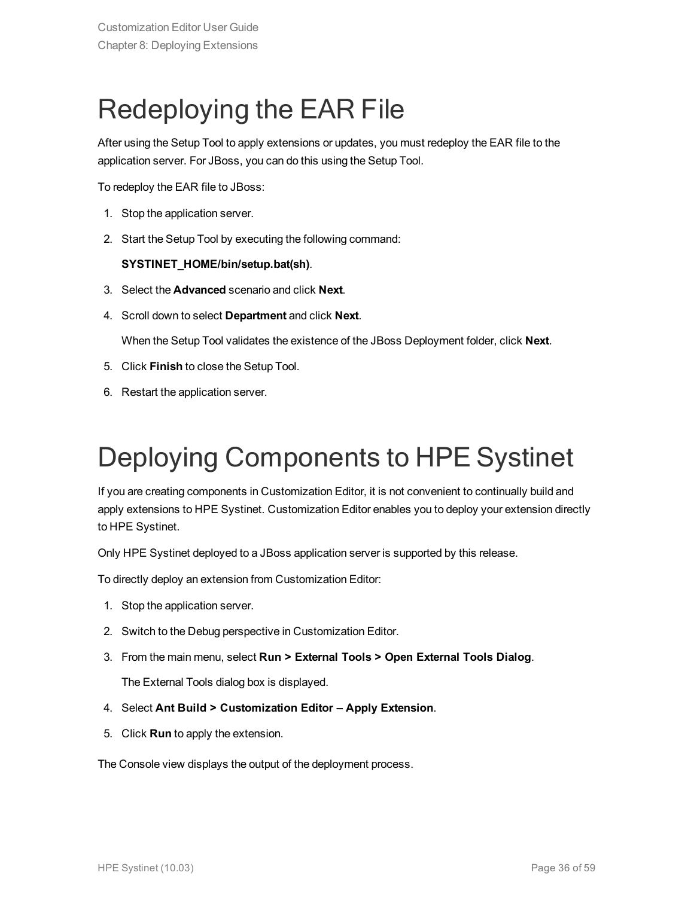# Redeploying the EAR File

After using the Setup Tool to apply extensions or updates, you must redeploy the EAR file to the application server. For JBoss, you can do this using the Setup Tool.

To redeploy the EAR file to JBoss:

1. Stop the application server.
2. Start the Setup Tool by executing the following command:

   **SYSTINET_HOME/bin/setup.bat(sh)**.
3. Select the **Advanced** scenario and click **Next**.
4. Scroll down to select **Department** and click **Next**.

   When the Setup Tool validates the existence of the JBoss Deployment folder, click **Next**.
5. Click **Finish** to close the Setup Tool.
6. Restart the application server.

# Deploying Components to HPE Systinet

If you are creating components in Customization Editor, it is not convenient to continually build and apply extensions to HPE Systinet. Customization Editor enables you to deploy your extension directly to HPE Systinet.

Only HPE Systinet deployed to a JBoss application server is supported by this release.

To directly deploy an extension from Customization Editor:

1. Stop the application server.
2. Switch to the Debug perspective in Customization Editor.
3. From the main menu, select **Run > External Tools > Open External Tools Dialog**.

   The External Tools dialog box is displayed.
4. Select **Ant Build > Customization Editor – Apply Extension**.
5. Click **Run** to apply the extension.

The Console view displays the output of the deployment process.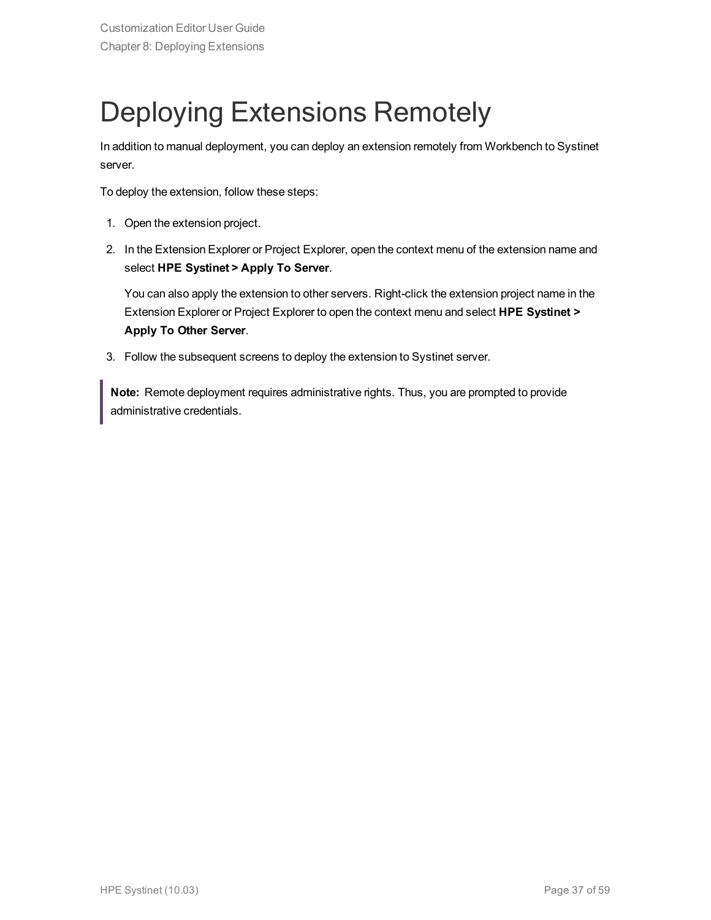# Deploying Extensions Remotely

In addition to manual deployment, you can deploy an extension remotely from Workbench to Systinet server.

To deploy the extension, follow these steps:

1. Open the extension project.
2. In the Extension Explorer or Project Explorer, open the context menu of the extension name and select **HPE Systinet > Apply To Server**.

   You can also apply the extension to other servers. Right-click the extension project name in the Extension Explorer or Project Explorer to open the context menu and select **HPE Systinet > Apply To Other Server**.
3. Follow the subsequent screens to deploy the extension to Systinet server.

> **Note:** Remote deployment requires administrative rights. Thus, you are prompted to provide administrative credentials.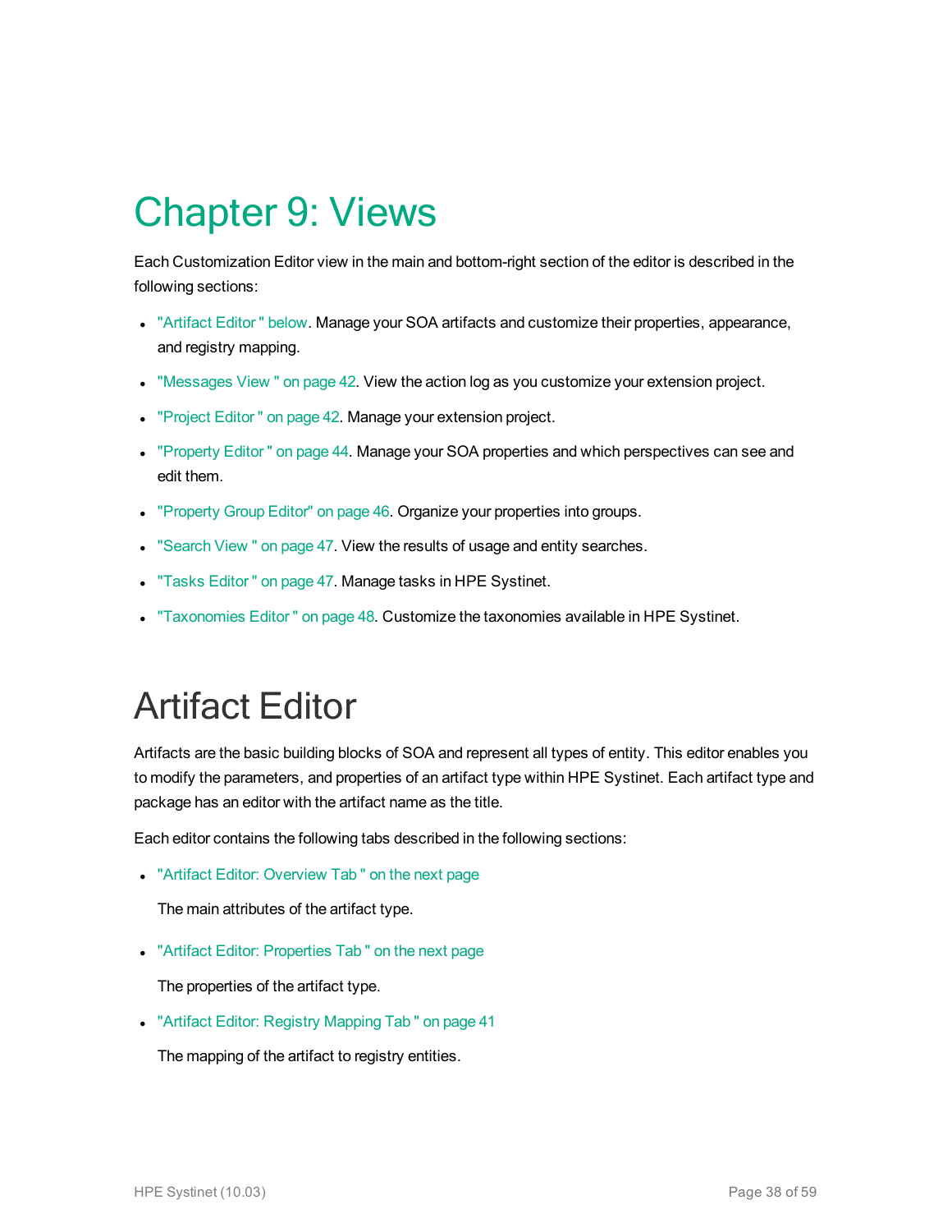# Chapter 9: Views

Each Customization Editor view in the main and bottom-right section of the editor is described in the following sections:

- "Artifact Editor " below. Manage your SOA artifacts and customize their properties, appearance, and registry mapping.
- "Messages View " on page 42. View the action log as you customize your extension project.
- "Project Editor " on page 42. Manage your extension project.
- "Property Editor " on page 44. Manage your SOA properties and which perspectives can see and edit them.
- "Property Group Editor" on page 46. Organize your properties into groups.
- "Search View " on page 47. View the results of usage and entity searches.
- "Tasks Editor " on page 47. Manage tasks in HPE Systinet.
- "Taxonomies Editor " on page 48. Customize the taxonomies available in HPE Systinet.

## Artifact Editor

Artifacts are the basic building blocks of SOA and represent all types of entity. This editor enables you to modify the parameters, and properties of an artifact type within HPE Systinet. Each artifact type and package has an editor with the artifact name as the title.

Each editor contains the following tabs described in the following sections:

- "Artifact Editor: Overview Tab " on the next page

  The main attributes of the artifact type.

- "Artifact Editor: Properties Tab " on the next page

  The properties of the artifact type.

- "Artifact Editor: Registry Mapping Tab " on page 41

  The mapping of the artifact to registry entities.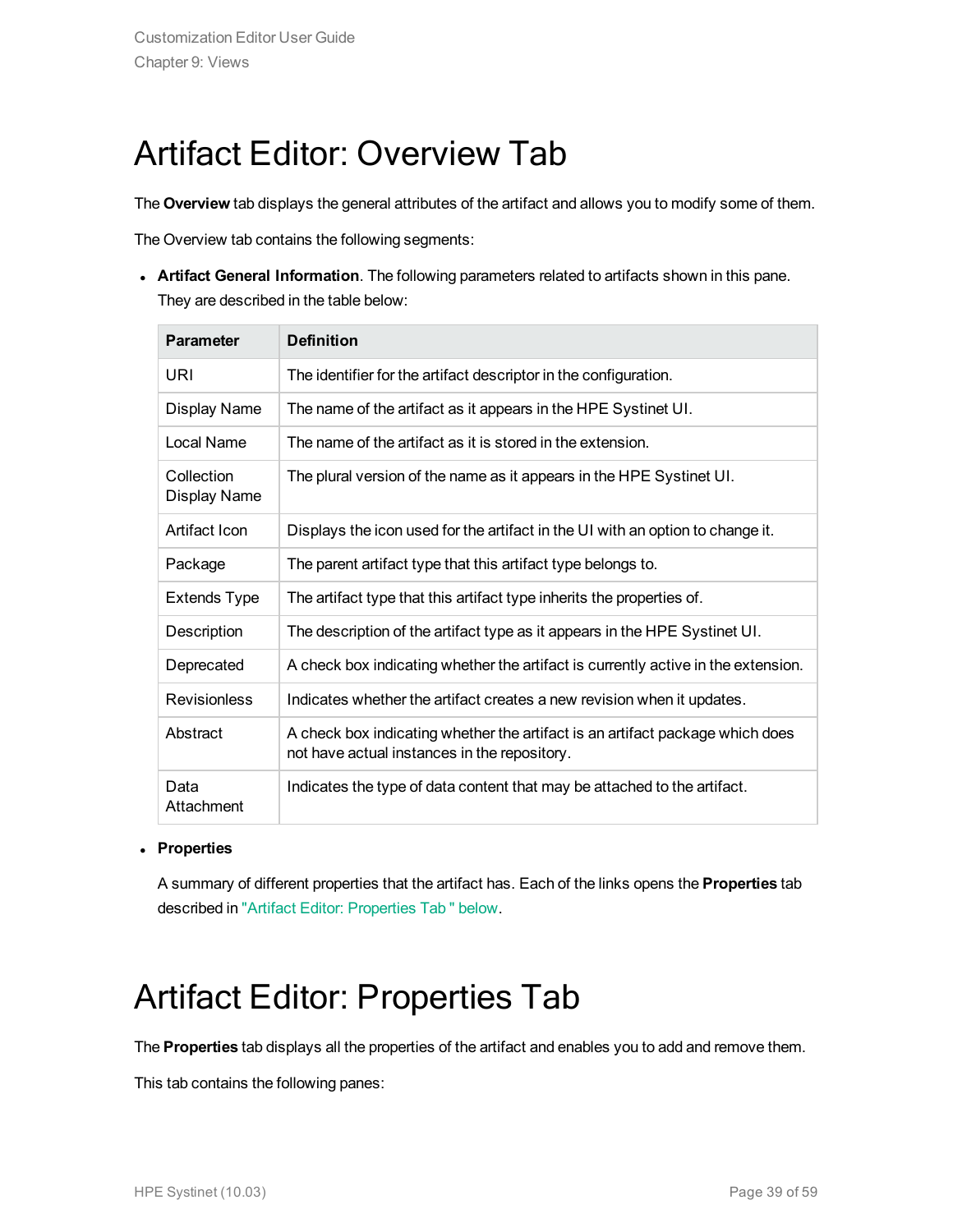# Artifact Editor: Overview Tab

The **Overview** tab displays the general attributes of the artifact and allows you to modify some of them.

The Overview tab contains the following segments:

- **Artifact General Information**. The following parameters related to artifacts shown in this pane. They are described in the table below:

| Parameter | Definition |
|---|---|
| URI | The identifier for the artifact descriptor in the configuration. |
| Display Name | The name of the artifact as it appears in the HPE Systinet UI. |
| Local Name | The name of the artifact as it is stored in the extension. |
| Collection Display Name | The plural version of the name as it appears in the HPE Systinet UI. |
| Artifact Icon | Displays the icon used for the artifact in the UI with an option to change it. |
| Package | The parent artifact type that this artifact type belongs to. |
| Extends Type | The artifact type that this artifact type inherits the properties of. |
| Description | The description of the artifact type as it appears in the HPE Systinet UI. |
| Deprecated | A check box indicating whether the artifact is currently active in the extension. |
| Revisionless | Indicates whether the artifact creates a new revision when it updates. |
| Abstract | A check box indicating whether the artifact is an artifact package which does not have actual instances in the repository. |
| Data Attachment | Indicates the type of data content that may be attached to the artifact. |

- **Properties**

  A summary of different properties that the artifact has. Each of the links opens the **Properties** tab described in "Artifact Editor: Properties Tab " below.

# Artifact Editor: Properties Tab

The **Properties** tab displays all the properties of the artifact and enables you to add and remove them.

This tab contains the following panes: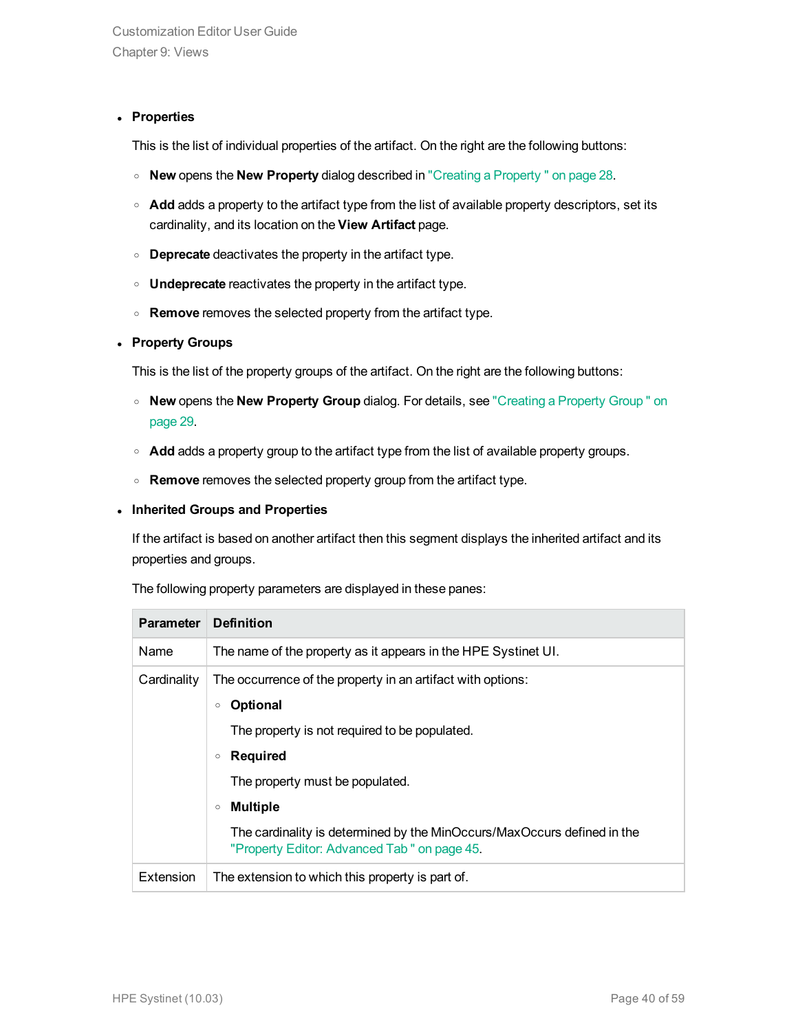- **Properties**

  This is the list of individual properties of the artifact. On the right are the following buttons:

  - **New** opens the **New Property** dialog described in "Creating a Property " on page 28.
  - **Add** adds a property to the artifact type from the list of available property descriptors, set its cardinality, and its location on the **View Artifact** page.
  - **Deprecate** deactivates the property in the artifact type.
  - **Undeprecate** reactivates the property in the artifact type.
  - **Remove** removes the selected property from the artifact type.

- **Property Groups**

  This is the list of the property groups of the artifact. On the right are the following buttons:

  - **New** opens the **New Property Group** dialog. For details, see "Creating a Property Group " on page 29.
  - **Add** adds a property group to the artifact type from the list of available property groups.
  - **Remove** removes the selected property group from the artifact type.

- **Inherited Groups and Properties**

  If the artifact is based on another artifact then this segment displays the inherited artifact and its properties and groups.

  The following property parameters are displayed in these panes:

| Parameter | Definition |
|---|---|
| Name | The name of the property as it appears in the HPE Systinet UI. |
| Cardinality | The occurrence of the property in an artifact with options:<br>◦ **Optional**<br>The property is not required to be populated.<br>◦ **Required**<br>The property must be populated.<br>◦ **Multiple**<br>The cardinality is determined by the MinOccurs/MaxOccurs defined in the "Property Editor: Advanced Tab " on page 45. |
| Extension | The extension to which this property is part of. |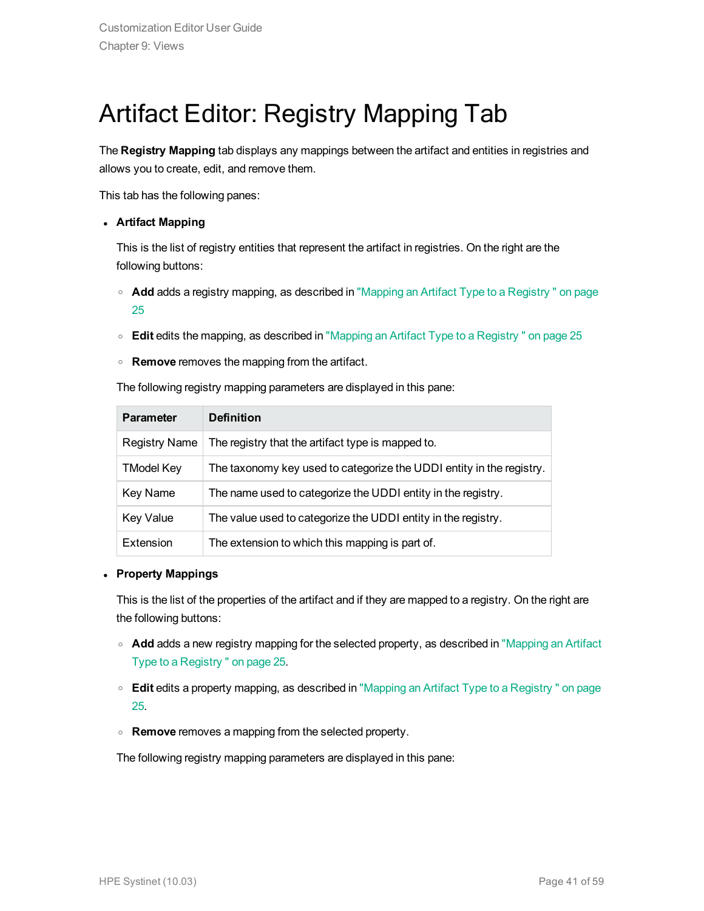# Artifact Editor: Registry Mapping Tab

The **Registry Mapping** tab displays any mappings between the artifact and entities in registries and allows you to create, edit, and remove them.

This tab has the following panes:

- **Artifact Mapping**

  This is the list of registry entities that represent the artifact in registries. On the right are the following buttons:

  - **Add** adds a registry mapping, as described in "Mapping an Artifact Type to a Registry " on page 25
  - **Edit** edits the mapping, as described in "Mapping an Artifact Type to a Registry " on page 25
  - **Remove** removes the mapping from the artifact.

  The following registry mapping parameters are displayed in this pane:

  | Parameter | Definition |
  |---|---|
  | Registry Name | The registry that the artifact type is mapped to. |
  | TModel Key | The taxonomy key used to categorize the UDDI entity in the registry. |
  | Key Name | The name used to categorize the UDDI entity in the registry. |
  | Key Value | The value used to categorize the UDDI entity in the registry. |
  | Extension | The extension to which this mapping is part of. |

- **Property Mappings**

  This is the list of the properties of the artifact and if they are mapped to a registry. On the right are the following buttons:

  - **Add** adds a new registry mapping for the selected property, as described in "Mapping an Artifact Type to a Registry " on page 25.
  - **Edit** edits a property mapping, as described in "Mapping an Artifact Type to a Registry " on page 25.
  - **Remove** removes a mapping from the selected property.

  The following registry mapping parameters are displayed in this pane: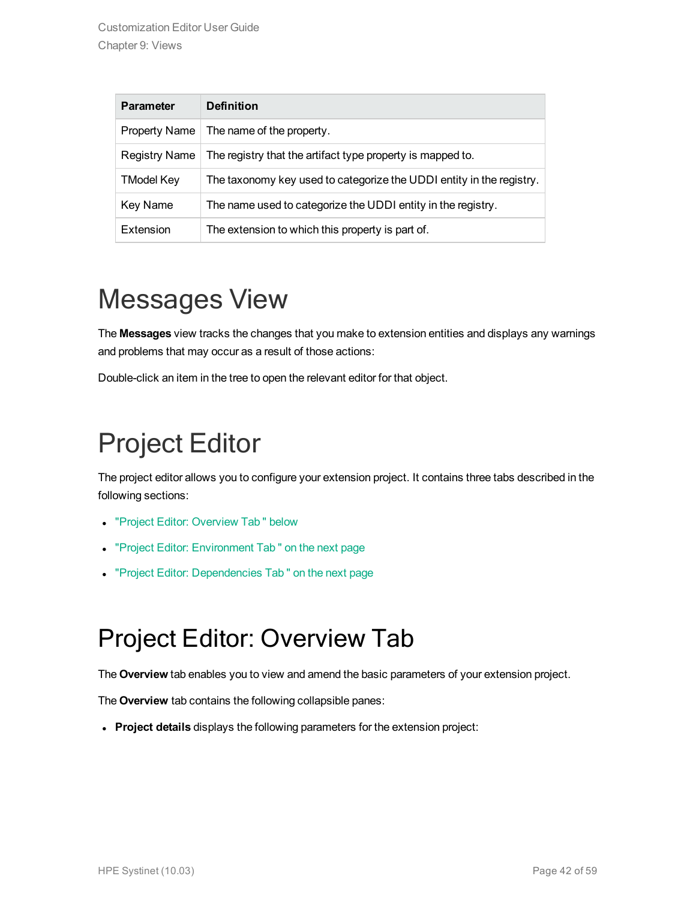| Parameter | Definition |
| --- | --- |
| Property Name | The name of the property. |
| Registry Name | The registry that the artifact type property is mapped to. |
| TModel Key | The taxonomy key used to categorize the UDDI entity in the registry. |
| Key Name | The name used to categorize the UDDI entity in the registry. |
| Extension | The extension to which this property is part of. |

# Messages View

The **Messages** view tracks the changes that you make to extension entities and displays any warnings and problems that may occur as a result of those actions:

Double-click an item in the tree to open the relevant editor for that object.

# Project Editor

The project editor allows you to configure your extension project. It contains three tabs described in the following sections:

- "Project Editor: Overview Tab " below
- "Project Editor: Environment Tab " on the next page
- "Project Editor: Dependencies Tab " on the next page

# Project Editor: Overview Tab

The **Overview** tab enables you to view and amend the basic parameters of your extension project.

The **Overview** tab contains the following collapsible panes:

- **Project details** displays the following parameters for the extension project: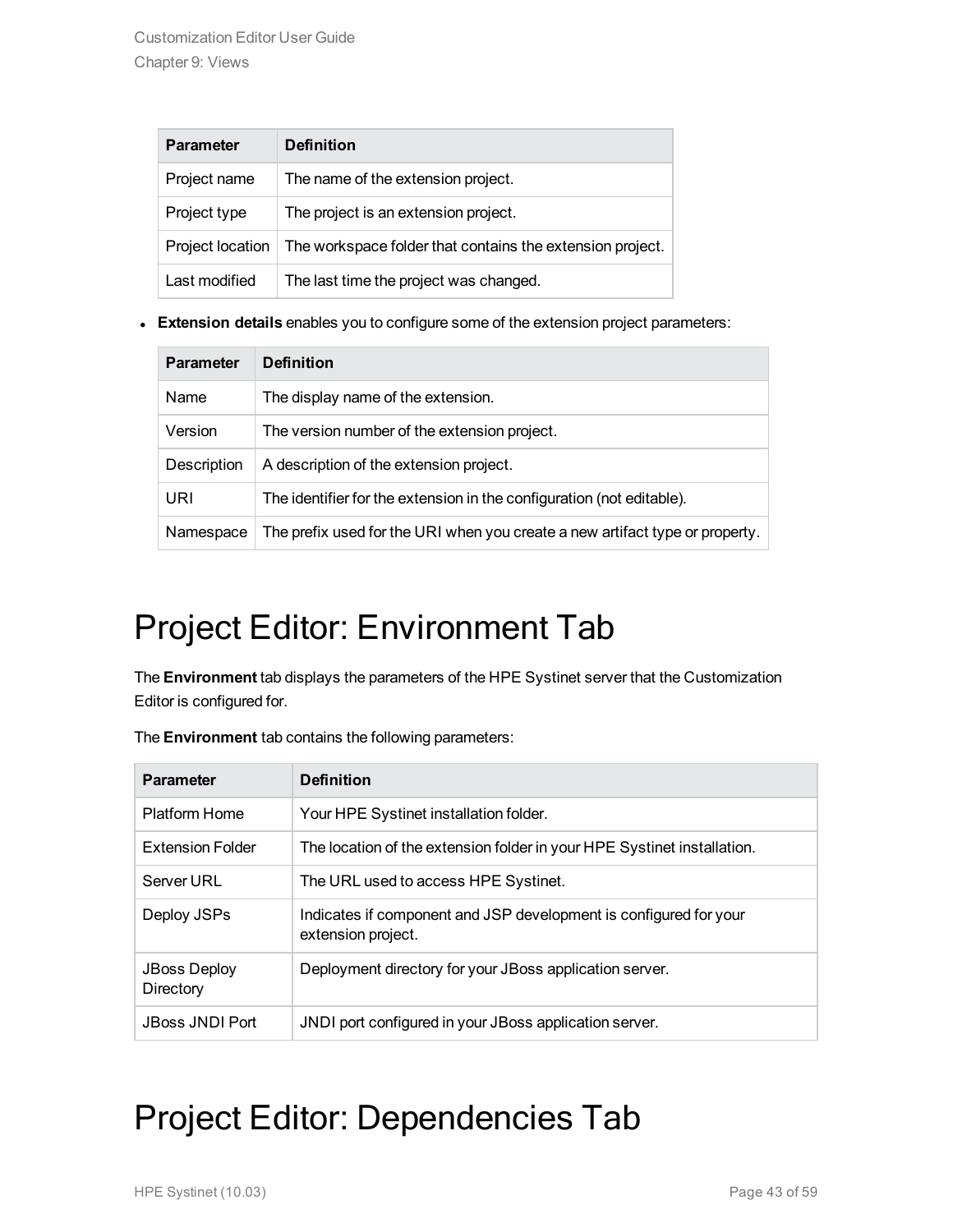| Parameter | Definition |
| --- | --- |
| Project name | The name of the extension project. |
| Project type | The project is an extension project. |
| Project location | The workspace folder that contains the extension project. |
| Last modified | The last time the project was changed. |

- **Extension details** enables you to configure some of the extension project parameters:

| Parameter | Definition |
| --- | --- |
| Name | The display name of the extension. |
| Version | The version number of the extension project. |
| Description | A description of the extension project. |
| URI | The identifier for the extension in the configuration (not editable). |
| Namespace | The prefix used for the URI when you create a new artifact type or property. |

# Project Editor: Environment Tab

The **Environment** tab displays the parameters of the HPE Systinet server that the Customization Editor is configured for.

The **Environment** tab contains the following parameters:

| Parameter | Definition |
| --- | --- |
| Platform Home | Your HPE Systinet installation folder. |
| Extension Folder | The location of the extension folder in your HPE Systinet installation. |
| Server URL | The URL used to access HPE Systinet. |
| Deploy JSPs | Indicates if component and JSP development is configured for your extension project. |
| JBoss Deploy Directory | Deployment directory for your JBoss application server. |
| JBoss JNDI Port | JNDI port configured in your JBoss application server. |

# Project Editor: Dependencies Tab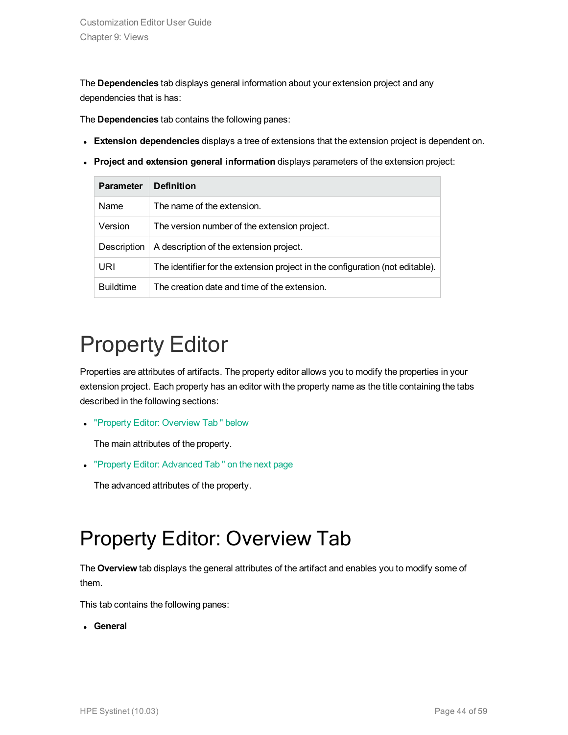The **Dependencies** tab displays general information about your extension project and any dependencies that is has:

The **Dependencies** tab contains the following panes:

- **Extension dependencies** displays a tree of extensions that the extension project is dependent on.
- **Project and extension general information** displays parameters of the extension project:

| Parameter | Definition |
|---|---|
| Name | The name of the extension. |
| Version | The version number of the extension project. |
| Description | A description of the extension project. |
| URI | The identifier for the extension project in the configuration (not editable). |
| Buildtime | The creation date and time of the extension. |

# Property Editor

Properties are attributes of artifacts. The property editor allows you to modify the properties in your extension project. Each property has an editor with the property name as the title containing the tabs described in the following sections:

- "Property Editor: Overview Tab " below

  The main attributes of the property.

- "Property Editor: Advanced Tab " on the next page

  The advanced attributes of the property.

# Property Editor: Overview Tab

The **Overview** tab displays the general attributes of the artifact and enables you to modify some of them.

This tab contains the following panes:

- **General**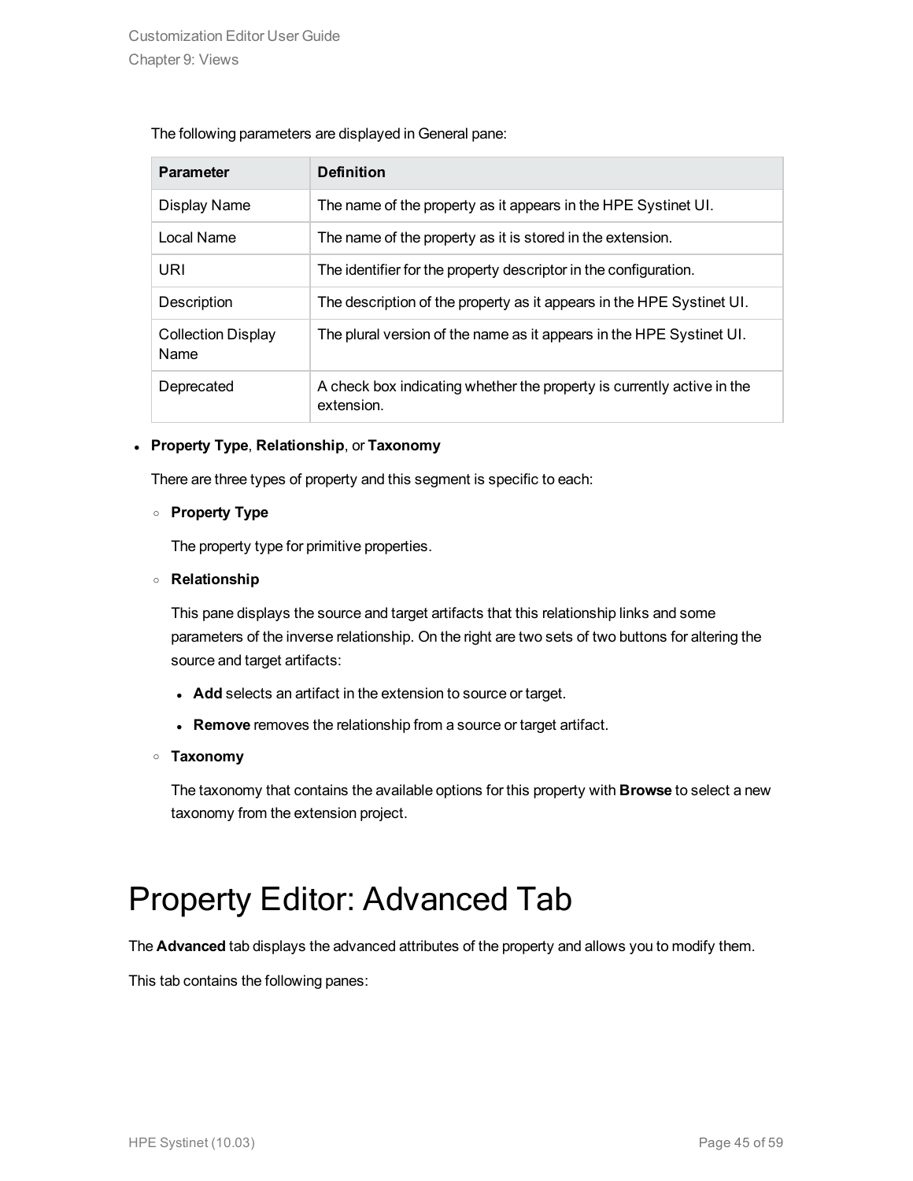The following parameters are displayed in General pane:

| Parameter | Definition |
| --- | --- |
| Display Name | The name of the property as it appears in the HPE Systinet UI. |
| Local Name | The name of the property as it is stored in the extension. |
| URI | The identifier for the property descriptor in the configuration. |
| Description | The description of the property as it appears in the HPE Systinet UI. |
| Collection Display Name | The plural version of the name as it appears in the HPE Systinet UI. |
| Deprecated | A check box indicating whether the property is currently active in the extension. |

- **Property Type**, **Relationship**, or **Taxonomy**

  There are three types of property and this segment is specific to each:

  - **Property Type**

    The property type for primitive properties.

  - **Relationship**

    This pane displays the source and target artifacts that this relationship links and some parameters of the inverse relationship. On the right are two sets of two buttons for altering the source and target artifacts:

    - **Add** selects an artifact in the extension to source or target.
    - **Remove** removes the relationship from a source or target artifact.

  - **Taxonomy**

    The taxonomy that contains the available options for this property with **Browse** to select a new taxonomy from the extension project.

# Property Editor: Advanced Tab

The **Advanced** tab displays the advanced attributes of the property and allows you to modify them.

This tab contains the following panes: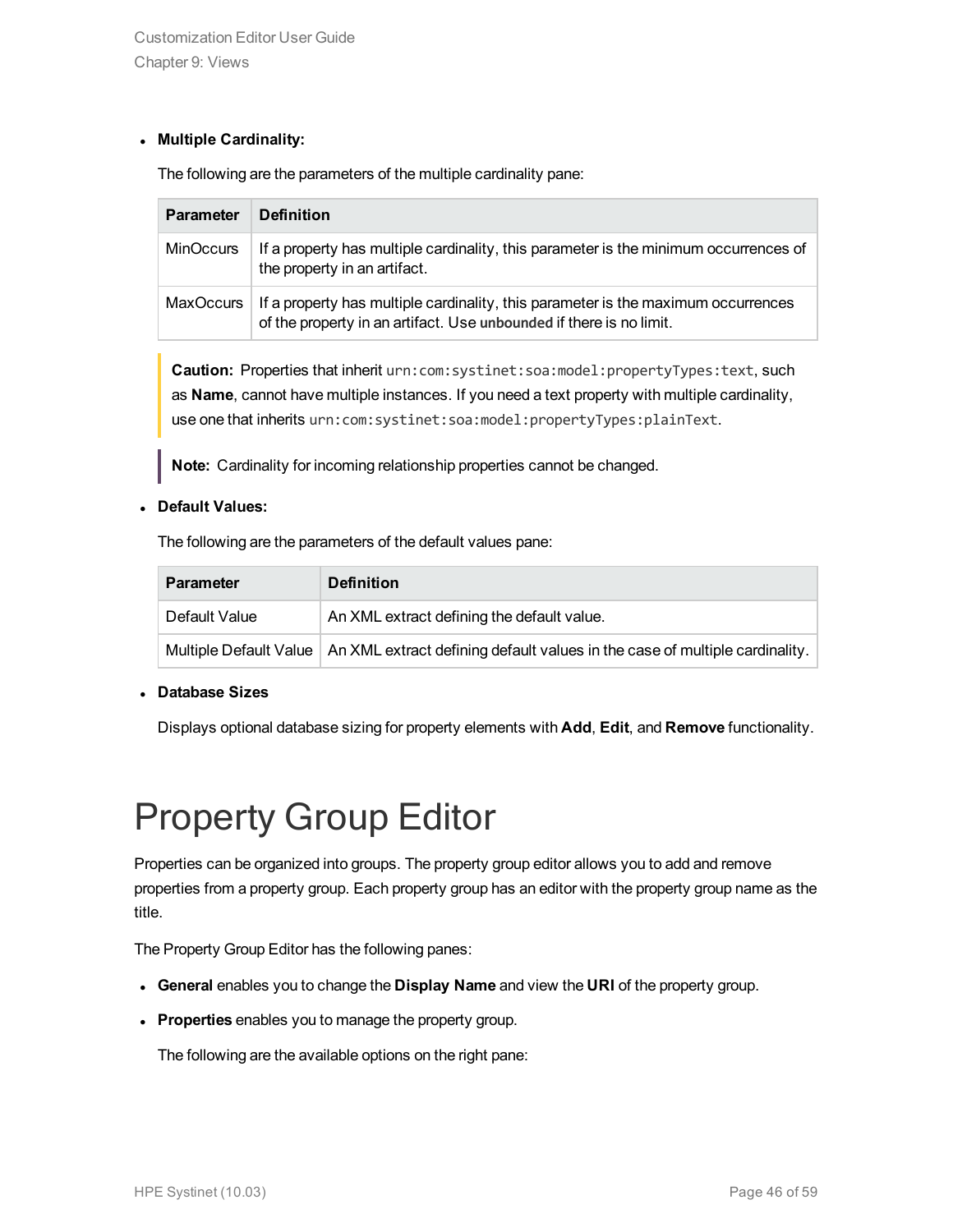- **Multiple Cardinality:**

  The following are the parameters of the multiple cardinality pane:

| Parameter | Definition |
| --- | --- |
| MinOccurs | If a property has multiple cardinality, this parameter is the minimum occurrences of the property in an artifact. |
| MaxOccurs | If a property has multiple cardinality, this parameter is the maximum occurrences of the property in an artifact. Use `unbounded` if there is no limit. |

> **Caution:** Properties that inherit `urn:com:systinet:soa:model:propertyTypes:text`, such as **Name**, cannot have multiple instances. If you need a text property with multiple cardinality, use one that inherits `urn:com:systinet:soa:model:propertyTypes:plainText`.

> **Note:** Cardinality for incoming relationship properties cannot be changed.

- **Default Values:**

  The following are the parameters of the default values pane:

| Parameter | Definition |
| --- | --- |
| Default Value | An XML extract defining the default value. |
| Multiple Default Value | An XML extract defining default values in the case of multiple cardinality. |

- **Database Sizes**

  Displays optional database sizing for property elements with **Add**, **Edit**, and **Remove** functionality.

# Property Group Editor

Properties can be organized into groups. The property group editor allows you to add and remove properties from a property group. Each property group has an editor with the property group name as the title.

The Property Group Editor has the following panes:

- **General** enables you to change the **Display Name** and view the **URI** of the property group.
- **Properties** enables you to manage the property group.

  The following are the available options on the right pane: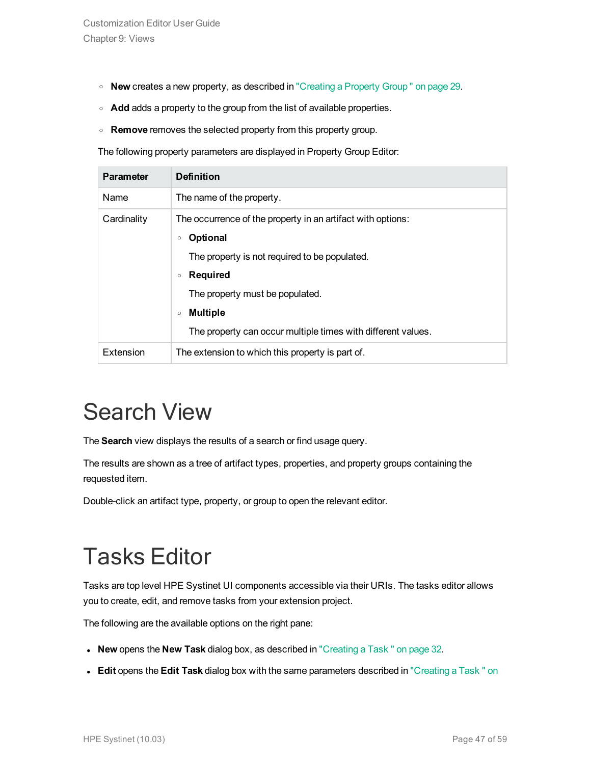- **New** creates a new property, as described in "Creating a Property Group " on page 29.
- **Add** adds a property to the group from the list of available properties.
- **Remove** removes the selected property from this property group.

The following property parameters are displayed in Property Group Editor:

| Parameter | Definition |
|---|---|
| Name | The name of the property. |
| Cardinality | The occurrence of the property in an artifact with options:<br>◦ **Optional**<br>The property is not required to be populated.<br>◦ **Required**<br>The property must be populated.<br>◦ **Multiple**<br>The property can occur multiple times with different values. |
| Extension | The extension to which this property is part of. |

# Search View

The **Search** view displays the results of a search or find usage query.

The results are shown as a tree of artifact types, properties, and property groups containing the requested item.

Double-click an artifact type, property, or group to open the relevant editor.

# Tasks Editor

Tasks are top level HPE Systinet UI components accessible via their URIs. The tasks editor allows you to create, edit, and remove tasks from your extension project.

The following are the available options on the right pane:

- **New** opens the **New Task** dialog box, as described in "Creating a Task " on page 32.
- **Edit** opens the **Edit Task** dialog box with the same parameters described in "Creating a Task " on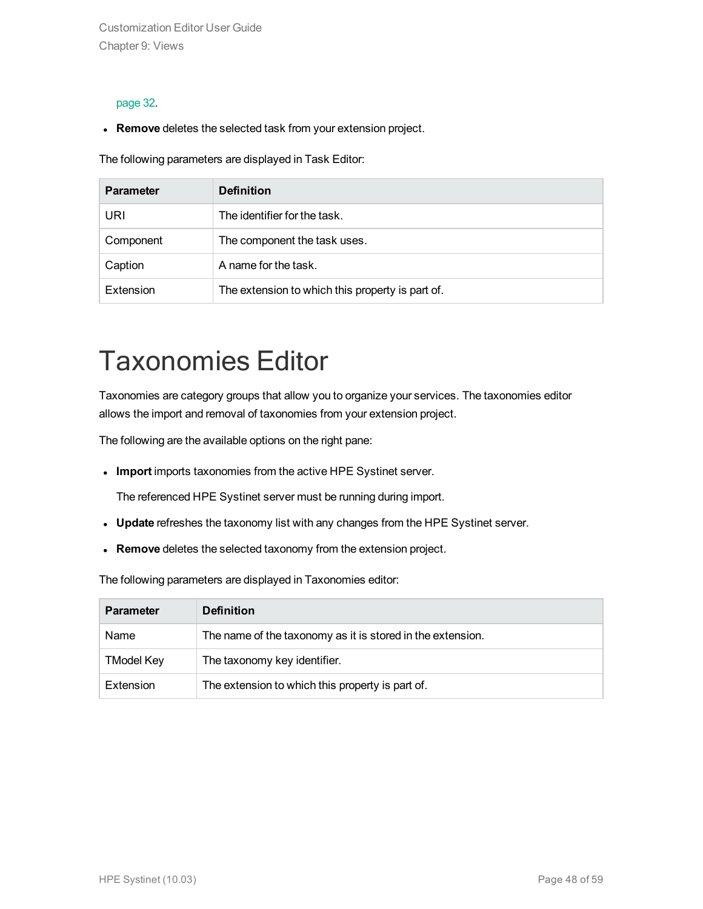page 32.

- **Remove** deletes the selected task from your extension project.

The following parameters are displayed in Task Editor:

| Parameter | Definition |
| --- | --- |
| URI | The identifier for the task. |
| Component | The component the task uses. |
| Caption | A name for the task. |
| Extension | The extension to which this property is part of. |

# Taxonomies Editor

Taxonomies are category groups that allow you to organize your services. The taxonomies editor allows the import and removal of taxonomies from your extension project.

The following are the available options on the right pane:

- **Import** imports taxonomies from the active HPE Systinet server.

  The referenced HPE Systinet server must be running during import.

- **Update** refreshes the taxonomy list with any changes from the HPE Systinet server.
- **Remove** deletes the selected taxonomy from the extension project.

The following parameters are displayed in Taxonomies editor:

| Parameter | Definition |
| --- | --- |
| Name | The name of the taxonomy as it is stored in the extension. |
| TModel Key | The taxonomy key identifier. |
| Extension | The extension to which this property is part of. |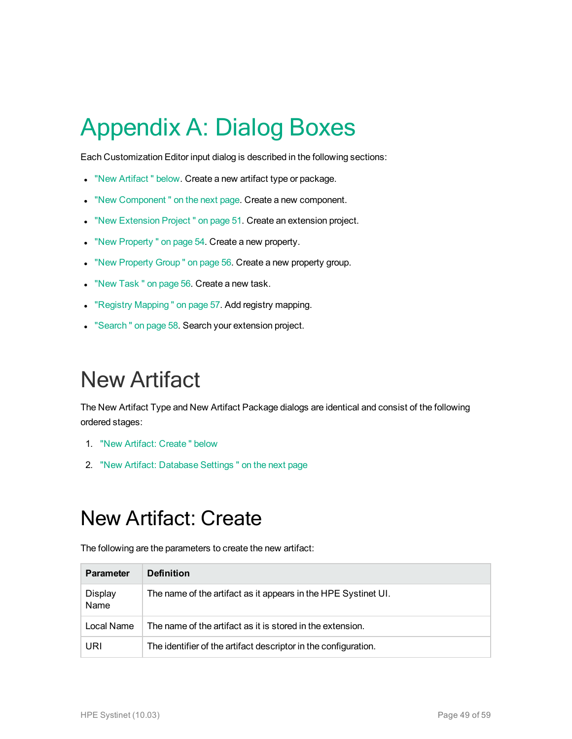# Appendix A: Dialog Boxes

Each Customization Editor input dialog is described in the following sections:

- "New Artifact " below. Create a new artifact type or package.
- "New Component " on the next page. Create a new component.
- "New Extension Project " on page 51. Create an extension project.
- "New Property " on page 54. Create a new property.
- "New Property Group " on page 56. Create a new property group.
- "New Task " on page 56. Create a new task.
- "Registry Mapping " on page 57. Add registry mapping.
- "Search " on page 58. Search your extension project.

## New Artifact

The New Artifact Type and New Artifact Package dialogs are identical and consist of the following ordered stages:

1. "New Artifact: Create " below
2. "New Artifact: Database Settings " on the next page

## New Artifact: Create

The following are the parameters to create the new artifact:

| Parameter | Definition |
| --- | --- |
| Display Name | The name of the artifact as it appears in the HPE Systinet UI. |
| Local Name | The name of the artifact as it is stored in the extension. |
| URI | The identifier of the artifact descriptor in the configuration. |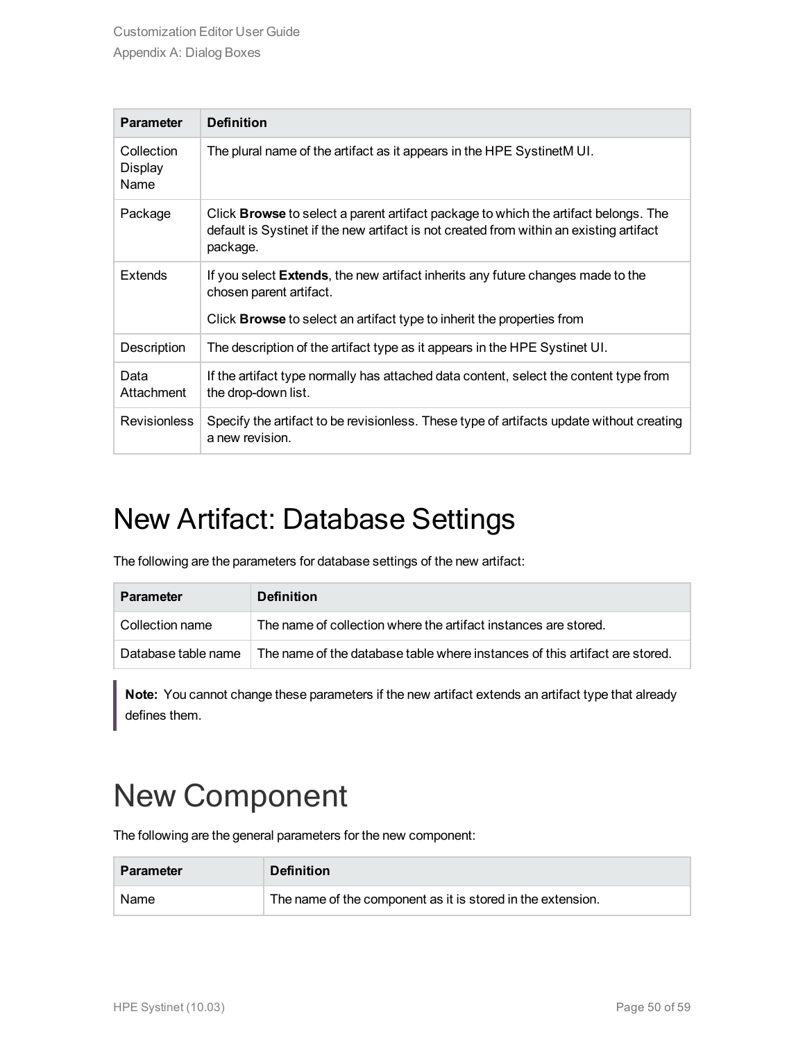| Parameter | Definition |
| --- | --- |
| Collection Display Name | The plural name of the artifact as it appears in the HPE SystinetM UI. |
| Package | Click **Browse** to select a parent artifact package to which the artifact belongs. The default is Systinet if the new artifact is not created from within an existing artifact package. |
| Extends | If you select **Extends**, the new artifact inherits any future changes made to the chosen parent artifact.<br><br>Click **Browse** to select an artifact type to inherit the properties from |
| Description | The description of the artifact type as it appears in the HPE Systinet UI. |
| Data Attachment | If the artifact type normally has attached data content, select the content type from the drop-down list. |
| Revisionless | Specify the artifact to be revisionless. These type of artifacts update without creating a new revision. |

# New Artifact: Database Settings

The following are the parameters for database settings of the new artifact:

| Parameter | Definition |
| --- | --- |
| Collection name | The name of collection where the artifact instances are stored. |
| Database table name | The name of the database table where instances of this artifact are stored. |

> **Note:** You cannot change these parameters if the new artifact extends an artifact type that already defines them.

# New Component

The following are the general parameters for the new component:

| Parameter | Definition |
| --- | --- |
| Name | The name of the component as it is stored in the extension. |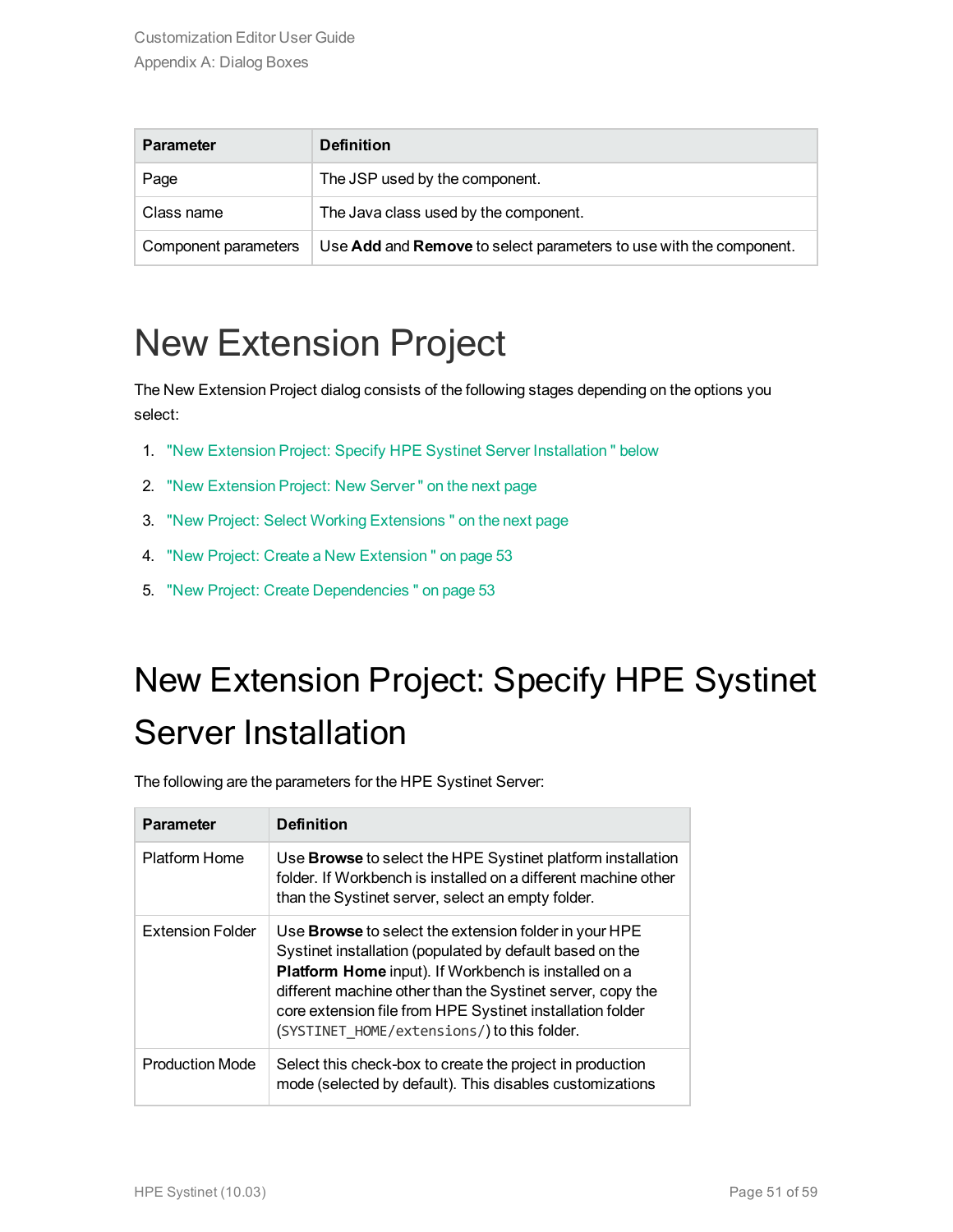| Parameter | Definition |
|---|---|
| Page | The JSP used by the component. |
| Class name | The Java class used by the component. |
| Component parameters | Use **Add** and **Remove** to select parameters to use with the component. |

# New Extension Project

The New Extension Project dialog consists of the following stages depending on the options you select:

1. "New Extension Project: Specify HPE Systinet Server Installation " below
2. "New Extension Project: New Server " on the next page
3. "New Project: Select Working Extensions " on the next page
4. "New Project: Create a New Extension " on page 53
5. "New Project: Create Dependencies " on page 53

# New Extension Project: Specify HPE Systinet Server Installation

The following are the parameters for the HPE Systinet Server:

| Parameter | Definition |
|---|---|
| Platform Home | Use **Browse** to select the HPE Systinet platform installation folder. If Workbench is installed on a different machine other than the Systinet server, select an empty folder. |
| Extension Folder | Use **Browse** to select the extension folder in your HPE Systinet installation (populated by default based on the **Platform Home** input). If Workbench is installed on a different machine other than the Systinet server, copy the core extension file from HPE Systinet installation folder (`SYSTINET_HOME/extensions/`) to this folder. |
| Production Mode | Select this check-box to create the project in production mode (selected by default). This disables customizations |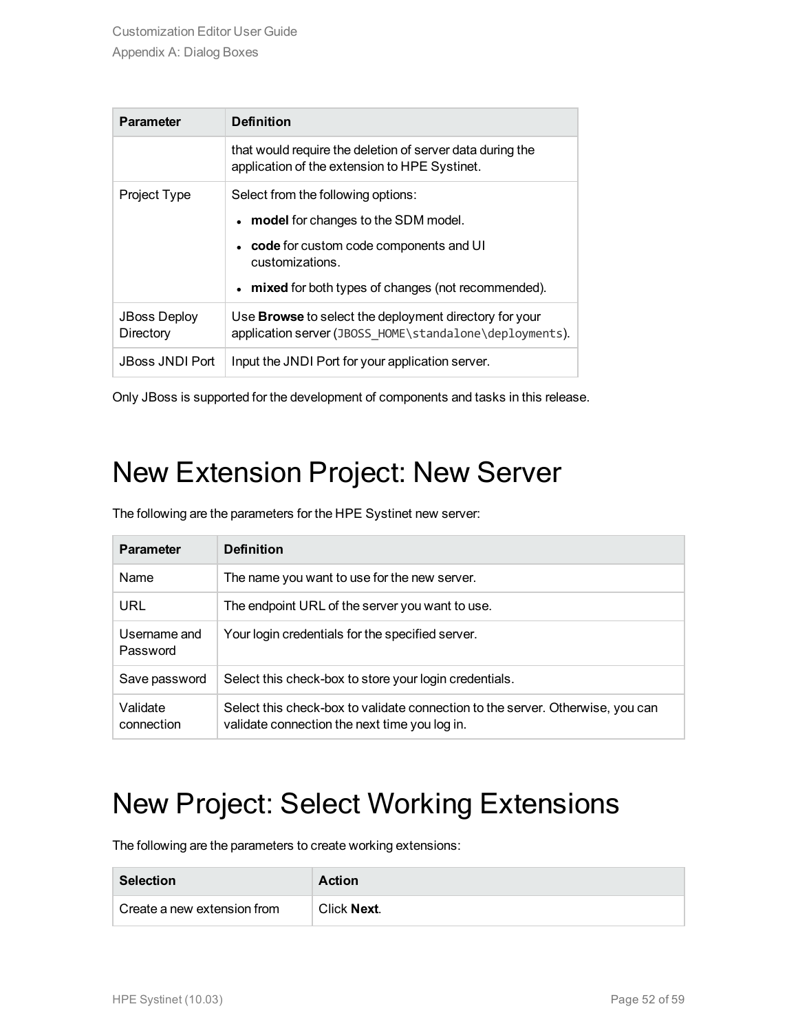| Parameter | Definition |
| --- | --- |
| | that would require the deletion of server data during the application of the extension to HPE Systinet. |
| Project Type | Select from the following options:<br>• **model** for changes to the SDM model.<br>• **code** for custom code components and UI customizations.<br>• **mixed** for both types of changes (not recommended). |
| JBoss Deploy Directory | Use **Browse** to select the deployment directory for your application server (`JBOSS_HOME\standalone\deployments`). |
| JBoss JNDI Port | Input the JNDI Port for your application server. |

Only JBoss is supported for the development of components and tasks in this release.

# New Extension Project: New Server

The following are the parameters for the HPE Systinet new server:

| Parameter | Definition |
| --- | --- |
| Name | The name you want to use for the new server. |
| URL | The endpoint URL of the server you want to use. |
| Username and Password | Your login credentials for the specified server. |
| Save password | Select this check-box to store your login credentials. |
| Validate connection | Select this check-box to validate connection to the server. Otherwise, you can validate connection the next time you log in. |

# New Project: Select Working Extensions

The following are the parameters to create working extensions:

| Selection | Action |
| --- | --- |
| Create a new extension from | Click **Next**. |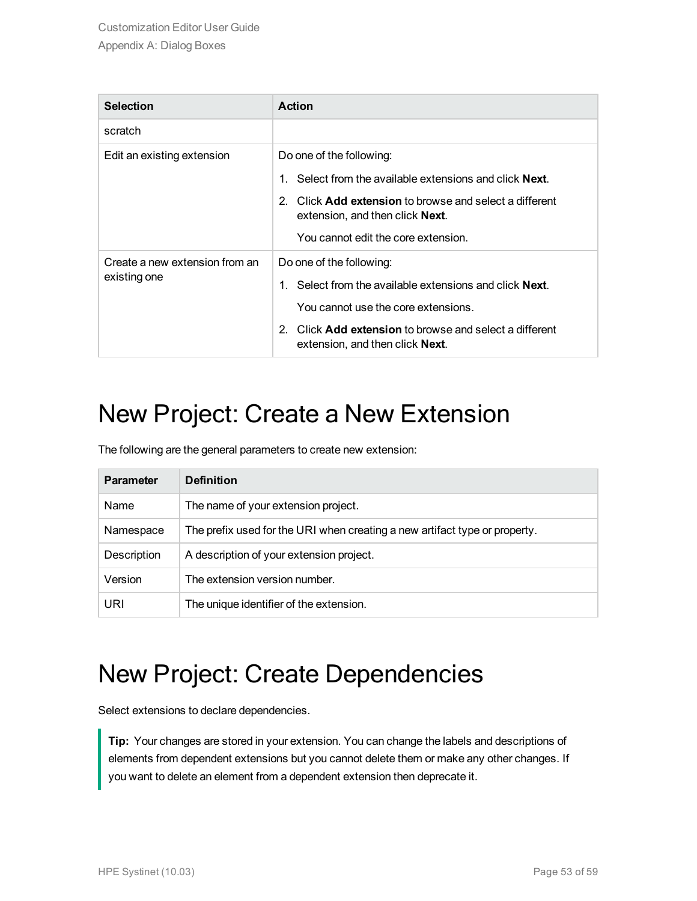| Selection | Action |
| --- | --- |
| scratch | |
| Edit an existing extension | Do one of the following:<br>1. Select from the available extensions and click **Next**.<br>2. Click **Add extension** to browse and select a different extension, and then click **Next**.<br>You cannot edit the core extension. |
| Create a new extension from an existing one | Do one of the following:<br>1. Select from the available extensions and click **Next**.<br>You cannot use the core extensions.<br>2. Click **Add extension** to browse and select a different extension, and then click **Next**. |

# New Project: Create a New Extension

The following are the general parameters to create new extension:

| Parameter | Definition |
| --- | --- |
| Name | The name of your extension project. |
| Namespace | The prefix used for the URI when creating a new artifact type or property. |
| Description | A description of your extension project. |
| Version | The extension version number. |
| URI | The unique identifier of the extension. |

# New Project: Create Dependencies

Select extensions to declare dependencies.

> **Tip:** Your changes are stored in your extension. You can change the labels and descriptions of elements from dependent extensions but you cannot delete them or make any other changes. If you want to delete an element from a dependent extension then deprecate it.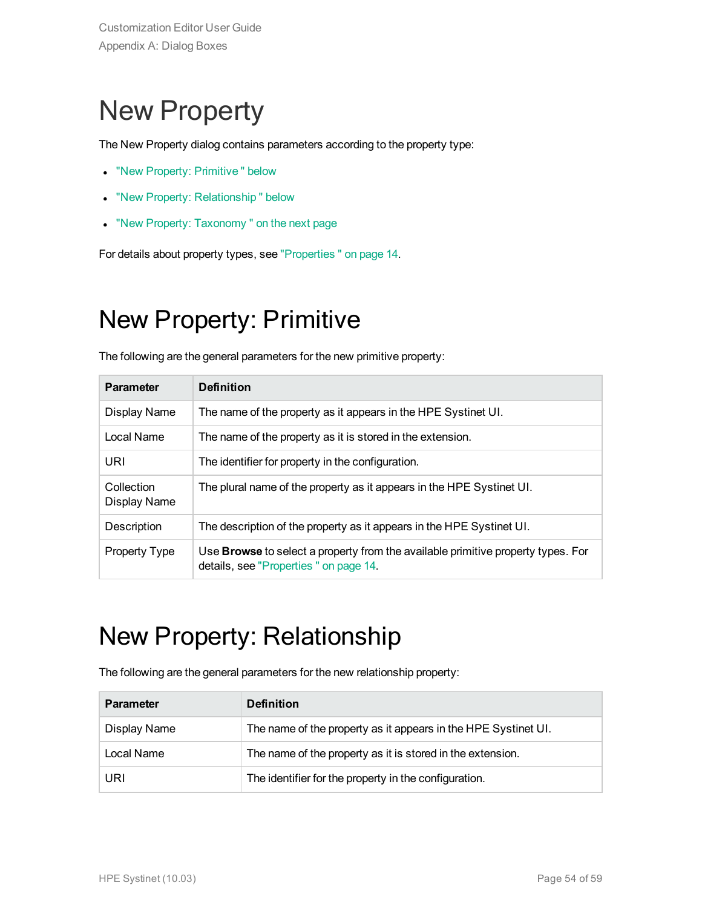# New Property

The New Property dialog contains parameters according to the property type:

- "New Property: Primitive " below
- "New Property: Relationship " below
- "New Property: Taxonomy " on the next page

For details about property types, see "Properties " on page 14.

## New Property: Primitive

The following are the general parameters for the new primitive property:

| Parameter | Definition |
| --- | --- |
| Display Name | The name of the property as it appears in the HPE Systinet UI. |
| Local Name | The name of the property as it is stored in the extension. |
| URI | The identifier for property in the configuration. |
| Collection Display Name | The plural name of the property as it appears in the HPE Systinet UI. |
| Description | The description of the property as it appears in the HPE Systinet UI. |
| Property Type | Use **Browse** to select a property from the available primitive property types. For details, see "Properties " on page 14. |

## New Property: Relationship

The following are the general parameters for the new relationship property:

| Parameter | Definition |
| --- | --- |
| Display Name | The name of the property as it appears in the HPE Systinet UI. |
| Local Name | The name of the property as it is stored in the extension. |
| URI | The identifier for the property in the configuration. |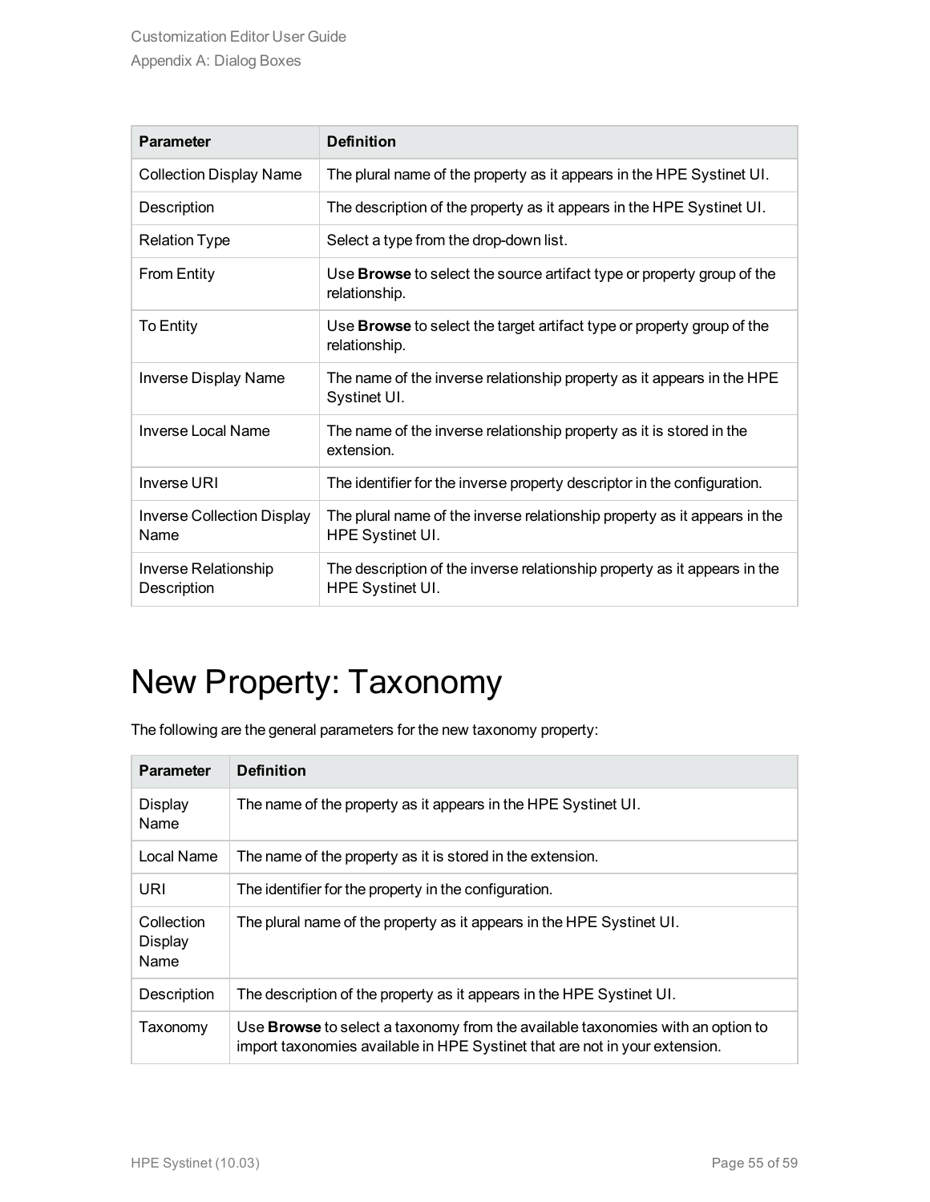| Parameter | Definition |
| --- | --- |
| Collection Display Name | The plural name of the property as it appears in the HPE Systinet UI. |
| Description | The description of the property as it appears in the HPE Systinet UI. |
| Relation Type | Select a type from the drop-down list. |
| From Entity | Use **Browse** to select the source artifact type or property group of the relationship. |
| To Entity | Use **Browse** to select the target artifact type or property group of the relationship. |
| Inverse Display Name | The name of the inverse relationship property as it appears in the HPE Systinet UI. |
| Inverse Local Name | The name of the inverse relationship property as it is stored in the extension. |
| Inverse URI | The identifier for the inverse property descriptor in the configuration. |
| Inverse Collection Display Name | The plural name of the inverse relationship property as it appears in the HPE Systinet UI. |
| Inverse Relationship Description | The description of the inverse relationship property as it appears in the HPE Systinet UI. |

# New Property: Taxonomy

The following are the general parameters for the new taxonomy property:

| Parameter | Definition |
| --- | --- |
| Display Name | The name of the property as it appears in the HPE Systinet UI. |
| Local Name | The name of the property as it is stored in the extension. |
| URI | The identifier for the property in the configuration. |
| Collection Display Name | The plural name of the property as it appears in the HPE Systinet UI. |
| Description | The description of the property as it appears in the HPE Systinet UI. |
| Taxonomy | Use **Browse** to select a taxonomy from the available taxonomies with an option to import taxonomies available in HPE Systinet that are not in your extension. |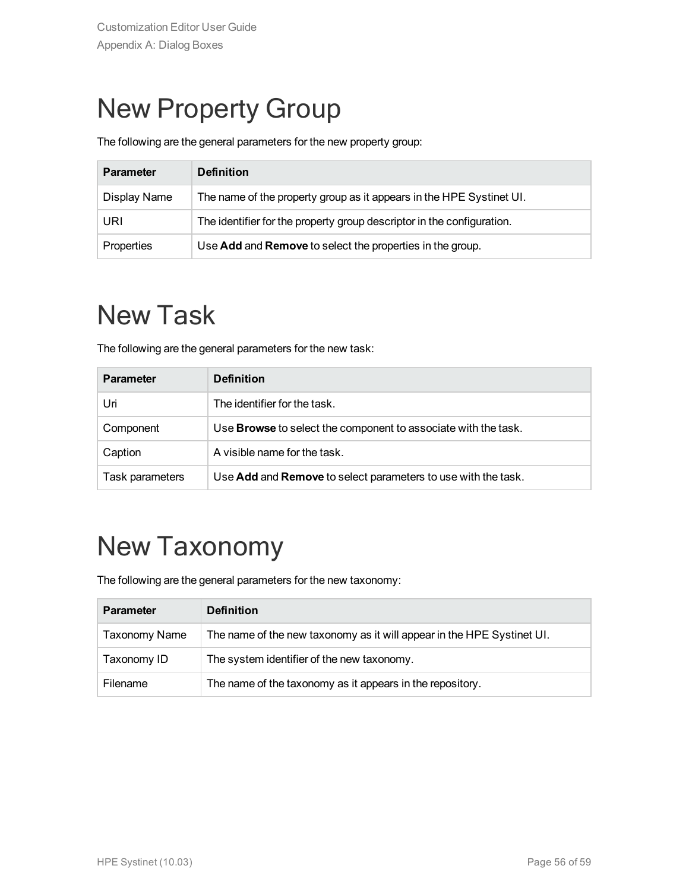# New Property Group

The following are the general parameters for the new property group:

| Parameter | Definition |
| --- | --- |
| Display Name | The name of the property group as it appears in the HPE Systinet UI. |
| URI | The identifier for the property group descriptor in the configuration. |
| Properties | Use **Add** and **Remove** to select the properties in the group. |

# New Task

The following are the general parameters for the new task:

| Parameter | Definition |
| --- | --- |
| Uri | The identifier for the task. |
| Component | Use **Browse** to select the component to associate with the task. |
| Caption | A visible name for the task. |
| Task parameters | Use **Add** and **Remove** to select parameters to use with the task. |

# New Taxonomy

The following are the general parameters for the new taxonomy:

| Parameter | Definition |
| --- | --- |
| Taxonomy Name | The name of the new taxonomy as it will appear in the HPE Systinet UI. |
| Taxonomy ID | The system identifier of the new taxonomy. |
| Filename | The name of the taxonomy as it appears in the repository. |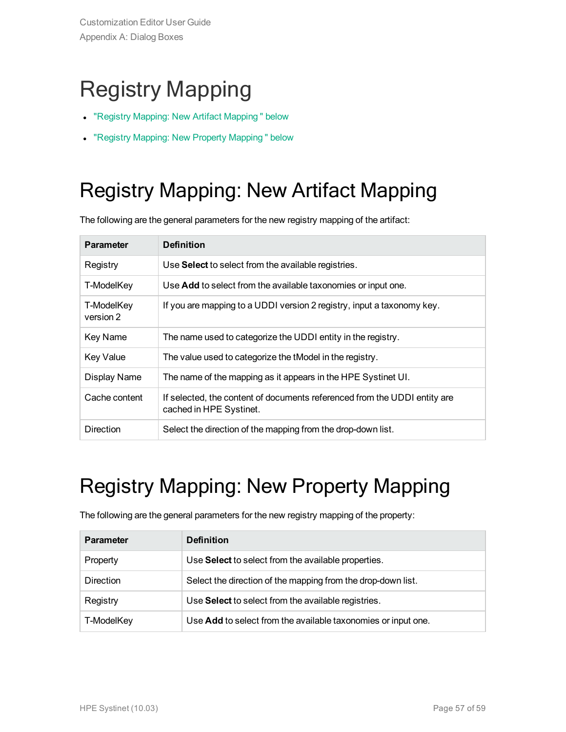# Registry Mapping

- "Registry Mapping: New Artifact Mapping " below
- "Registry Mapping: New Property Mapping " below

## Registry Mapping: New Artifact Mapping

The following are the general parameters for the new registry mapping of the artifact:

| Parameter | Definition |
|---|---|
| Registry | Use **Select** to select from the available registries. |
| T-ModelKey | Use **Add** to select from the available taxonomies or input one. |
| T-ModelKey version 2 | If you are mapping to a UDDI version 2 registry, input a taxonomy key. |
| Key Name | The name used to categorize the UDDI entity in the registry. |
| Key Value | The value used to categorize the tModel in the registry. |
| Display Name | The name of the mapping as it appears in the HPE Systinet UI. |
| Cache content | If selected, the content of documents referenced from the UDDI entity are cached in HPE Systinet. |
| Direction | Select the direction of the mapping from the drop-down list. |

## Registry Mapping: New Property Mapping

The following are the general parameters for the new registry mapping of the property:

| Parameter | Definition |
|---|---|
| Property | Use **Select** to select from the available properties. |
| Direction | Select the direction of the mapping from the drop-down list. |
| Registry | Use **Select** to select from the available registries. |
| T-ModelKey | Use **Add** to select from the available taxonomies or input one. |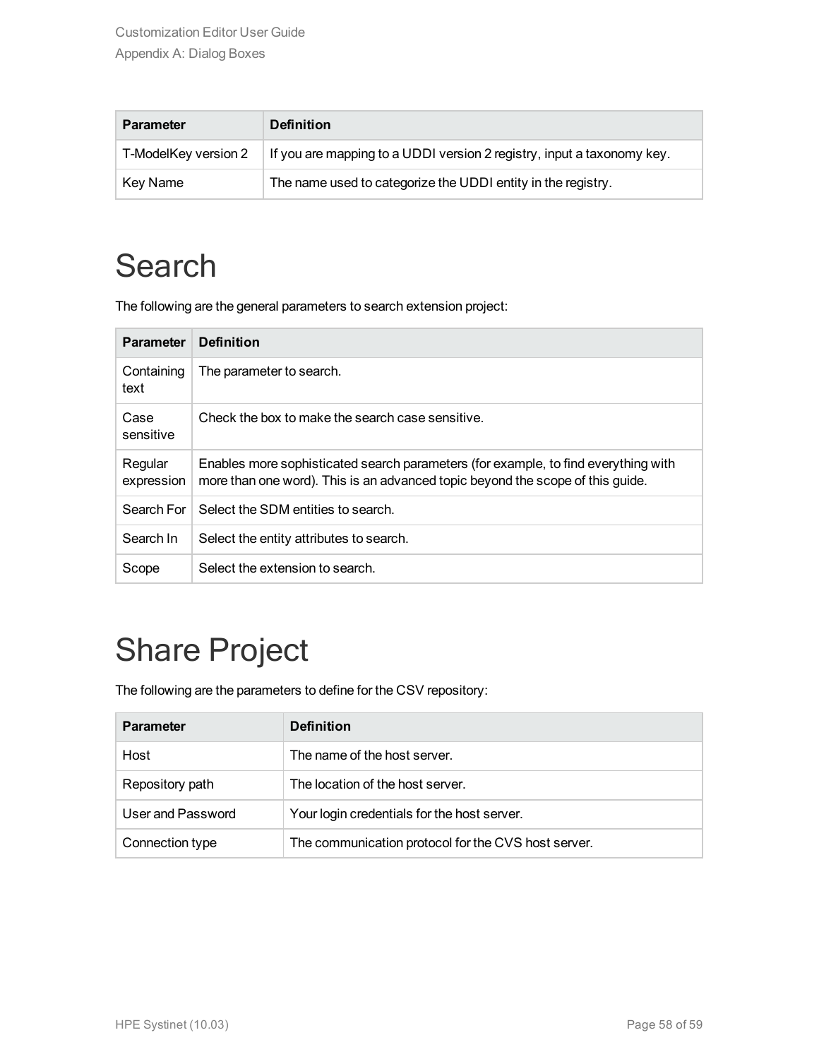| Parameter | Definition |
| --- | --- |
| T-ModelKey version 2 | If you are mapping to a UDDI version 2 registry, input a taxonomy key. |
| Key Name | The name used to categorize the UDDI entity in the registry. |

# Search

The following are the general parameters to search extension project:

| Parameter | Definition |
| --- | --- |
| Containing text | The parameter to search. |
| Case sensitive | Check the box to make the search case sensitive. |
| Regular expression | Enables more sophisticated search parameters (for example, to find everything with more than one word). This is an advanced topic beyond the scope of this guide. |
| Search For | Select the SDM entities to search. |
| Search In | Select the entity attributes to search. |
| Scope | Select the extension to search. |

# Share Project

The following are the parameters to define for the CSV repository:

| Parameter | Definition |
| --- | --- |
| Host | The name of the host server. |
| Repository path | The location of the host server. |
| User and Password | Your login credentials for the host server. |
| Connection type | The communication protocol for the CVS host server. |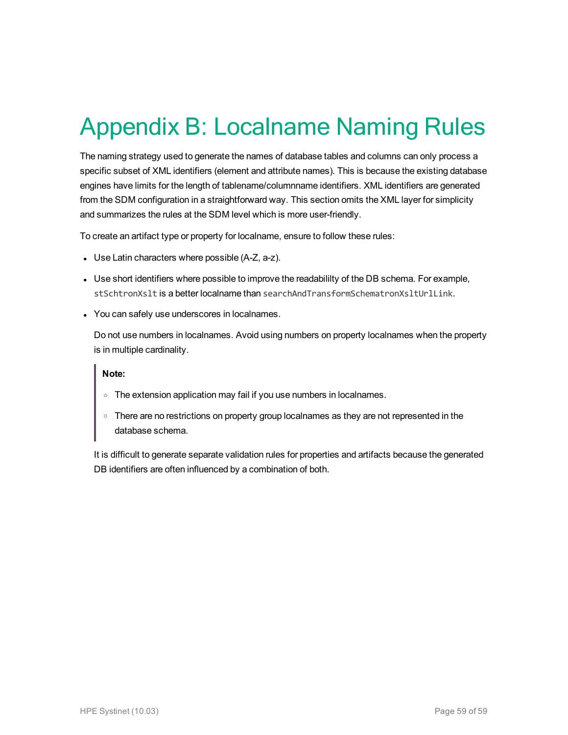# Appendix B: Localname Naming Rules

The naming strategy used to generate the names of database tables and columns can only process a specific subset of XML identifiers (element and attribute names). This is because the existing database engines have limits for the length of tablename/columnname identifiers. XML identifiers are generated from the SDM configuration in a straightforward way. This section omits the XML layer for simplicity and summarizes the rules at the SDM level which is more user-friendly.

To create an artifact type or property for localname, ensure to follow these rules:

- Use Latin characters where possible (A-Z, a-z).
- Use short identifiers where possible to improve the readabililty of the DB schema. For example, `stSchtronXslt` is a better localname than `searchAndTransformSchematronXsltUrlLink`.
- You can safely use underscores in localnames.

  Do not use numbers in localnames. Avoid using numbers on property localnames when the property is in multiple cardinality.

  > **Note:**
  >
  > - The extension application may fail if you use numbers in localnames.
  > - There are no restrictions on property group localnames as they are not represented in the database schema.

  It is difficult to generate separate validation rules for properties and artifacts because the generated DB identifiers are often influenced by a combination of both.